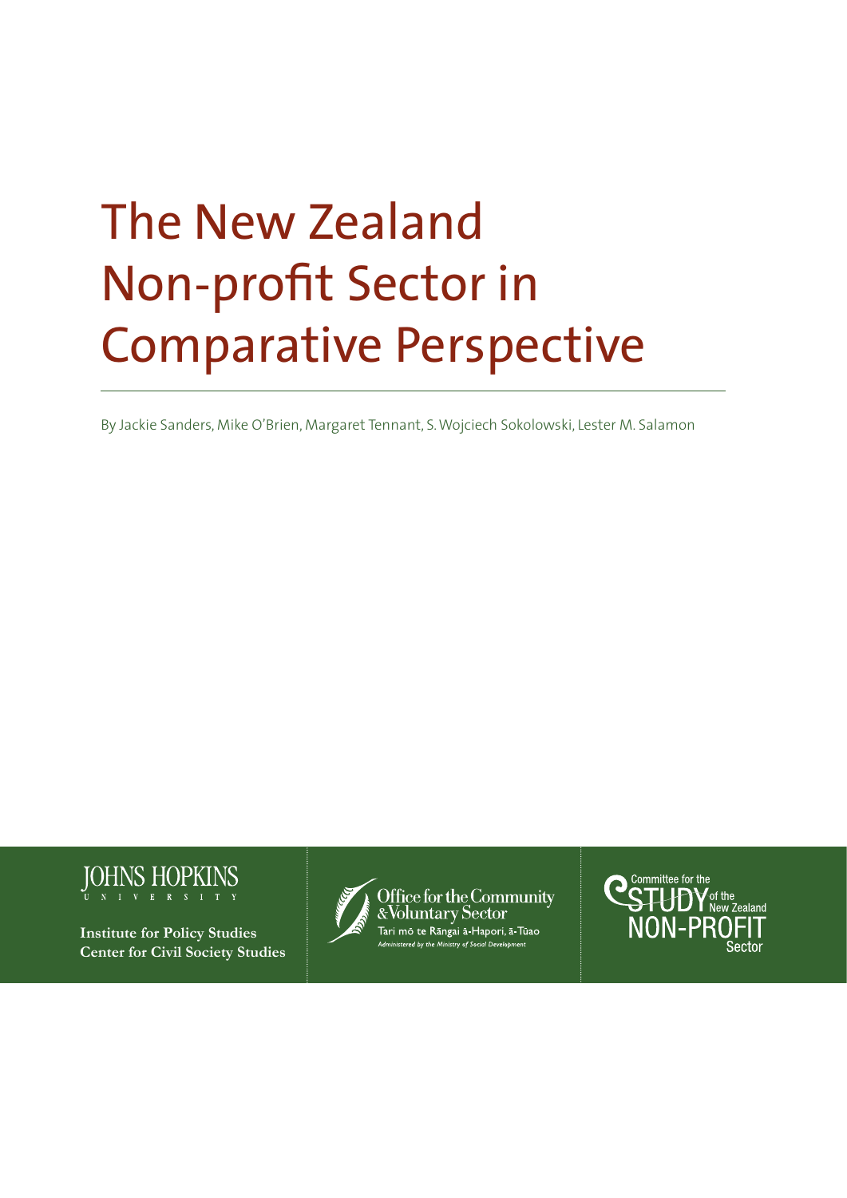# The New Zealand Non-profit Sector in Comparative Perspective

By Jackie Sanders, Mike O'Brien, Margaret Tennant, S. Wojciech Sokolowski, Lester M. Salamon

JOHNS HOPKINS UNIVERSITY

**Institute for Policy Studies**
**Center for Civil Society Studies**

Office for the Community & Voluntary Sector
Tari mō te Rāngai ā-Hapori, ā-Tūao
*Administered by the Ministry of Social Development*

Committee for the STUDY of the New Zealand NON-PROFIT Sector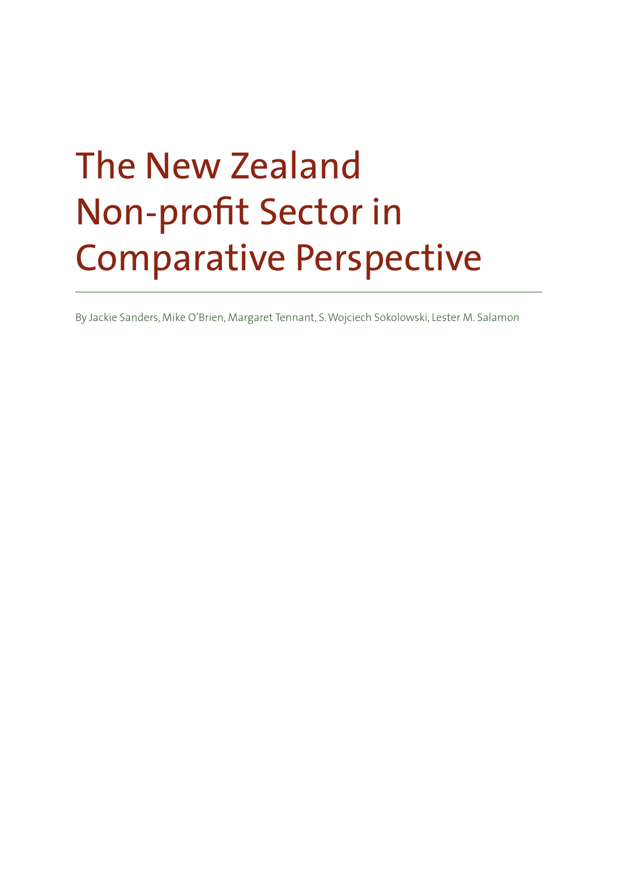# The New Zealand Non-profit Sector in Comparative Perspective

By Jackie Sanders, Mike O'Brien, Margaret Tennant, S. Wojciech Sokolowski, Lester M. Salamon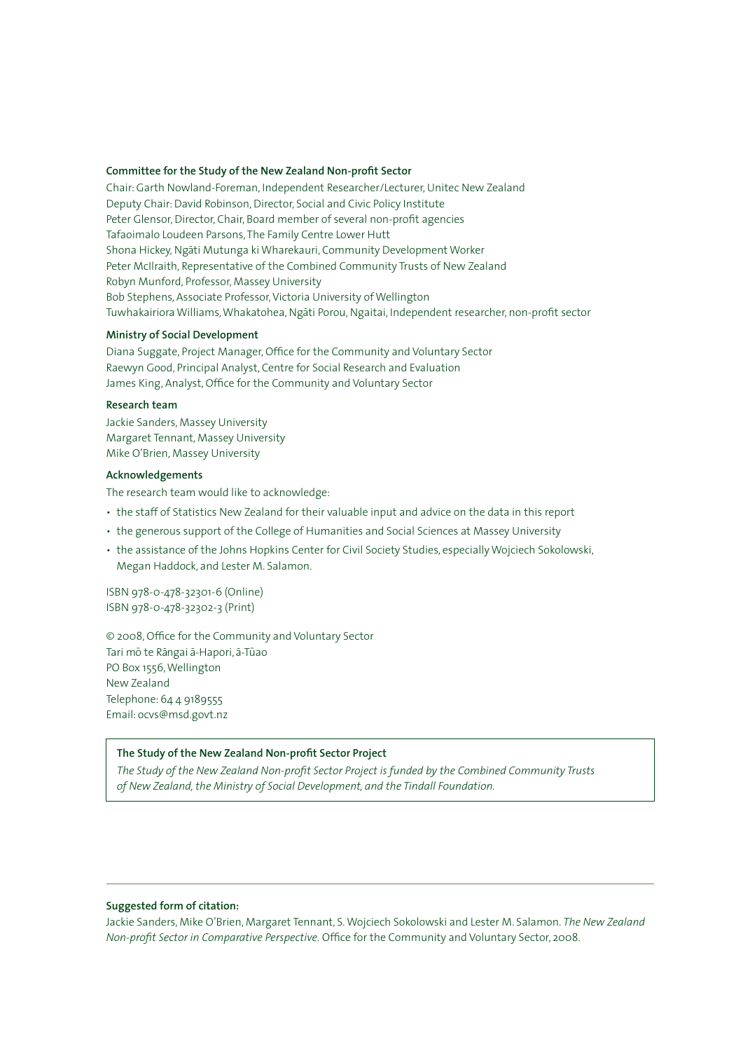**Committee for the Study of the New Zealand Non-profit Sector**

Chair: Garth Nowland-Foreman, Independent Researcher/Lecturer, Unitec New Zealand
Deputy Chair: David Robinson, Director, Social and Civic Policy Institute
Peter Glensor, Director, Chair, Board member of several non-profit agencies
Tafaoimalo Loudeen Parsons, The Family Centre Lower Hutt
Shona Hickey, Ngāti Mutunga ki Wharekauri, Community Development Worker
Peter McIlraith, Representative of the Combined Community Trusts of New Zealand
Robyn Munford, Professor, Massey University
Bob Stephens, Associate Professor, Victoria University of Wellington
Tuwhakairiora Williams, Whakatohea, Ngāti Porou, Ngaitai, Independent researcher, non-profit sector

**Ministry of Social Development**

Diana Suggate, Project Manager, Office for the Community and Voluntary Sector
Raewyn Good, Principal Analyst, Centre for Social Research and Evaluation
James King, Analyst, Office for the Community and Voluntary Sector

**Research team**

Jackie Sanders, Massey University
Margaret Tennant, Massey University
Mike O'Brien, Massey University

**Acknowledgements**

The research team would like to acknowledge:

- the staff of Statistics New Zealand for their valuable input and advice on the data in this report
- the generous support of the College of Humanities and Social Sciences at Massey University
- the assistance of the Johns Hopkins Center for Civil Society Studies, especially Wojciech Sokolowski, Megan Haddock, and Lester M. Salamon.

ISBN 978-0-478-32301-6 (Online)
ISBN 978-0-478-32302-3 (Print)

© 2008, Office for the Community and Voluntary Sector
Tari mō te Rāngai ā-Hapori, ā-Tūao
PO Box 1556, Wellington
New Zealand
Telephone: 64 4 9189555
Email: ocvs@msd.govt.nz

**The Study of the New Zealand Non-profit Sector Project**

*The Study of the New Zealand Non-profit Sector Project is funded by the Combined Community Trusts of New Zealand, the Ministry of Social Development, and the Tindall Foundation.*

---

**Suggested form of citation:**

Jackie Sanders, Mike O'Brien, Margaret Tennant, S. Wojciech Sokolowski and Lester M. Salamon. *The New Zealand Non-profit Sector in Comparative Perspective.* Office for the Community and Voluntary Sector, 2008.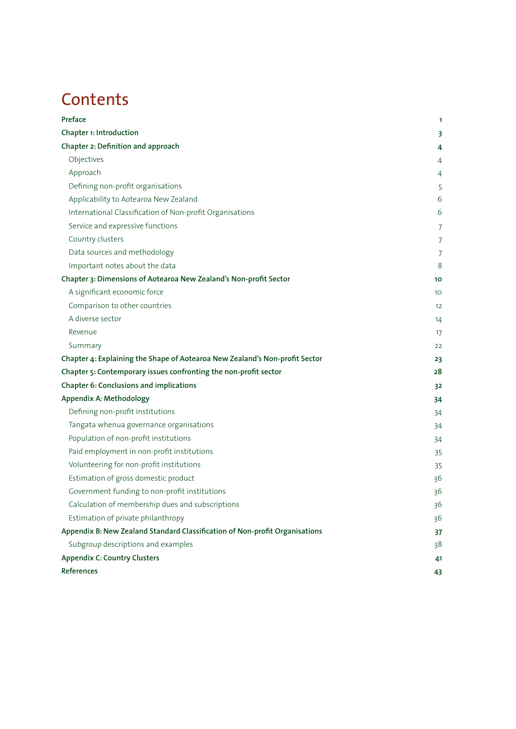# Contents

| | |
|---|---|
| **Preface** | **1** |
| **Chapter 1: Introduction** | **3** |
| **Chapter 2: Definition and approach** | **4** |
| Objectives | 4 |
| Approach | 4 |
| Defining non-profit organisations | 5 |
| Applicability to Aotearoa New Zealand | 6 |
| International Classification of Non-profit Organisations | 6 |
| Service and expressive functions | 7 |
| Country clusters | 7 |
| Data sources and methodology | 7 |
| Important notes about the data | 8 |
| **Chapter 3: Dimensions of Aotearoa New Zealand's Non-profit Sector** | **10** |
| A significant economic force | 10 |
| Comparison to other countries | 12 |
| A diverse sector | 14 |
| Revenue | 17 |
| Summary | 22 |
| **Chapter 4: Explaining the Shape of Aotearoa New Zealand's Non-profit Sector** | **23** |
| **Chapter 5: Contemporary issues confronting the non-profit sector** | **28** |
| **Chapter 6: Conclusions and implications** | **32** |
| **Appendix A: Methodology** | **34** |
| Defining non-profit institutions | 34 |
| Tangata whenua governance organisations | 34 |
| Population of non-profit institutions | 34 |
| Paid employment in non-profit institutions | 35 |
| Volunteering for non-profit institutions | 35 |
| Estimation of gross domestic product | 36 |
| Government funding to non-profit institutions | 36 |
| Calculation of membership dues and subscriptions | 36 |
| Estimation of private philanthropy | 36 |
| **Appendix B: New Zealand Standard Classification of Non-profit Organisations** | **37** |
| Subgroup descriptions and examples | 38 |
| **Appendix C: Country Clusters** | **41** |
| **References** | **43** |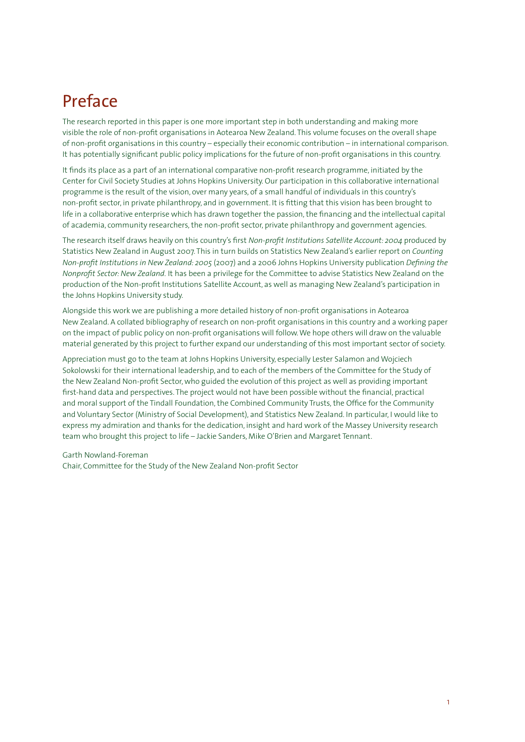# Preface

The research reported in this paper is one more important step in both understanding and making more visible the role of non-profit organisations in Aotearoa New Zealand. This volume focuses on the overall shape of non-profit organisations in this country – especially their economic contribution – in international comparison. It has potentially significant public policy implications for the future of non-profit organisations in this country.

It finds its place as a part of an international comparative non-profit research programme, initiated by the Center for Civil Society Studies at Johns Hopkins University. Our participation in this collaborative international programme is the result of the vision, over many years, of a small handful of individuals in this country's non-profit sector, in private philanthropy, and in government. It is fitting that this vision has been brought to life in a collaborative enterprise which has drawn together the passion, the financing and the intellectual capital of academia, community researchers, the non-profit sector, private philanthropy and government agencies.

The research itself draws heavily on this country's first *Non-profit Institutions Satellite Account: 2004* produced by Statistics New Zealand in August 2007. This in turn builds on Statistics New Zealand's earlier report on *Counting Non-profit Institutions in New Zealand: 2005* (2007) and a 2006 Johns Hopkins University publication *Defining the Nonprofit Sector: New Zealand.* It has been a privilege for the Committee to advise Statistics New Zealand on the production of the Non-profit Institutions Satellite Account, as well as managing New Zealand's participation in the Johns Hopkins University study.

Alongside this work we are publishing a more detailed history of non-profit organisations in Aotearoa New Zealand. A collated bibliography of research on non-profit organisations in this country and a working paper on the impact of public policy on non-profit organisations will follow. We hope others will draw on the valuable material generated by this project to further expand our understanding of this most important sector of society.

Appreciation must go to the team at Johns Hopkins University, especially Lester Salamon and Wojciech Sokolowski for their international leadership, and to each of the members of the Committee for the Study of the New Zealand Non-profit Sector, who guided the evolution of this project as well as providing important first-hand data and perspectives. The project would not have been possible without the financial, practical and moral support of the Tindall Foundation, the Combined Community Trusts, the Office for the Community and Voluntary Sector (Ministry of Social Development), and Statistics New Zealand. In particular, I would like to express my admiration and thanks for the dedication, insight and hard work of the Massey University research team who brought this project to life – Jackie Sanders, Mike O'Brien and Margaret Tennant.

Garth Nowland-Foreman
Chair, Committee for the Study of the New Zealand Non-profit Sector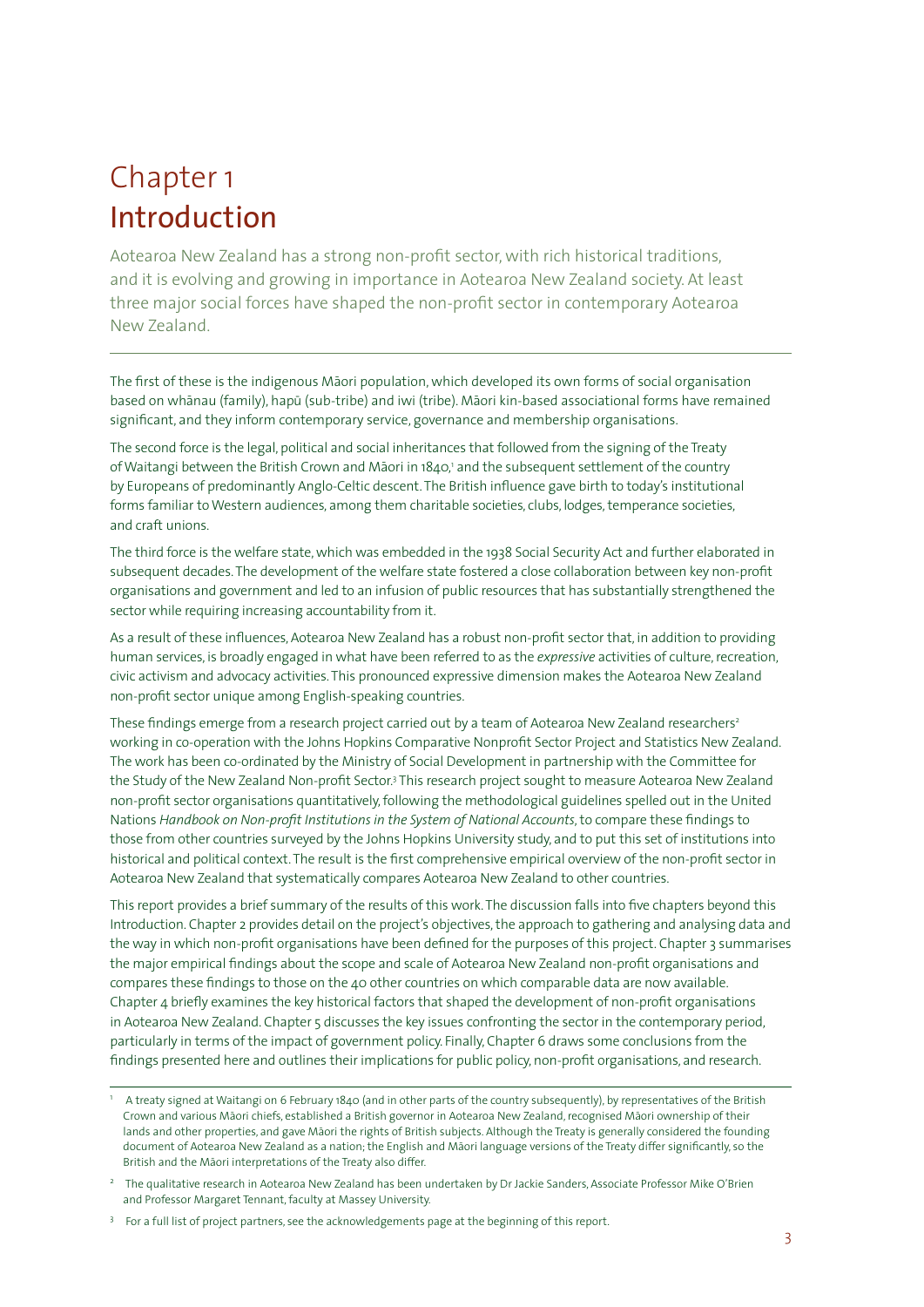# Chapter 1
# Introduction

Aotearoa New Zealand has a strong non-profit sector, with rich historical traditions, and it is evolving and growing in importance in Aotearoa New Zealand society. At least three major social forces have shaped the non-profit sector in contemporary Aotearoa New Zealand.

---

The first of these is the indigenous Māori population, which developed its own forms of social organisation based on whānau (family), hapū (sub-tribe) and iwi (tribe). Māori kin-based associational forms have remained significant, and they inform contemporary service, governance and membership organisations.

The second force is the legal, political and social inheritances that followed from the signing of the Treaty of Waitangi between the British Crown and Māori in 1840,[1] and the subsequent settlement of the country by Europeans of predominantly Anglo-Celtic descent. The British influence gave birth to today's institutional forms familiar to Western audiences, among them charitable societies, clubs, lodges, temperance societies, and craft unions.

The third force is the welfare state, which was embedded in the 1938 Social Security Act and further elaborated in subsequent decades. The development of the welfare state fostered a close collaboration between key non-profit organisations and government and led to an infusion of public resources that has substantially strengthened the sector while requiring increasing accountability from it.

As a result of these influences, Aotearoa New Zealand has a robust non-profit sector that, in addition to providing human services, is broadly engaged in what have been referred to as the *expressive* activities of culture, recreation, civic activism and advocacy activities. This pronounced expressive dimension makes the Aotearoa New Zealand non-profit sector unique among English-speaking countries.

These findings emerge from a research project carried out by a team of Aotearoa New Zealand researchers[2] working in co-operation with the Johns Hopkins Comparative Nonprofit Sector Project and Statistics New Zealand. The work has been co-ordinated by the Ministry of Social Development in partnership with the Committee for the Study of the New Zealand Non-profit Sector.[3] This research project sought to measure Aotearoa New Zealand non-profit sector organisations quantitatively, following the methodological guidelines spelled out in the United Nations *Handbook on Non-profit Institutions in the System of National Accounts*, to compare these findings to those from other countries surveyed by the Johns Hopkins University study, and to put this set of institutions into historical and political context. The result is the first comprehensive empirical overview of the non-profit sector in Aotearoa New Zealand that systematically compares Aotearoa New Zealand to other countries.

This report provides a brief summary of the results of this work. The discussion falls into five chapters beyond this Introduction. Chapter 2 provides detail on the project's objectives, the approach to gathering and analysing data and the way in which non-profit organisations have been defined for the purposes of this project. Chapter 3 summarises the major empirical findings about the scope and scale of Aotearoa New Zealand non-profit organisations and compares these findings to those on the 40 other countries on which comparable data are now available. Chapter 4 briefly examines the key historical factors that shaped the development of non-profit organisations in Aotearoa New Zealand. Chapter 5 discusses the key issues confronting the sector in the contemporary period, particularly in terms of the impact of government policy. Finally, Chapter 6 draws some conclusions from the findings presented here and outlines their implications for public policy, non-profit organisations, and research.

---

[1] A treaty signed at Waitangi on 6 February 1840 (and in other parts of the country subsequently), by representatives of the British Crown and various Māori chiefs, established a British governor in Aotearoa New Zealand, recognised Māori ownership of their lands and other properties, and gave Māori the rights of British subjects. Although the Treaty is generally considered the founding document of Aotearoa New Zealand as a nation; the English and Māori language versions of the Treaty differ significantly, so the British and the Māori interpretations of the Treaty also differ.

[2] The qualitative research in Aotearoa New Zealand has been undertaken by Dr Jackie Sanders, Associate Professor Mike O'Brien and Professor Margaret Tennant, faculty at Massey University.

[3] For a full list of project partners, see the acknowledgements page at the beginning of this report.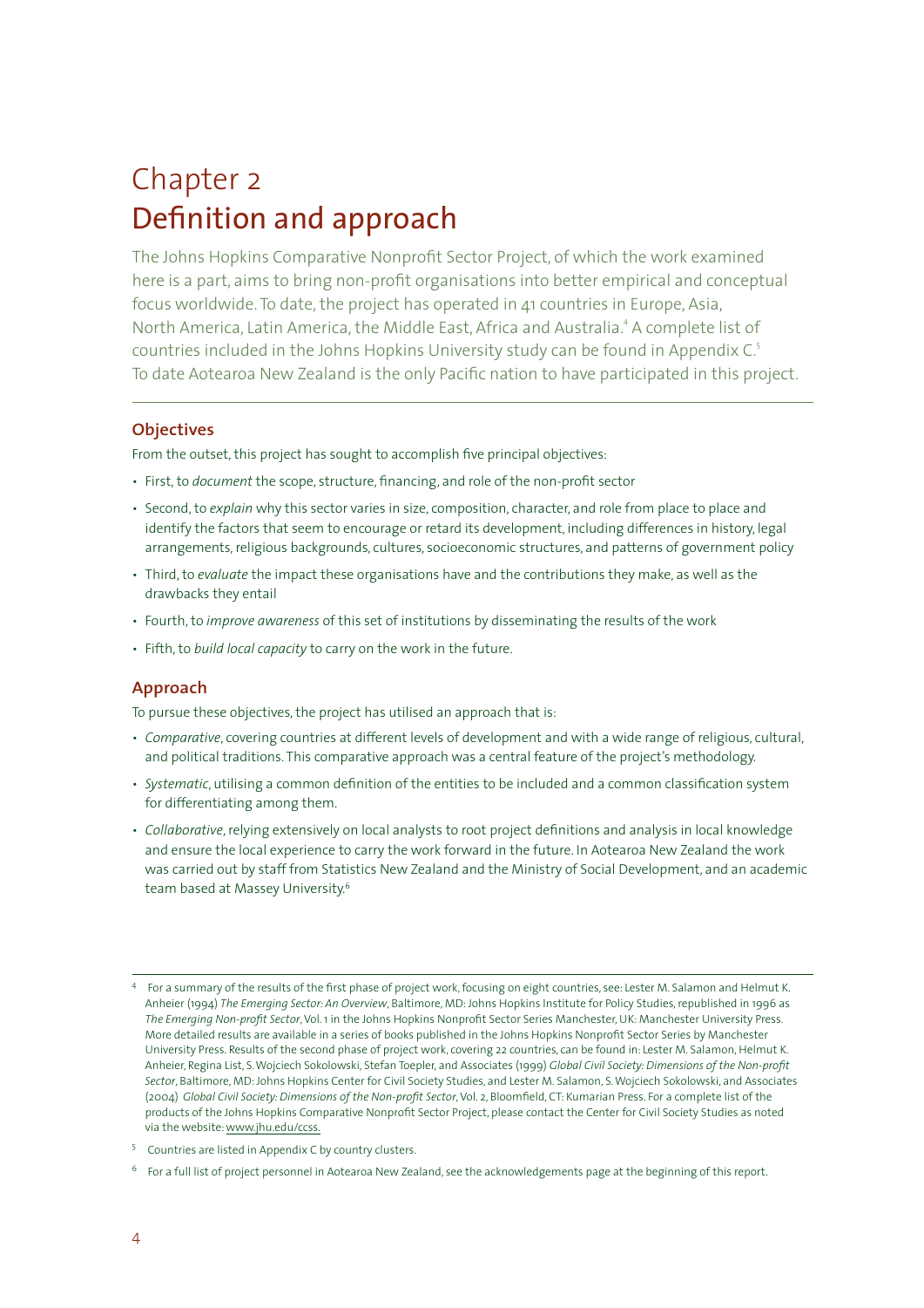# Chapter 2
## Definition and approach

The Johns Hopkins Comparative Nonprofit Sector Project, of which the work examined here is a part, aims to bring non-profit organisations into better empirical and conceptual focus worldwide. To date, the project has operated in 41 countries in Europe, Asia, North America, Latin America, the Middle East, Africa and Australia.[4] A complete list of countries included in the Johns Hopkins University study can be found in Appendix C.[5] To date Aotearoa New Zealand is the only Pacific nation to have participated in this project.

### Objectives

From the outset, this project has sought to accomplish five principal objectives:

- First, to *document* the scope, structure, financing, and role of the non-profit sector
- Second, to *explain* why this sector varies in size, composition, character, and role from place to place and identify the factors that seem to encourage or retard its development, including differences in history, legal arrangements, religious backgrounds, cultures, socioeconomic structures, and patterns of government policy
- Third, to *evaluate* the impact these organisations have and the contributions they make, as well as the drawbacks they entail
- Fourth, to *improve awareness* of this set of institutions by disseminating the results of the work
- Fifth, to *build local capacity* to carry on the work in the future.

### Approach

To pursue these objectives, the project has utilised an approach that is:

- *Comparative*, covering countries at different levels of development and with a wide range of religious, cultural, and political traditions. This comparative approach was a central feature of the project's methodology.
- *Systematic*, utilising a common definition of the entities to be included and a common classification system for differentiating among them.
- *Collaborative*, relying extensively on local analysts to root project definitions and analysis in local knowledge and ensure the local experience to carry the work forward in the future. In Aotearoa New Zealand the work was carried out by staff from Statistics New Zealand and the Ministry of Social Development, and an academic team based at Massey University.[6]

---

[4] For a summary of the results of the first phase of project work, focusing on eight countries, see: Lester M. Salamon and Helmut K. Anheier (1994) *The Emerging Sector: An Overview*, Baltimore, MD: Johns Hopkins Institute for Policy Studies, republished in 1996 as *The Emerging Non-profit Sector*, Vol. 1 in the Johns Hopkins Nonprofit Sector Series Manchester, UK: Manchester University Press. More detailed results are available in a series of books published in the Johns Hopkins Nonprofit Sector Series by Manchester University Press. Results of the second phase of project work, covering 22 countries, can be found in: Lester M. Salamon, Helmut K. Anheier, Regina List, S. Wojciech Sokolowski, Stefan Toepler, and Associates (1999) *Global Civil Society: Dimensions of the Non-profit Sector*, Baltimore, MD: Johns Hopkins Center for Civil Society Studies, and Lester M. Salamon, S. Wojciech Sokolowski, and Associates (2004) *Global Civil Society: Dimensions of the Non-profit Sector*, Vol. 2, Bloomfield, CT: Kumarian Press. For a complete list of the products of the Johns Hopkins Comparative Nonprofit Sector Project, please contact the Center for Civil Society Studies as noted via the website: www.jhu.edu/ccss.

[5] Countries are listed in Appendix C by country clusters.

[6] For a full list of project personnel in Aotearoa New Zealand, see the acknowledgements page at the beginning of this report.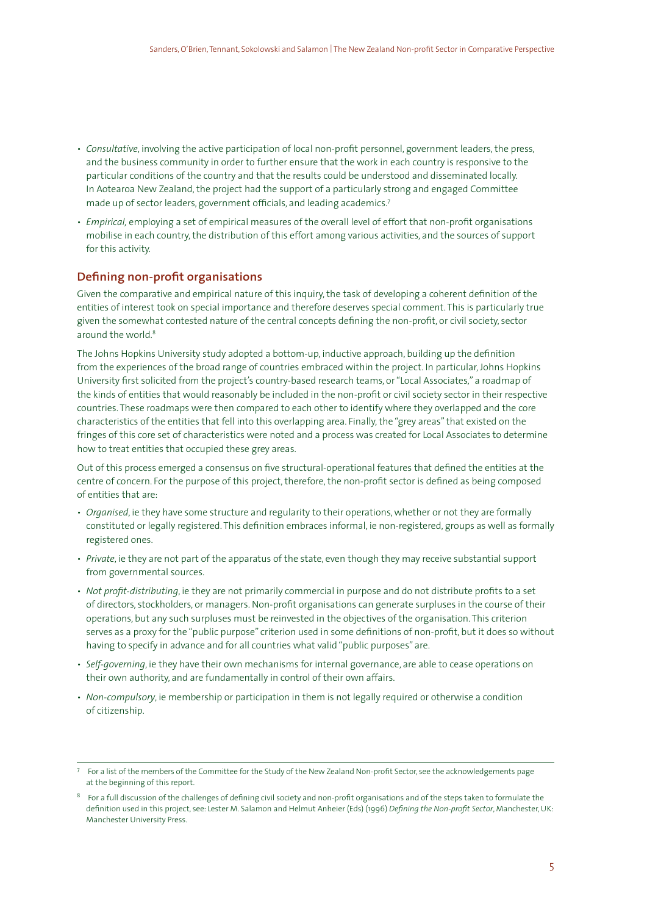- *Consultative*, involving the active participation of local non-profit personnel, government leaders, the press, and the business community in order to further ensure that the work in each country is responsive to the particular conditions of the country and that the results could be understood and disseminated locally. In Aotearoa New Zealand, the project had the support of a particularly strong and engaged Committee made up of sector leaders, government officials, and leading academics.[7]
- *Empirical*, employing a set of empirical measures of the overall level of effort that non-profit organisations mobilise in each country, the distribution of this effort among various activities, and the sources of support for this activity.

## Defining non-profit organisations

Given the comparative and empirical nature of this inquiry, the task of developing a coherent definition of the entities of interest took on special importance and therefore deserves special comment. This is particularly true given the somewhat contested nature of the central concepts defining the non-profit, or civil society, sector around the world.[8]

The Johns Hopkins University study adopted a bottom-up, inductive approach, building up the definition from the experiences of the broad range of countries embraced within the project. In particular, Johns Hopkins University first solicited from the project's country-based research teams, or "Local Associates," a roadmap of the kinds of entities that would reasonably be included in the non-profit or civil society sector in their respective countries. These roadmaps were then compared to each other to identify where they overlapped and the core characteristics of the entities that fell into this overlapping area. Finally, the "grey areas" that existed on the fringes of this core set of characteristics were noted and a process was created for Local Associates to determine how to treat entities that occupied these grey areas.

Out of this process emerged a consensus on five structural-operational features that defined the entities at the centre of concern. For the purpose of this project, therefore, the non-profit sector is defined as being composed of entities that are:

- *Organised*, ie they have some structure and regularity to their operations, whether or not they are formally constituted or legally registered. This definition embraces informal, ie non-registered, groups as well as formally registered ones.
- *Private*, ie they are not part of the apparatus of the state, even though they may receive substantial support from governmental sources.
- *Not profit-distributing*, ie they are not primarily commercial in purpose and do not distribute profits to a set of directors, stockholders, or managers. Non-profit organisations can generate surpluses in the course of their operations, but any such surpluses must be reinvested in the objectives of the organisation. This criterion serves as a proxy for the "public purpose" criterion used in some definitions of non-profit, but it does so without having to specify in advance and for all countries what valid "public purposes" are.
- *Self-governing*, ie they have their own mechanisms for internal governance, are able to cease operations on their own authority, and are fundamentally in control of their own affairs.
- *Non-compulsory*, ie membership or participation in them is not legally required or otherwise a condition of citizenship.

---

[7] For a list of the members of the Committee for the Study of the New Zealand Non-profit Sector, see the acknowledgements page at the beginning of this report.

[8] For a full discussion of the challenges of defining civil society and non-profit organisations and of the steps taken to formulate the definition used in this project, see: Lester M. Salamon and Helmut Anheier (Eds) (1996) *Defining the Non-profit Sector*, Manchester, UK: Manchester University Press.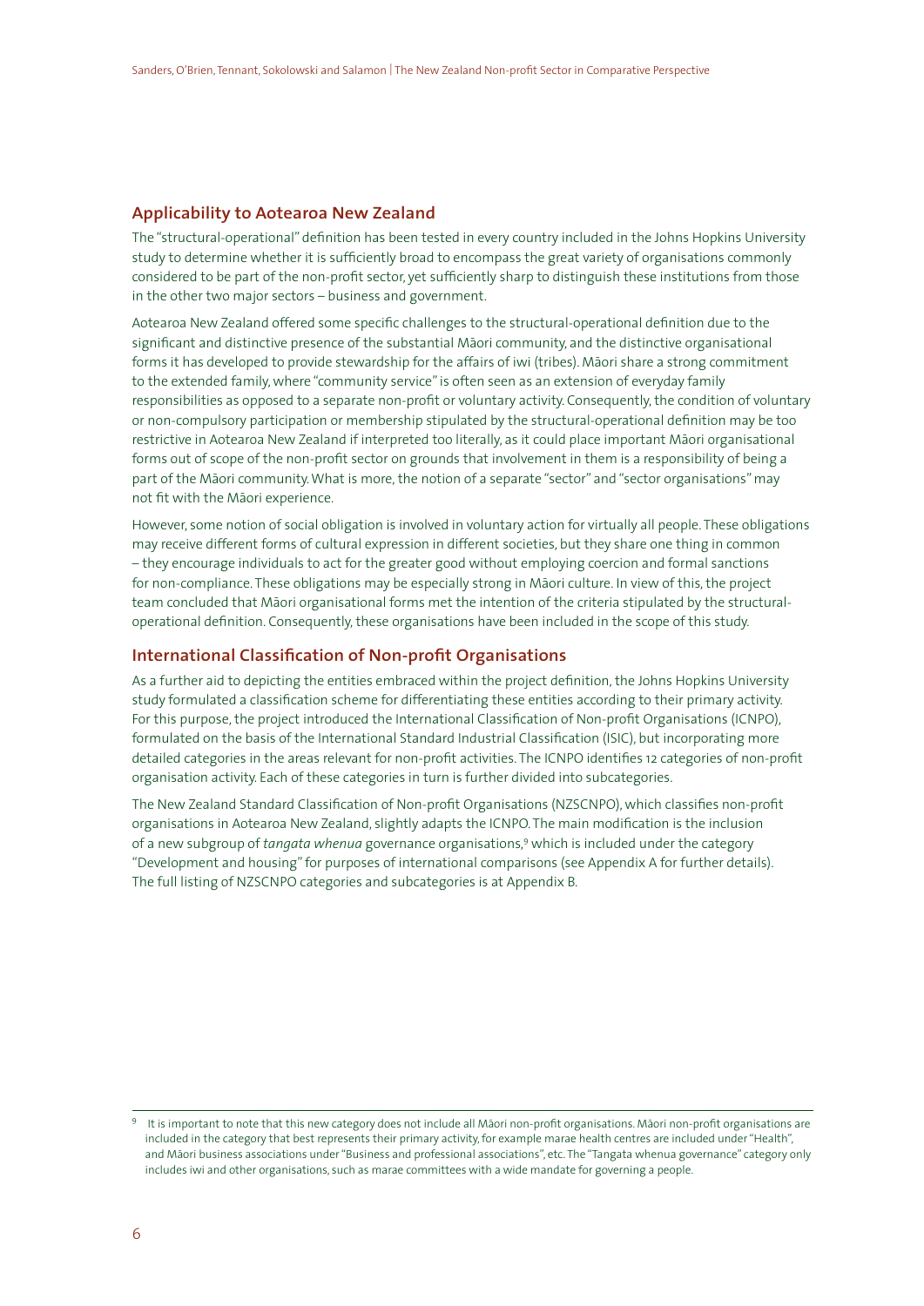## Applicability to Aotearoa New Zealand

The "structural-operational" definition has been tested in every country included in the Johns Hopkins University study to determine whether it is sufficiently broad to encompass the great variety of organisations commonly considered to be part of the non-profit sector, yet sufficiently sharp to distinguish these institutions from those in the other two major sectors – business and government.

Aotearoa New Zealand offered some specific challenges to the structural-operational definition due to the significant and distinctive presence of the substantial Māori community, and the distinctive organisational forms it has developed to provide stewardship for the affairs of iwi (tribes). Māori share a strong commitment to the extended family, where "community service" is often seen as an extension of everyday family responsibilities as opposed to a separate non-profit or voluntary activity. Consequently, the condition of voluntary or non-compulsory participation or membership stipulated by the structural-operational definition may be too restrictive in Aotearoa New Zealand if interpreted too literally, as it could place important Māori organisational forms out of scope of the non-profit sector on grounds that involvement in them is a responsibility of being a part of the Māori community. What is more, the notion of a separate "sector" and "sector organisations" may not fit with the Māori experience.

However, some notion of social obligation is involved in voluntary action for virtually all people. These obligations may receive different forms of cultural expression in different societies, but they share one thing in common – they encourage individuals to act for the greater good without employing coercion and formal sanctions for non-compliance. These obligations may be especially strong in Māori culture. In view of this, the project team concluded that Māori organisational forms met the intention of the criteria stipulated by the structural-operational definition. Consequently, these organisations have been included in the scope of this study.

## International Classification of Non-profit Organisations

As a further aid to depicting the entities embraced within the project definition, the Johns Hopkins University study formulated a classification scheme for differentiating these entities according to their primary activity. For this purpose, the project introduced the International Classification of Non-profit Organisations (ICNPO), formulated on the basis of the International Standard Industrial Classification (ISIC), but incorporating more detailed categories in the areas relevant for non-profit activities. The ICNPO identifies 12 categories of non-profit organisation activity. Each of these categories in turn is further divided into subcategories.

The New Zealand Standard Classification of Non-profit Organisations (NZSCNPO), which classifies non-profit organisations in Aotearoa New Zealand, slightly adapts the ICNPO. The main modification is the inclusion of a new subgroup of *tangata whenua* governance organisations,[9] which is included under the category "Development and housing" for purposes of international comparisons (see Appendix A for further details). The full listing of NZSCNPO categories and subcategories is at Appendix B.

---

[9] It is important to note that this new category does not include all Māori non-profit organisations. Māori non-profit organisations are included in the category that best represents their primary activity, for example marae health centres are included under "Health", and Māori business associations under "Business and professional associations", etc. The "Tangata whenua governance" category only includes iwi and other organisations, such as marae committees with a wide mandate for governing a people.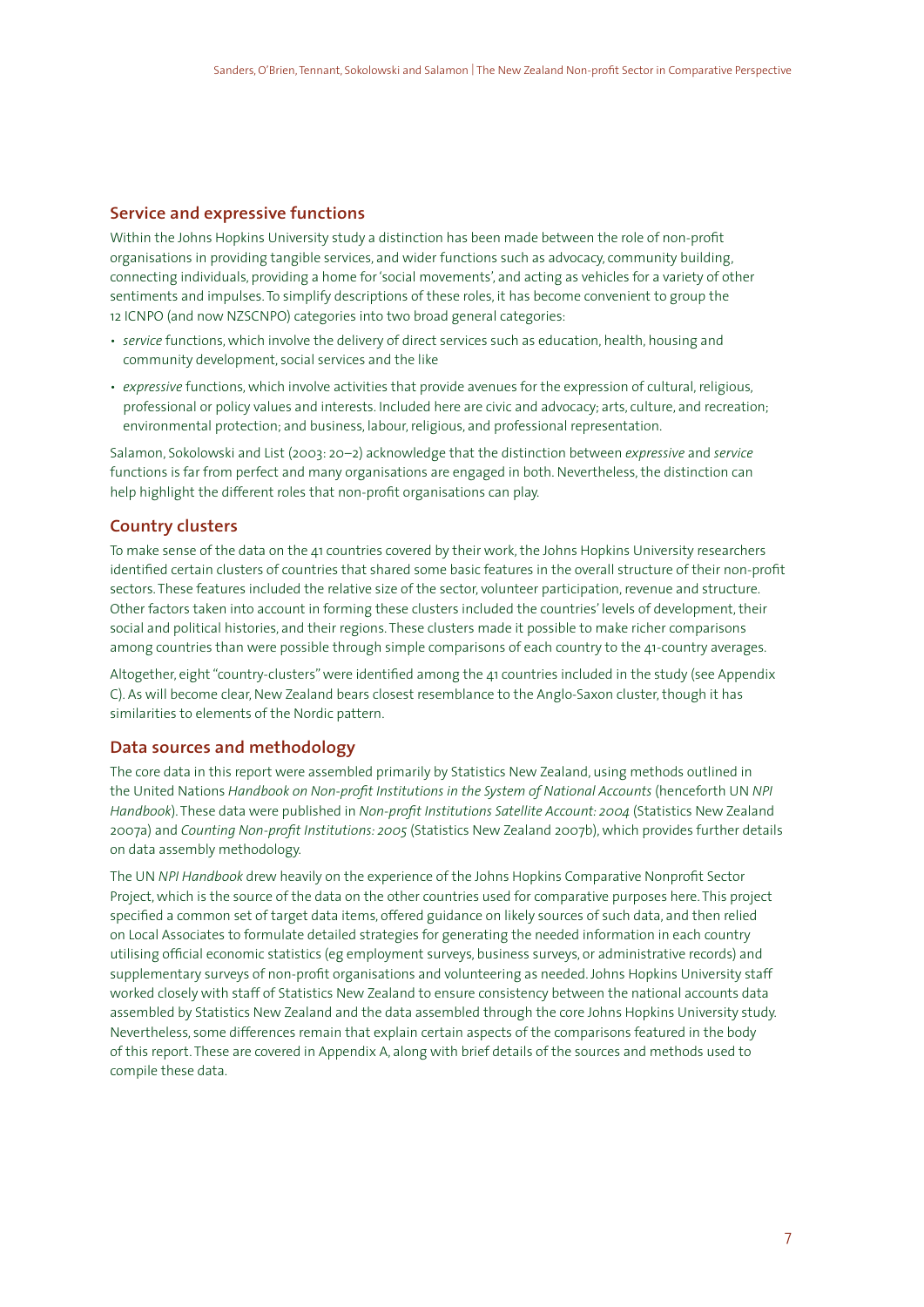## Service and expressive functions

Within the Johns Hopkins University study a distinction has been made between the role of non-profit organisations in providing tangible services, and wider functions such as advocacy, community building, connecting individuals, providing a home for 'social movements', and acting as vehicles for a variety of other sentiments and impulses. To simplify descriptions of these roles, it has become convenient to group the 12 ICNPO (and now NZSCNPO) categories into two broad general categories:

- *service* functions, which involve the delivery of direct services such as education, health, housing and community development, social services and the like
- *expressive* functions, which involve activities that provide avenues for the expression of cultural, religious, professional or policy values and interests. Included here are civic and advocacy; arts, culture, and recreation; environmental protection; and business, labour, religious, and professional representation.

Salamon, Sokolowski and List (2003: 20–2) acknowledge that the distinction between *expressive* and *service* functions is far from perfect and many organisations are engaged in both. Nevertheless, the distinction can help highlight the different roles that non-profit organisations can play.

## Country clusters

To make sense of the data on the 41 countries covered by their work, the Johns Hopkins University researchers identified certain clusters of countries that shared some basic features in the overall structure of their non-profit sectors. These features included the relative size of the sector, volunteer participation, revenue and structure. Other factors taken into account in forming these clusters included the countries' levels of development, their social and political histories, and their regions. These clusters made it possible to make richer comparisons among countries than were possible through simple comparisons of each country to the 41-country averages.

Altogether, eight "country-clusters" were identified among the 41 countries included in the study (see Appendix C). As will become clear, New Zealand bears closest resemblance to the Anglo-Saxon cluster, though it has similarities to elements of the Nordic pattern.

## Data sources and methodology

The core data in this report were assembled primarily by Statistics New Zealand, using methods outlined in the United Nations *Handbook on Non-profit Institutions in the System of National Accounts* (henceforth UN *NPI Handbook*). These data were published in *Non-profit Institutions Satellite Account: 2004* (Statistics New Zealand 2007a) and *Counting Non-profit Institutions: 2005* (Statistics New Zealand 2007b), which provides further details on data assembly methodology.

The UN *NPI Handbook* drew heavily on the experience of the Johns Hopkins Comparative Nonprofit Sector Project, which is the source of the data on the other countries used for comparative purposes here. This project specified a common set of target data items, offered guidance on likely sources of such data, and then relied on Local Associates to formulate detailed strategies for generating the needed information in each country utilising official economic statistics (eg employment surveys, business surveys, or administrative records) and supplementary surveys of non-profit organisations and volunteering as needed. Johns Hopkins University staff worked closely with staff of Statistics New Zealand to ensure consistency between the national accounts data assembled by Statistics New Zealand and the data assembled through the core Johns Hopkins University study. Nevertheless, some differences remain that explain certain aspects of the comparisons featured in the body of this report. These are covered in Appendix A, along with brief details of the sources and methods used to compile these data.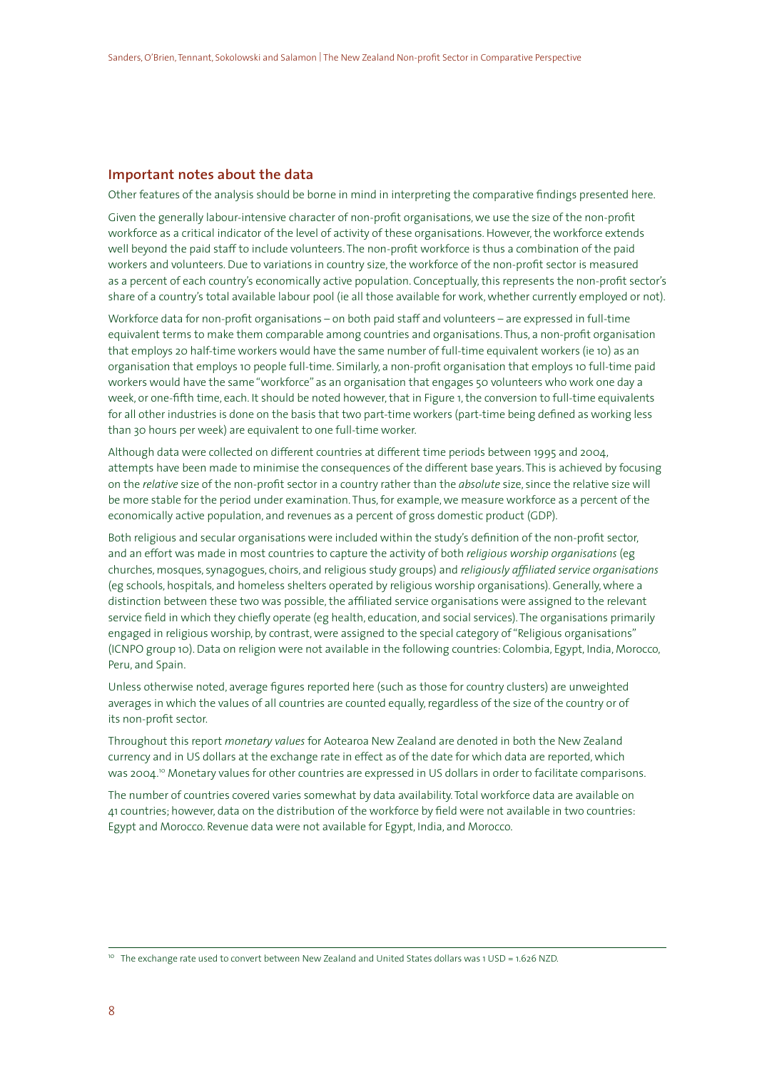## Important notes about the data

Other features of the analysis should be borne in mind in interpreting the comparative findings presented here.

Given the generally labour-intensive character of non-profit organisations, we use the size of the non-profit workforce as a critical indicator of the level of activity of these organisations. However, the workforce extends well beyond the paid staff to include volunteers. The non-profit workforce is thus a combination of the paid workers and volunteers. Due to variations in country size, the workforce of the non-profit sector is measured as a percent of each country's economically active population. Conceptually, this represents the non-profit sector's share of a country's total available labour pool (ie all those available for work, whether currently employed or not).

Workforce data for non-profit organisations – on both paid staff and volunteers – are expressed in full-time equivalent terms to make them comparable among countries and organisations. Thus, a non-profit organisation that employs 20 half-time workers would have the same number of full-time equivalent workers (ie 10) as an organisation that employs 10 people full-time. Similarly, a non-profit organisation that employs 10 full-time paid workers would have the same "workforce" as an organisation that engages 50 volunteers who work one day a week, or one-fifth time, each. It should be noted however, that in Figure 1, the conversion to full-time equivalents for all other industries is done on the basis that two part-time workers (part-time being defined as working less than 30 hours per week) are equivalent to one full-time worker.

Although data were collected on different countries at different time periods between 1995 and 2004, attempts have been made to minimise the consequences of the different base years. This is achieved by focusing on the *relative* size of the non-profit sector in a country rather than the *absolute* size, since the relative size will be more stable for the period under examination. Thus, for example, we measure workforce as a percent of the economically active population, and revenues as a percent of gross domestic product (GDP).

Both religious and secular organisations were included within the study's definition of the non-profit sector, and an effort was made in most countries to capture the activity of both *religious worship organisations* (eg churches, mosques, synagogues, choirs, and religious study groups) and *religiously affiliated service organisations* (eg schools, hospitals, and homeless shelters operated by religious worship organisations). Generally, where a distinction between these two was possible, the affiliated service organisations were assigned to the relevant service field in which they chiefly operate (eg health, education, and social services). The organisations primarily engaged in religious worship, by contrast, were assigned to the special category of "Religious organisations" (ICNPO group 10). Data on religion were not available in the following countries: Colombia, Egypt, India, Morocco, Peru, and Spain.

Unless otherwise noted, average figures reported here (such as those for country clusters) are unweighted averages in which the values of all countries are counted equally, regardless of the size of the country or of its non-profit sector.

Throughout this report *monetary values* for Aotearoa New Zealand are denoted in both the New Zealand currency and in US dollars at the exchange rate in effect as of the date for which data are reported, which was 2004.[10] Monetary values for other countries are expressed in US dollars in order to facilitate comparisons.

The number of countries covered varies somewhat by data availability. Total workforce data are available on 41 countries; however, data on the distribution of the workforce by field were not available in two countries: Egypt and Morocco. Revenue data were not available for Egypt, India, and Morocco.

[10] The exchange rate used to convert between New Zealand and United States dollars was 1 USD = 1.626 NZD.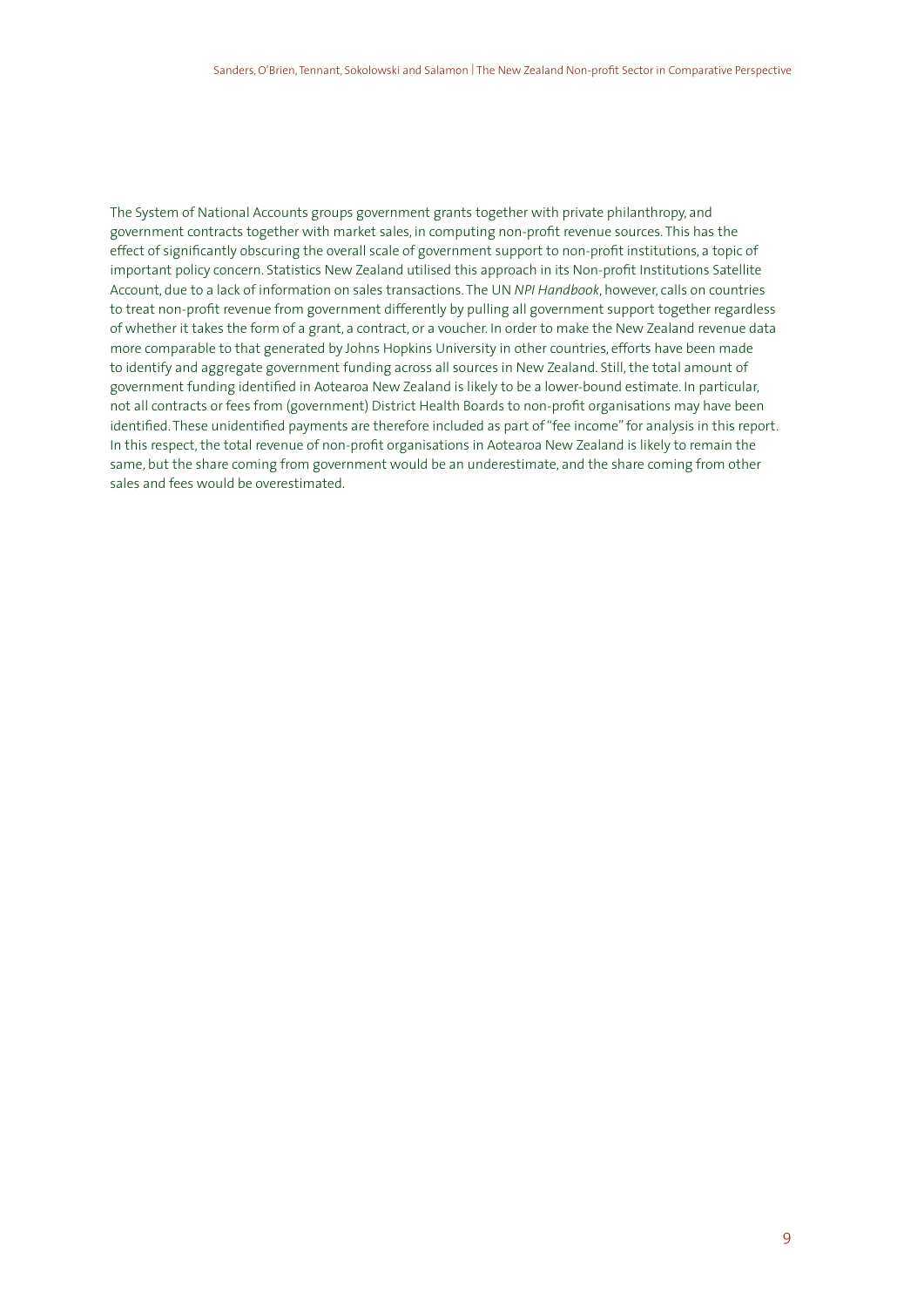The System of National Accounts groups government grants together with private philanthropy, and government contracts together with market sales, in computing non-profit revenue sources. This has the effect of significantly obscuring the overall scale of government support to non-profit institutions, a topic of important policy concern. Statistics New Zealand utilised this approach in its Non-profit Institutions Satellite Account, due to a lack of information on sales transactions. The UN *NPI Handbook*, however, calls on countries to treat non-profit revenue from government differently by pulling all government support together regardless of whether it takes the form of a grant, a contract, or a voucher. In order to make the New Zealand revenue data more comparable to that generated by Johns Hopkins University in other countries, efforts have been made to identify and aggregate government funding across all sources in New Zealand. Still, the total amount of government funding identified in Aotearoa New Zealand is likely to be a lower-bound estimate. In particular, not all contracts or fees from (government) District Health Boards to non-profit organisations may have been identified. These unidentified payments are therefore included as part of "fee income" for analysis in this report. In this respect, the total revenue of non-profit organisations in Aotearoa New Zealand is likely to remain the same, but the share coming from government would be an underestimate, and the share coming from other sales and fees would be overestimated.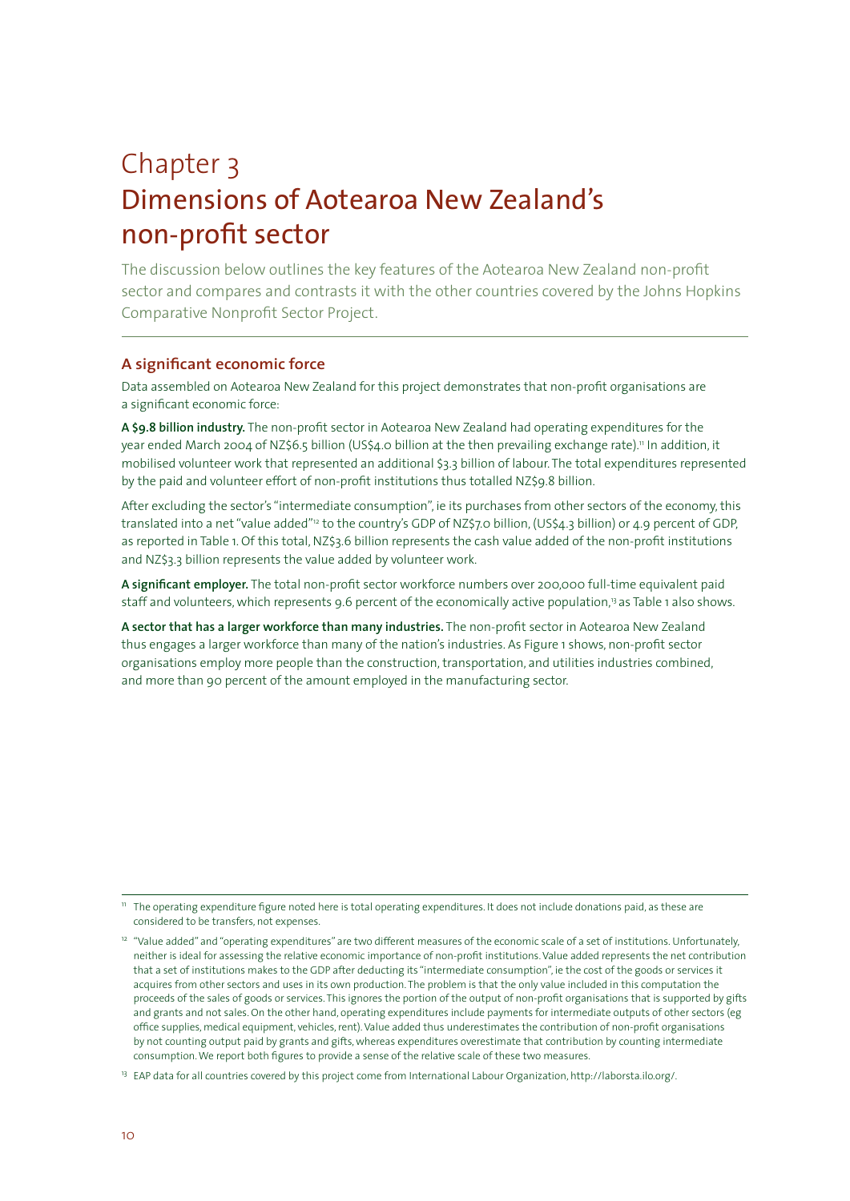# Chapter 3
## Dimensions of Aotearoa New Zealand's non-profit sector

The discussion below outlines the key features of the Aotearoa New Zealand non-profit sector and compares and contrasts it with the other countries covered by the Johns Hopkins Comparative Nonprofit Sector Project.

### A significant economic force

Data assembled on Aotearoa New Zealand for this project demonstrates that non-profit organisations are a significant economic force:

**A $9.8 billion industry.** The non-profit sector in Aotearoa New Zealand had operating expenditures for the year ended March 2004 of NZ$6.5 billion (US$4.0 billion at the then prevailing exchange rate).[11] In addition, it mobilised volunteer work that represented an additional $3.3 billion of labour. The total expenditures represented by the paid and volunteer effort of non-profit institutions thus totalled NZ$9.8 billion.

After excluding the sector's "intermediate consumption", ie its purchases from other sectors of the economy, this translated into a net "value added"[12] to the country's GDP of NZ$7.0 billion, (US$4.3 billion) or 4.9 percent of GDP, as reported in Table 1. Of this total, NZ$3.6 billion represents the cash value added of the non-profit institutions and NZ$3.3 billion represents the value added by volunteer work.

**A significant employer.** The total non-profit sector workforce numbers over 200,000 full-time equivalent paid staff and volunteers, which represents 9.6 percent of the economically active population,[13] as Table 1 also shows.

**A sector that has a larger workforce than many industries.** The non-profit sector in Aotearoa New Zealand thus engages a larger workforce than many of the nation's industries. As Figure 1 shows, non-profit sector organisations employ more people than the construction, transportation, and utilities industries combined, and more than 90 percent of the amount employed in the manufacturing sector.

---

[11] The operating expenditure figure noted here is total operating expenditures. It does not include donations paid, as these are considered to be transfers, not expenses.

[12] "Value added" and "operating expenditures" are two different measures of the economic scale of a set of institutions. Unfortunately, neither is ideal for assessing the relative economic importance of non-profit institutions. Value added represents the net contribution that a set of institutions makes to the GDP after deducting its "intermediate consumption", ie the cost of the goods or services it acquires from other sectors and uses in its own production. The problem is that the only value included in this computation the proceeds of the sales of goods or services. This ignores the portion of the output of non-profit organisations that is supported by gifts and grants and not sales. On the other hand, operating expenditures include payments for intermediate outputs of other sectors (eg office supplies, medical equipment, vehicles, rent). Value added thus underestimates the contribution of non-profit organisations by not counting output paid by grants and gifts, whereas expenditures overestimate that contribution by counting intermediate consumption. We report both figures to provide a sense of the relative scale of these two measures.

[13] EAP data for all countries covered by this project come from International Labour Organization, http://laborsta.ilo.org/.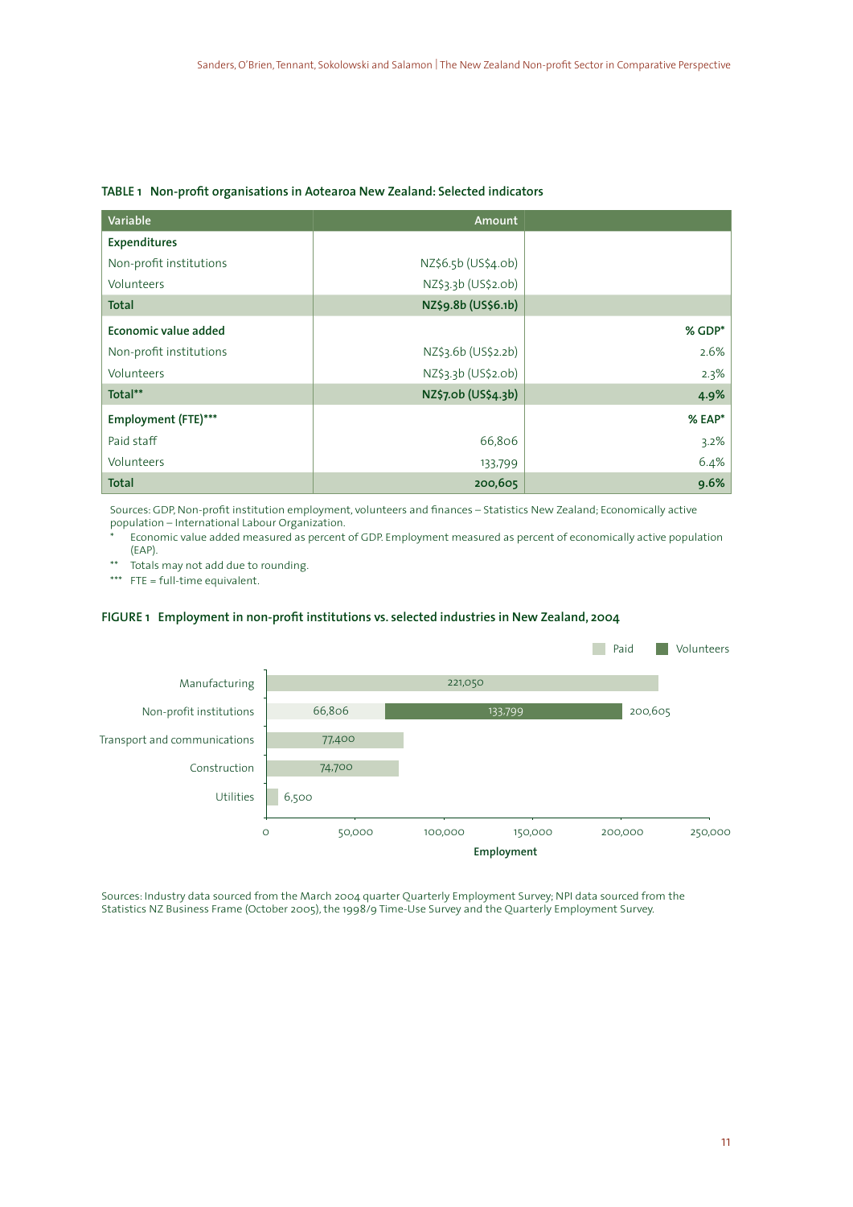**TABLE 1 Non-profit organisations in Aotearoa New Zealand: Selected indicators**

| Variable | Amount | |
|---|---|---|
| **Expenditures** | | |
| Non-profit institutions | NZ$6.5b (US$4.0b) | |
| Volunteers | NZ$3.3b (US$2.0b) | |
| **Total** | **NZ$9.8b (US$6.1b)** | |
| **Economic value added** | | **% GDP*** |
| Non-profit institutions | NZ$3.6b (US$2.2b) | 2.6% |
| Volunteers | NZ$3.3b (US$2.0b) | 2.3% |
| **Total**** | **NZ$7.0b (US$4.3b)** | **4.9%** |
| **Employment (FTE)***** | | **% EAP*** |
| Paid staff | 66,806 | 3.2% |
| Volunteers | 133,799 | 6.4% |
| **Total** | **200,605** | **9.6%** |

Sources: GDP, Non-profit institution employment, volunteers and finances – Statistics New Zealand; Economically active population – International Labour Organization.

\* Economic value added measured as percent of GDP. Employment measured as percent of economically active population (EAP).

\*\* Totals may not add due to rounding.

\*\*\* FTE = full-time equivalent.

**FIGURE 1 Employment in non-profit institutions vs. selected industries in New Zealand, 2004**

| Industry | Paid | Volunteers | Total |
|---|---|---|---|
| Manufacturing | 221,050 | | |
| Non-profit institutions | 66,806 | 133,799 | 200,605 |
| Transport and communications | 77,400 | | |
| Construction | 74,700 | | |
| Utilities | 6,500 | | |

Sources: Industry data sourced from the March 2004 quarter Quarterly Employment Survey; NPI data sourced from the Statistics NZ Business Frame (October 2005), the 1998/9 Time-Use Survey and the Quarterly Employment Survey.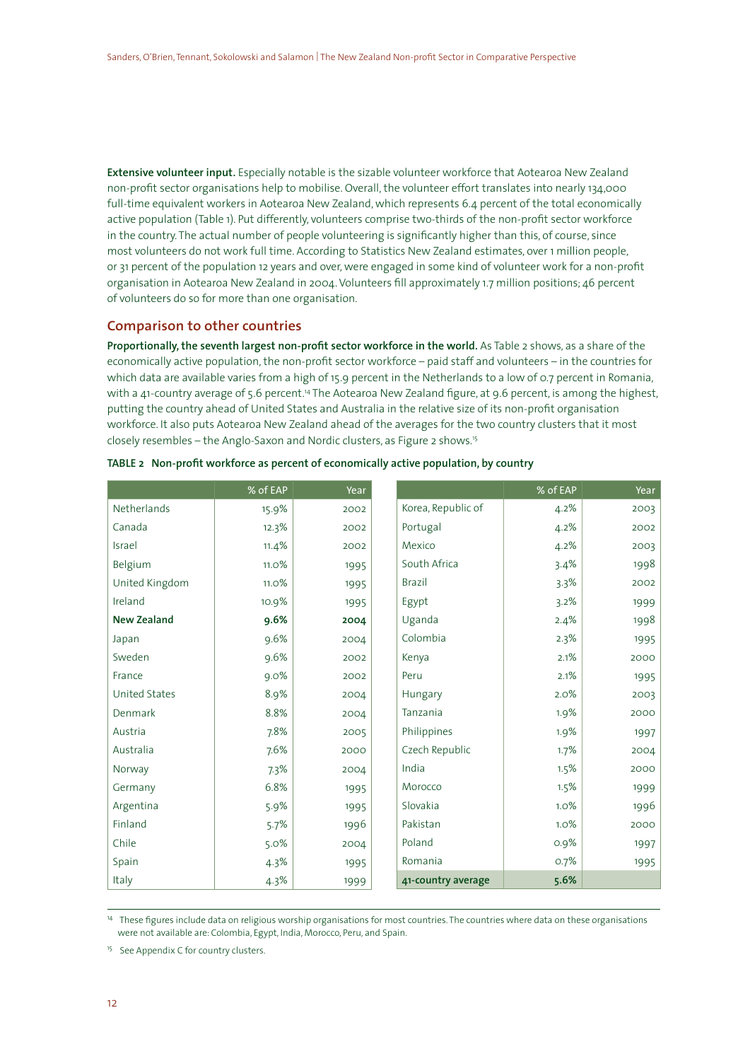**Extensive volunteer input.** Especially notable is the sizable volunteer workforce that Aotearoa New Zealand non-profit sector organisations help to mobilise. Overall, the volunteer effort translates into nearly 134,000 full-time equivalent workers in Aotearoa New Zealand, which represents 6.4 percent of the total economically active population (Table 1). Put differently, volunteers comprise two-thirds of the non-profit sector workforce in the country. The actual number of people volunteering is significantly higher than this, of course, since most volunteers do not work full time. According to Statistics New Zealand estimates, over 1 million people, or 31 percent of the population 12 years and over, were engaged in some kind of volunteer work for a non-profit organisation in Aotearoa New Zealand in 2004. Volunteers fill approximately 1.7 million positions; 46 percent of volunteers do so for more than one organisation.

## Comparison to other countries

**Proportionally, the seventh largest non-profit sector workforce in the world.** As Table 2 shows, as a share of the economically active population, the non-profit sector workforce – paid staff and volunteers – in the countries for which data are available varies from a high of 15.9 percent in the Netherlands to a low of 0.7 percent in Romania, with a 41-country average of 5.6 percent.[14] The Aotearoa New Zealand figure, at 9.6 percent, is among the highest, putting the country ahead of United States and Australia in the relative size of its non-profit organisation workforce. It also puts Aotearoa New Zealand ahead of the averages for the two country clusters that it most closely resembles – the Anglo-Saxon and Nordic clusters, as Figure 2 shows.[15]

**TABLE 2 Non-profit workforce as percent of economically active population, by country**

| | % of EAP | Year | | % of EAP | Year |
|---|---|---|---|---|---|
| Netherlands | 15.9% | 2002 | Korea, Republic of | 4.2% | 2003 |
| Canada | 12.3% | 2002 | Portugal | 4.2% | 2002 |
| Israel | 11.4% | 2002 | Mexico | 4.2% | 2003 |
| Belgium | 11.0% | 1995 | South Africa | 3.4% | 1998 |
| United Kingdom | 11.0% | 1995 | Brazil | 3.3% | 2002 |
| Ireland | 10.9% | 1995 | Egypt | 3.2% | 1999 |
| **New Zealand** | **9.6%** | **2004** | Uganda | 2.4% | 1998 |
| Japan | 9.6% | 2004 | Colombia | 2.3% | 1995 |
| Sweden | 9.6% | 2002 | Kenya | 2.1% | 2000 |
| France | 9.0% | 2002 | Peru | 2.1% | 1995 |
| United States | 8.9% | 2004 | Hungary | 2.0% | 2003 |
| Denmark | 8.8% | 2004 | Tanzania | 1.9% | 2000 |
| Austria | 7.8% | 2005 | Philippines | 1.9% | 1997 |
| Australia | 7.6% | 2000 | Czech Republic | 1.7% | 2004 |
| Norway | 7.3% | 2004 | India | 1.5% | 2000 |
| Germany | 6.8% | 1995 | Morocco | 1.5% | 1999 |
| Argentina | 5.9% | 1995 | Slovakia | 1.0% | 1996 |
| Finland | 5.7% | 1996 | Pakistan | 1.0% | 2000 |
| Chile | 5.0% | 2004 | Poland | 0.9% | 1997 |
| Spain | 4.3% | 1995 | Romania | 0.7% | 1995 |
| Italy | 4.3% | 1999 | **41-country average** | **5.6%** | |

[14] These figures include data on religious worship organisations for most countries. The countries where data on these organisations were not available are: Colombia, Egypt, India, Morocco, Peru, and Spain.

[15] See Appendix C for country clusters.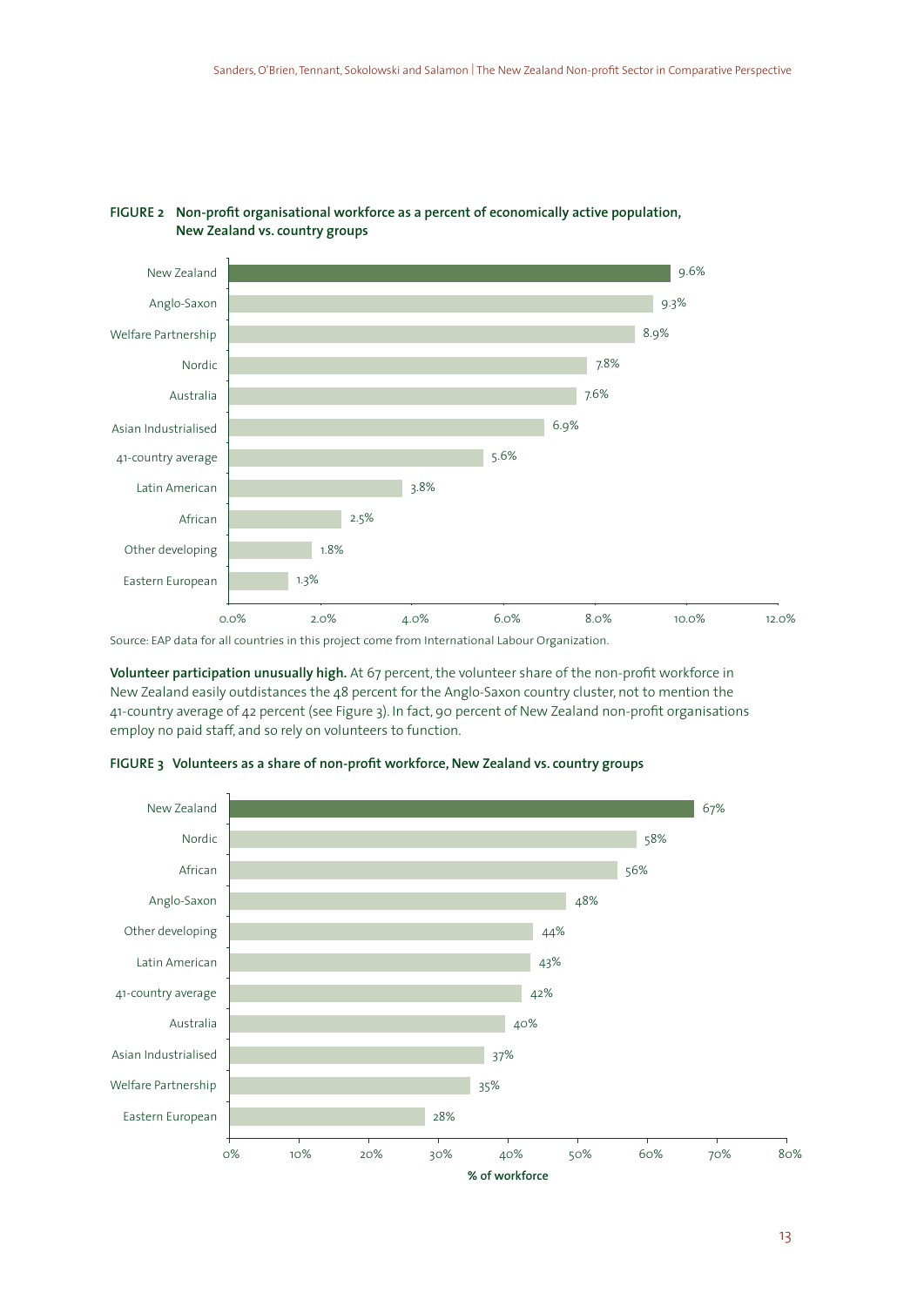**FIGURE 2 Non-profit organisational workforce as a percent of economically active population, New Zealand vs. country groups**

| Country group | % of economically active population |
|---|---|
| New Zealand | 9.6% |
| Anglo-Saxon | 9.3% |
| Welfare Partnership | 8.9% |
| Nordic | 7.8% |
| Australia | 7.6% |
| Asian Industrialised | 6.9% |
| 41-country average | 5.6% |
| Latin American | 3.8% |
| African | 2.5% |
| Other developing | 1.8% |
| Eastern European | 1.3% |

Source: EAP data for all countries in this project come from International Labour Organization.

**Volunteer participation unusually high.** At 67 percent, the volunteer share of the non-profit workforce in New Zealand easily outdistances the 48 percent for the Anglo-Saxon country cluster, not to mention the 41-country average of 42 percent (see Figure 3). In fact, 90 percent of New Zealand non-profit organisations employ no paid staff, and so rely on volunteers to function.

**FIGURE 3 Volunteers as a share of non-profit workforce, New Zealand vs. country groups**

| Country group | % of workforce |
|---|---|
| New Zealand | 67% |
| Nordic | 58% |
| African | 56% |
| Anglo-Saxon | 48% |
| Other developing | 44% |
| Latin American | 43% |
| 41-country average | 42% |
| Australia | 40% |
| Asian Industrialised | 37% |
| Welfare Partnership | 35% |
| Eastern European | 28% |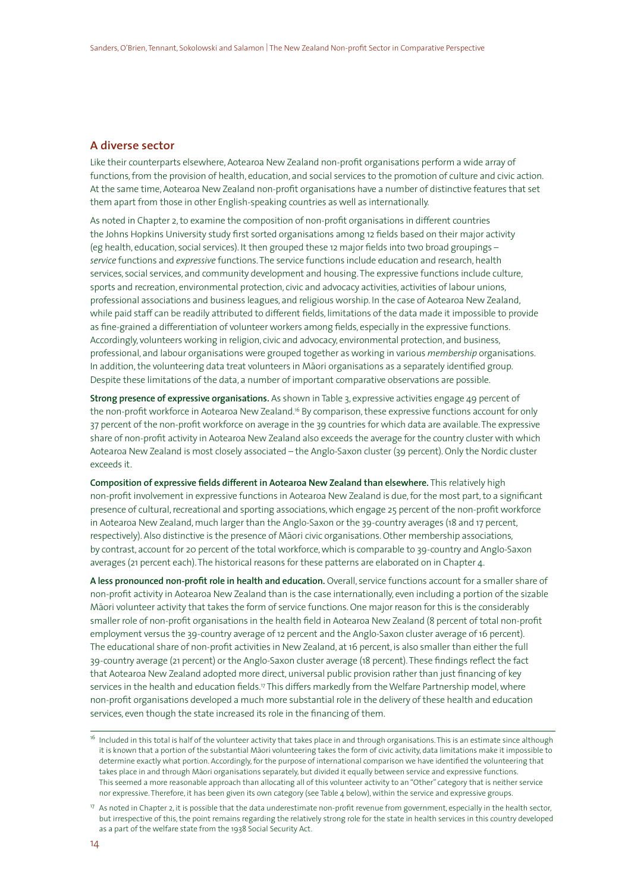## A diverse sector

Like their counterparts elsewhere, Aotearoa New Zealand non-profit organisations perform a wide array of functions, from the provision of health, education, and social services to the promotion of culture and civic action. At the same time, Aotearoa New Zealand non-profit organisations have a number of distinctive features that set them apart from those in other English-speaking countries as well as internationally.

As noted in Chapter 2, to examine the composition of non-profit organisations in different countries the Johns Hopkins University study first sorted organisations among 12 fields based on their major activity (eg health, education, social services). It then grouped these 12 major fields into two broad groupings – *service* functions and *expressive* functions. The service functions include education and research, health services, social services, and community development and housing. The expressive functions include culture, sports and recreation, environmental protection, civic and advocacy activities, activities of labour unions, professional associations and business leagues, and religious worship. In the case of Aotearoa New Zealand, while paid staff can be readily attributed to different fields, limitations of the data made it impossible to provide as fine-grained a differentiation of volunteer workers among fields, especially in the expressive functions. Accordingly, volunteers working in religion, civic and advocacy, environmental protection, and business, professional, and labour organisations were grouped together as working in various *membership* organisations. In addition, the volunteering data treat volunteers in Māori organisations as a separately identified group. Despite these limitations of the data, a number of important comparative observations are possible.

**Strong presence of expressive organisations.** As shown in Table 3, expressive activities engage 49 percent of the non-profit workforce in Aotearoa New Zealand.[16] By comparison, these expressive functions account for only 37 percent of the non-profit workforce on average in the 39 countries for which data are available. The expressive share of non-profit activity in Aotearoa New Zealand also exceeds the average for the country cluster with which Aotearoa New Zealand is most closely associated – the Anglo-Saxon cluster (39 percent). Only the Nordic cluster exceeds it.

**Composition of expressive fields different in Aotearoa New Zealand than elsewhere.** This relatively high non-profit involvement in expressive functions in Aotearoa New Zealand is due, for the most part, to a significant presence of cultural, recreational and sporting associations, which engage 25 percent of the non-profit workforce in Aotearoa New Zealand, much larger than the Anglo-Saxon or the 39-country averages (18 and 17 percent, respectively). Also distinctive is the presence of Māori civic organisations. Other membership associations, by contrast, account for 20 percent of the total workforce, which is comparable to 39-country and Anglo-Saxon averages (21 percent each). The historical reasons for these patterns are elaborated on in Chapter 4.

**A less pronounced non-profit role in health and education.** Overall, service functions account for a smaller share of non-profit activity in Aotearoa New Zealand than is the case internationally, even including a portion of the sizable Māori volunteer activity that takes the form of service functions. One major reason for this is the considerably smaller role of non-profit organisations in the health field in Aotearoa New Zealand (8 percent of total non-profit employment versus the 39-country average of 12 percent and the Anglo-Saxon cluster average of 16 percent). The educational share of non-profit activities in New Zealand, at 16 percent, is also smaller than either the full 39-country average (21 percent) or the Anglo-Saxon cluster average (18 percent). These findings reflect the fact that Aotearoa New Zealand adopted more direct, universal public provision rather than just financing of key services in the health and education fields.[17] This differs markedly from the Welfare Partnership model, where non-profit organisations developed a much more substantial role in the delivery of these health and education services, even though the state increased its role in the financing of them.

---

[16] Included in this total is half of the volunteer activity that takes place in and through organisations. This is an estimate since although it is known that a portion of the substantial Māori volunteering takes the form of civic activity, data limitations make it impossible to determine exactly what portion. Accordingly, for the purpose of international comparison we have identified the volunteering that takes place in and through Māori organisations separately, but divided it equally between service and expressive functions. This seemed a more reasonable approach than allocating all of this volunteer activity to an "Other" category that is neither service nor expressive. Therefore, it has been given its own category (see Table 4 below), within the service and expressive groups.

[17] As noted in Chapter 2, it is possible that the data underestimate non-profit revenue from government, especially in the health sector, but irrespective of this, the point remains regarding the relatively strong role for the state in health services in this country developed as a part of the welfare state from the 1938 Social Security Act.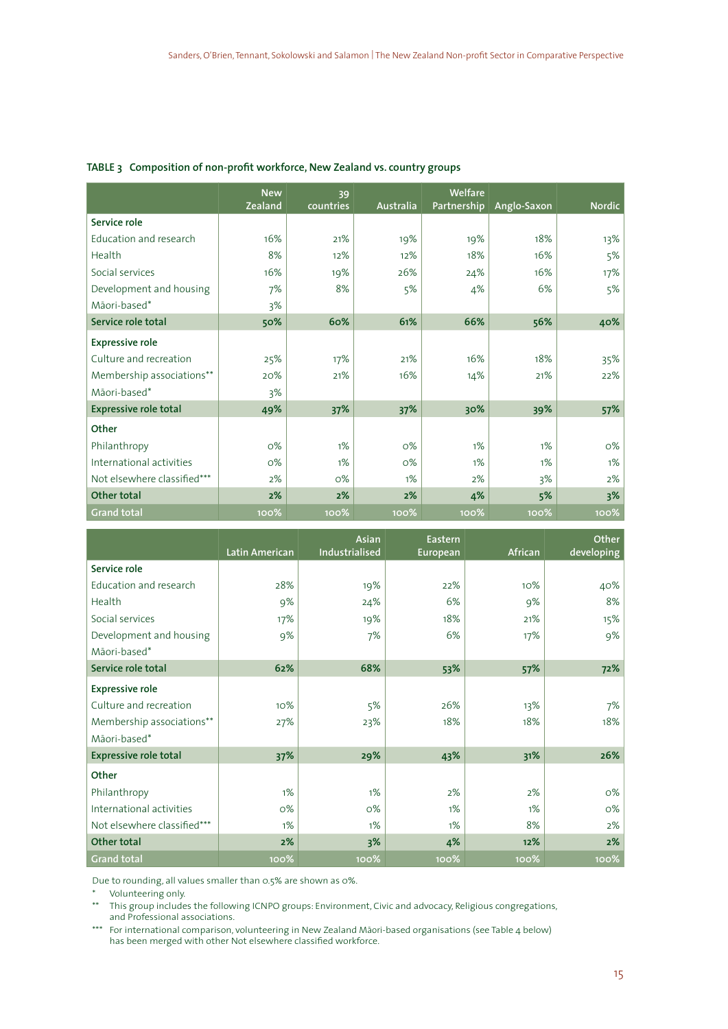**TABLE 3 Composition of non-profit workforce, New Zealand vs. country groups**

| | New Zealand | 39 countries | Australia | Welfare Partnership | Anglo-Saxon | Nordic |
|---|---|---|---|---|---|---|
| **Service role** | | | | | | |
| Education and research | 16% | 21% | 19% | 19% | 18% | 13% |
| Health | 8% | 12% | 12% | 18% | 16% | 5% |
| Social services | 16% | 19% | 26% | 24% | 16% | 17% |
| Development and housing | 7% | 8% | 5% | 4% | 6% | 5% |
| Māori-based* | 3% | | | | | |
| **Service role total** | **50%** | **60%** | **61%** | **66%** | **56%** | **40%** |
| **Expressive role** | | | | | | |
| Culture and recreation | 25% | 17% | 21% | 16% | 18% | 35% |
| Membership associations** | 20% | 21% | 16% | 14% | 21% | 22% |
| Māori-based* | 3% | | | | | |
| **Expressive role total** | **49%** | **37%** | **37%** | **30%** | **39%** | **57%** |
| **Other** | | | | | | |
| Philanthropy | 0% | 1% | 0% | 1% | 1% | 0% |
| International activities | 0% | 1% | 0% | 1% | 1% | 1% |
| Not elsewhere classified*** | 2% | 0% | 1% | 2% | 3% | 2% |
| **Other total** | **2%** | **2%** | **2%** | **4%** | **5%** | **3%** |
| **Grand total** | **100%** | **100%** | **100%** | **100%** | **100%** | **100%** |

| | Latin American | Asian Industrialised | Eastern European | African | Other developing |
|---|---|---|---|---|---|
| **Service role** | | | | | |
| Education and research | 28% | 19% | 22% | 10% | 40% |
| Health | 9% | 24% | 6% | 9% | 8% |
| Social services | 17% | 19% | 18% | 21% | 15% |
| Development and housing | 9% | 7% | 6% | 17% | 9% |
| Māori-based* | | | | | |
| **Service role total** | **62%** | **68%** | **53%** | **57%** | **72%** |
| **Expressive role** | | | | | |
| Culture and recreation | 10% | 5% | 26% | 13% | 7% |
| Membership associations** | 27% | 23% | 18% | 18% | 18% |
| Māori-based* | | | | | |
| **Expressive role total** | **37%** | **29%** | **43%** | **31%** | **26%** |
| **Other** | | | | | |
| Philanthropy | 1% | 1% | 2% | 2% | 0% |
| International activities | 0% | 0% | 1% | 1% | 0% |
| Not elsewhere classified*** | 1% | 1% | 1% | 8% | 2% |
| **Other total** | **2%** | **3%** | **4%** | **12%** | **2%** |
| **Grand total** | **100%** | **100%** | **100%** | **100%** | **100%** |

Due to rounding, all values smaller than 0.5% are shown as 0%.

\* Volunteering only.

\** This group includes the following ICNPO groups: Environment, Civic and advocacy, Religious congregations, and Professional associations.

\*** For international comparison, volunteering in New Zealand Māori-based organisations (see Table 4 below) has been merged with other Not elsewhere classified workforce.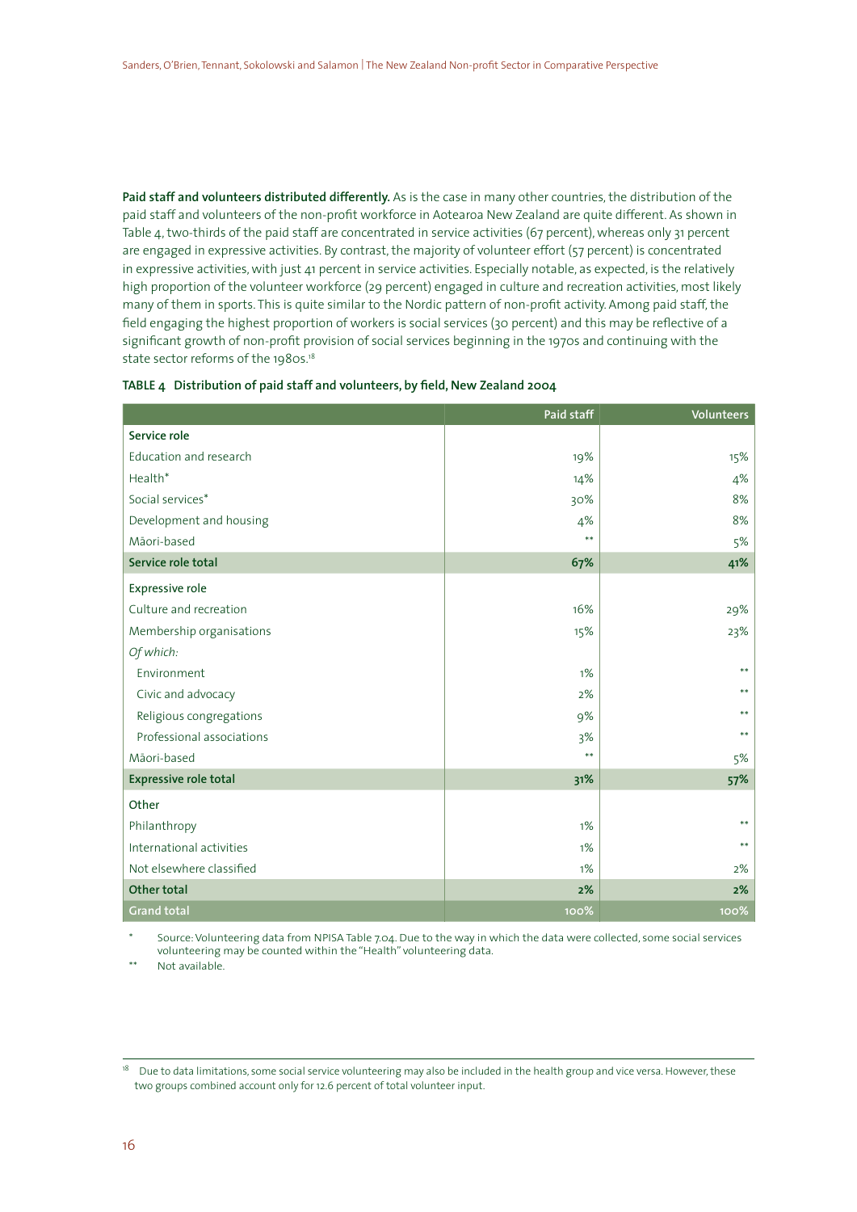**Paid staff and volunteers distributed differently.** As is the case in many other countries, the distribution of the paid staff and volunteers of the non-profit workforce in Aotearoa New Zealand are quite different. As shown in Table 4, two-thirds of the paid staff are concentrated in service activities (67 percent), whereas only 31 percent are engaged in expressive activities. By contrast, the majority of volunteer effort (57 percent) is concentrated in expressive activities, with just 41 percent in service activities. Especially notable, as expected, is the relatively high proportion of the volunteer workforce (29 percent) engaged in culture and recreation activities, most likely many of them in sports. This is quite similar to the Nordic pattern of non-profit activity. Among paid staff, the field engaging the highest proportion of workers is social services (30 percent) and this may be reflective of a significant growth of non-profit provision of social services beginning in the 1970s and continuing with the state sector reforms of the 1980s.[18]

**TABLE 4 Distribution of paid staff and volunteers, by field, New Zealand 2004**

| | Paid staff | Volunteers |
|---|---|---|
| **Service role** | | |
| Education and research | 19% | 15% |
| Health* | 14% | 4% |
| Social services* | 30% | 8% |
| Development and housing | 4% | 8% |
| Māori-based | ** | 5% |
| **Service role total** | **67%** | **41%** |
| **Expressive role** | | |
| Culture and recreation | 16% | 29% |
| Membership organisations | 15% | 23% |
| *Of which:* | | |
| Environment | 1% | ** |
| Civic and advocacy | 2% | ** |
| Religious congregations | 9% | ** |
| Professional associations | 3% | ** |
| Māori-based | ** | 5% |
| **Expressive role total** | **31%** | **57%** |
| **Other** | | |
| Philanthropy | 1% | ** |
| International activities | 1% | ** |
| Not elsewhere classified | 1% | 2% |
| **Other total** | **2%** | **2%** |
| **Grand total** | **100%** | **100%** |

\* Source: Volunteering data from NPISA Table 7.04. Due to the way in which the data were collected, some social services volunteering may be counted within the "Health" volunteering data.

\** Not available.

[18] Due to data limitations, some social service volunteering may also be included in the health group and vice versa. However, these two groups combined account only for 12.6 percent of total volunteer input.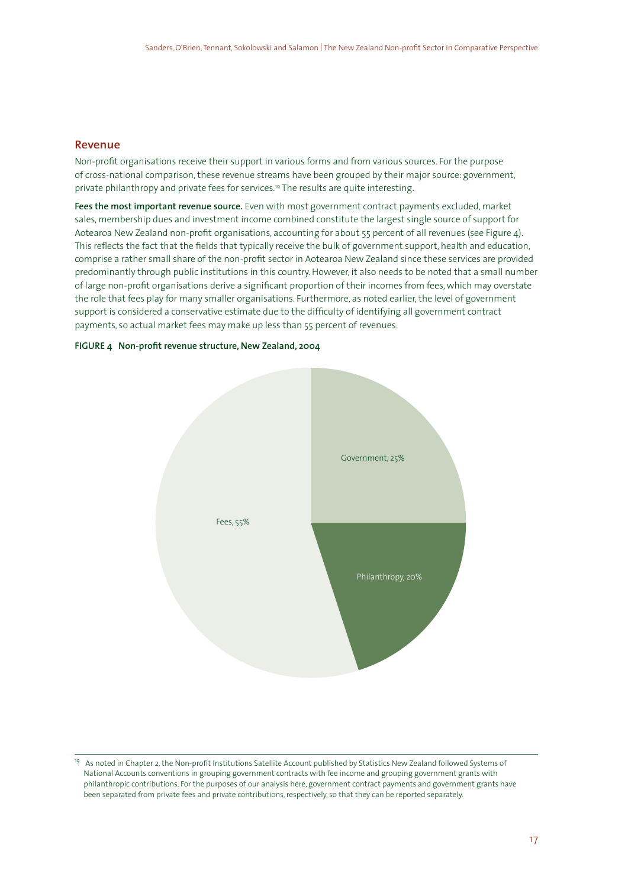## Revenue

Non-profit organisations receive their support in various forms and from various sources. For the purpose of cross-national comparison, these revenue streams have been grouped by their major source: government, private philanthropy and private fees for services.[19] The results are quite interesting.

**Fees the most important revenue source.** Even with most government contract payments excluded, market sales, membership dues and investment income combined constitute the largest single source of support for Aotearoa New Zealand non-profit organisations, accounting for about 55 percent of all revenues (see Figure 4). This reflects the fact that the fields that typically receive the bulk of government support, health and education, comprise a rather small share of the non-profit sector in Aotearoa New Zealand since these services are provided predominantly through public institutions in this country. However, it also needs to be noted that a small number of large non-profit organisations derive a significant proportion of their incomes from fees, which may overstate the role that fees play for many smaller organisations. Furthermore, as noted earlier, the level of government support is considered a conservative estimate due to the difficulty of identifying all government contract payments, so actual market fees may make up less than 55 percent of revenues.

**FIGURE 4 Non-profit revenue structure, New Zealand, 2004**

Government, 25%

Philanthropy, 20%

Fees, 55%

[19] As noted in Chapter 2, the Non-profit Institutions Satellite Account published by Statistics New Zealand followed Systems of National Accounts conventions in grouping government contracts with fee income and grouping government grants with philanthropic contributions. For the purposes of our analysis here, government contract payments and government grants have been separated from private fees and private contributions, respectively, so that they can be reported separately.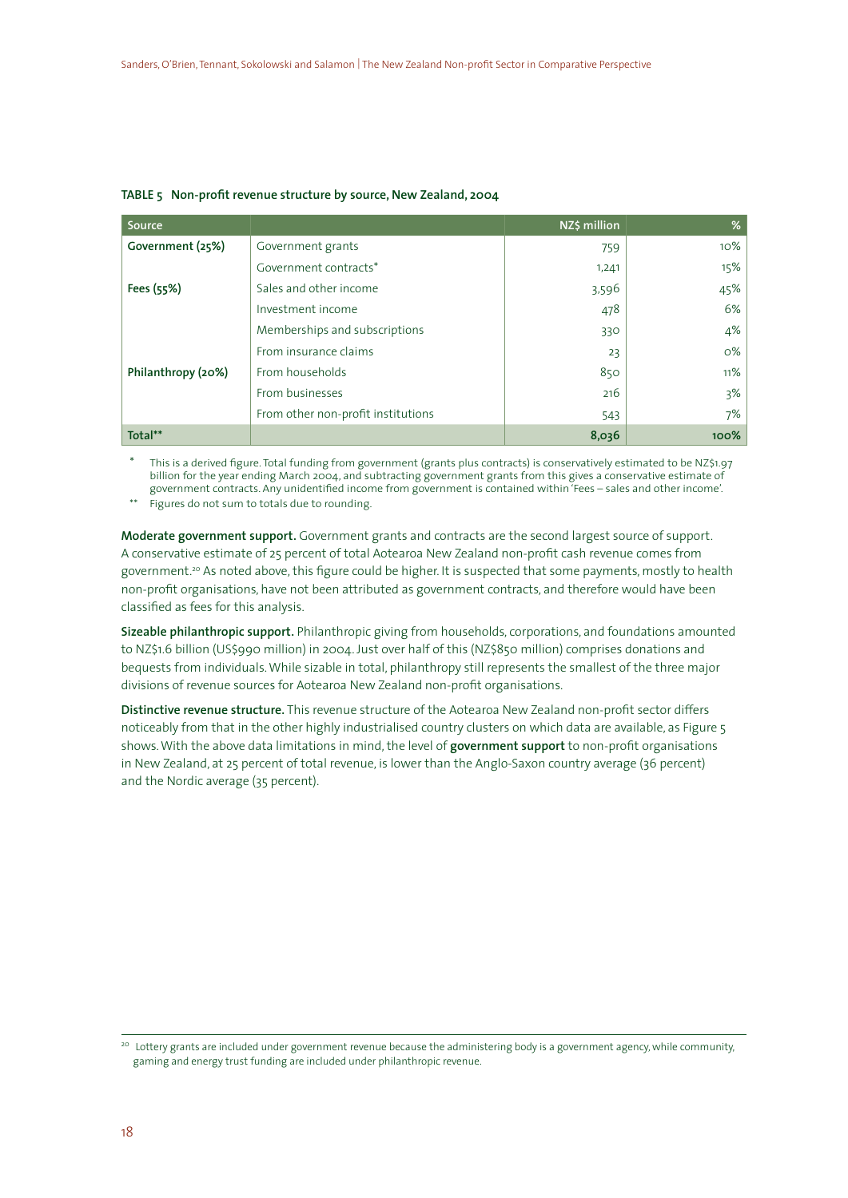**TABLE 5 Non-profit revenue structure by source, New Zealand, 2004**

| Source | | NZ$ million | % |
|---|---|---|---|
| **Government (25%)** | Government grants | 759 | 10% |
| | Government contracts* | 1,241 | 15% |
| **Fees (55%)** | Sales and other income | 3,596 | 45% |
| | Investment income | 478 | 6% |
| | Memberships and subscriptions | 330 | 4% |
| | From insurance claims | 23 | 0% |
| **Philanthropy (20%)** | From households | 850 | 11% |
| | From businesses | 216 | 3% |
| | From other non-profit institutions | 543 | 7% |
| **Total**** | | **8,036** | **100%** |

\* This is a derived figure. Total funding from government (grants plus contracts) is conservatively estimated to be NZ$1.97 billion for the year ending March 2004, and subtracting government grants from this gives a conservative estimate of government contracts. Any unidentified income from government is contained within 'Fees – sales and other income'.

** Figures do not sum to totals due to rounding.

**Moderate government support.** Government grants and contracts are the second largest source of support. A conservative estimate of 25 percent of total Aotearoa New Zealand non-profit cash revenue comes from government.[20] As noted above, this figure could be higher. It is suspected that some payments, mostly to health non-profit organisations, have not been attributed as government contracts, and therefore would have been classified as fees for this analysis.

**Sizeable philanthropic support.** Philanthropic giving from households, corporations, and foundations amounted to NZ$1.6 billion (US$990 million) in 2004. Just over half of this (NZ$850 million) comprises donations and bequests from individuals. While sizable in total, philanthropy still represents the smallest of the three major divisions of revenue sources for Aotearoa New Zealand non-profit organisations.

**Distinctive revenue structure.** This revenue structure of the Aotearoa New Zealand non-profit sector differs noticeably from that in the other highly industrialised country clusters on which data are available, as Figure 5 shows. With the above data limitations in mind, the level of **government support** to non-profit organisations in New Zealand, at 25 percent of total revenue, is lower than the Anglo-Saxon country average (36 percent) and the Nordic average (35 percent).

[20] Lottery grants are included under government revenue because the administering body is a government agency, while community, gaming and energy trust funding are included under philanthropic revenue.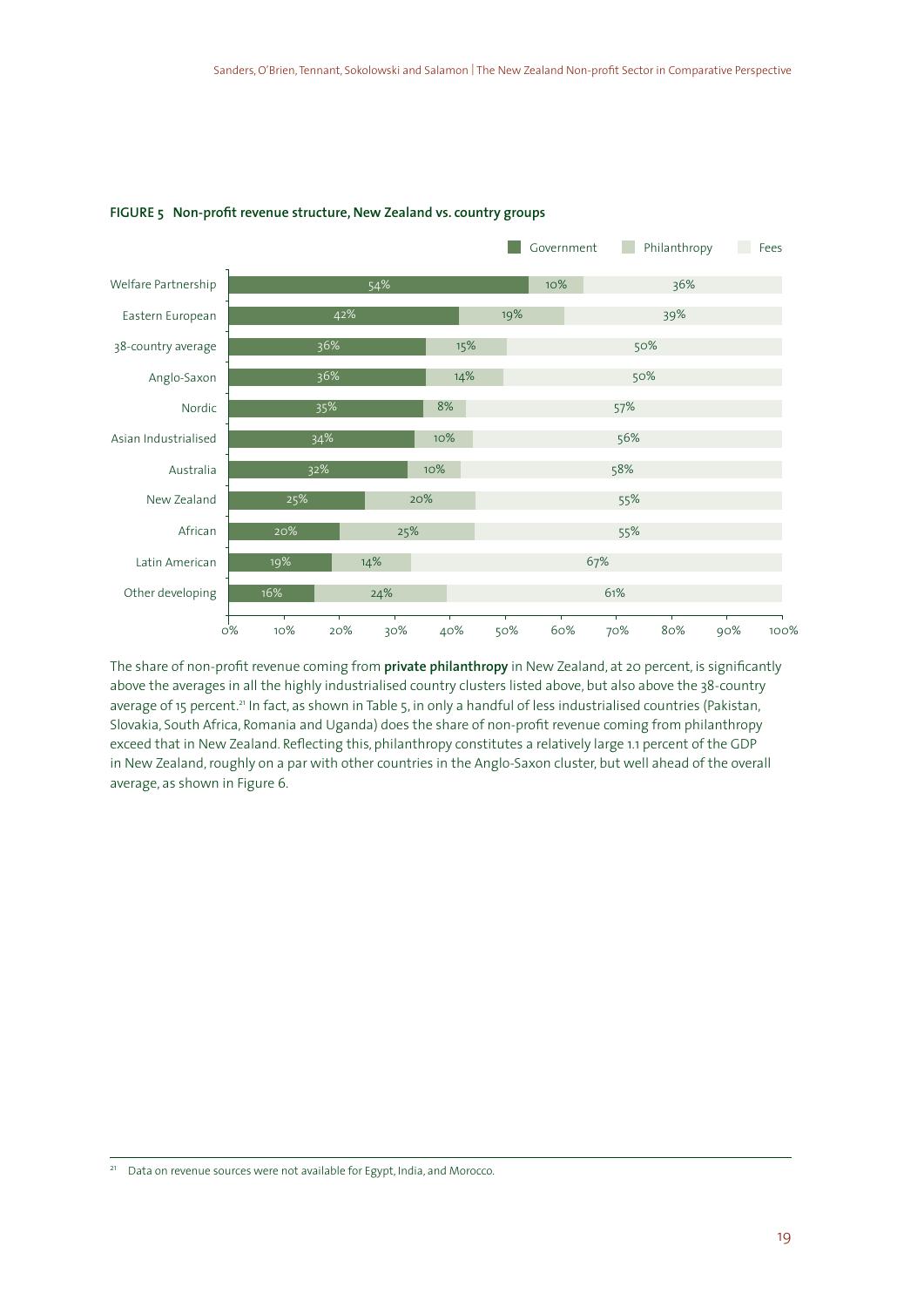**FIGURE 5 Non-profit revenue structure, New Zealand vs. country groups**

| | Government | Philanthropy | Fees |
|---|---|---|---|
| Welfare Partnership | 54% | 10% | 36% |
| Eastern European | 42% | 19% | 39% |
| 38-country average | 36% | 15% | 50% |
| Anglo-Saxon | 36% | 14% | 50% |
| Nordic | 35% | 8% | 57% |
| Asian Industrialised | 34% | 10% | 56% |
| Australia | 32% | 10% | 58% |
| New Zealand | 25% | 20% | 55% |
| African | 20% | 25% | 55% |
| Latin American | 19% | 14% | 67% |
| Other developing | 16% | 24% | 61% |

The share of non-profit revenue coming from **private philanthropy** in New Zealand, at 20 percent, is significantly above the averages in all the highly industrialised country clusters listed above, but also above the 38-country average of 15 percent.[21] In fact, as shown in Table 5, in only a handful of less industrialised countries (Pakistan, Slovakia, South Africa, Romania and Uganda) does the share of non-profit revenue coming from philanthropy exceed that in New Zealand. Reflecting this, philanthropy constitutes a relatively large 1.1 percent of the GDP in New Zealand, roughly on a par with other countries in the Anglo-Saxon cluster, but well ahead of the overall average, as shown in Figure 6.

[21] Data on revenue sources were not available for Egypt, India, and Morocco.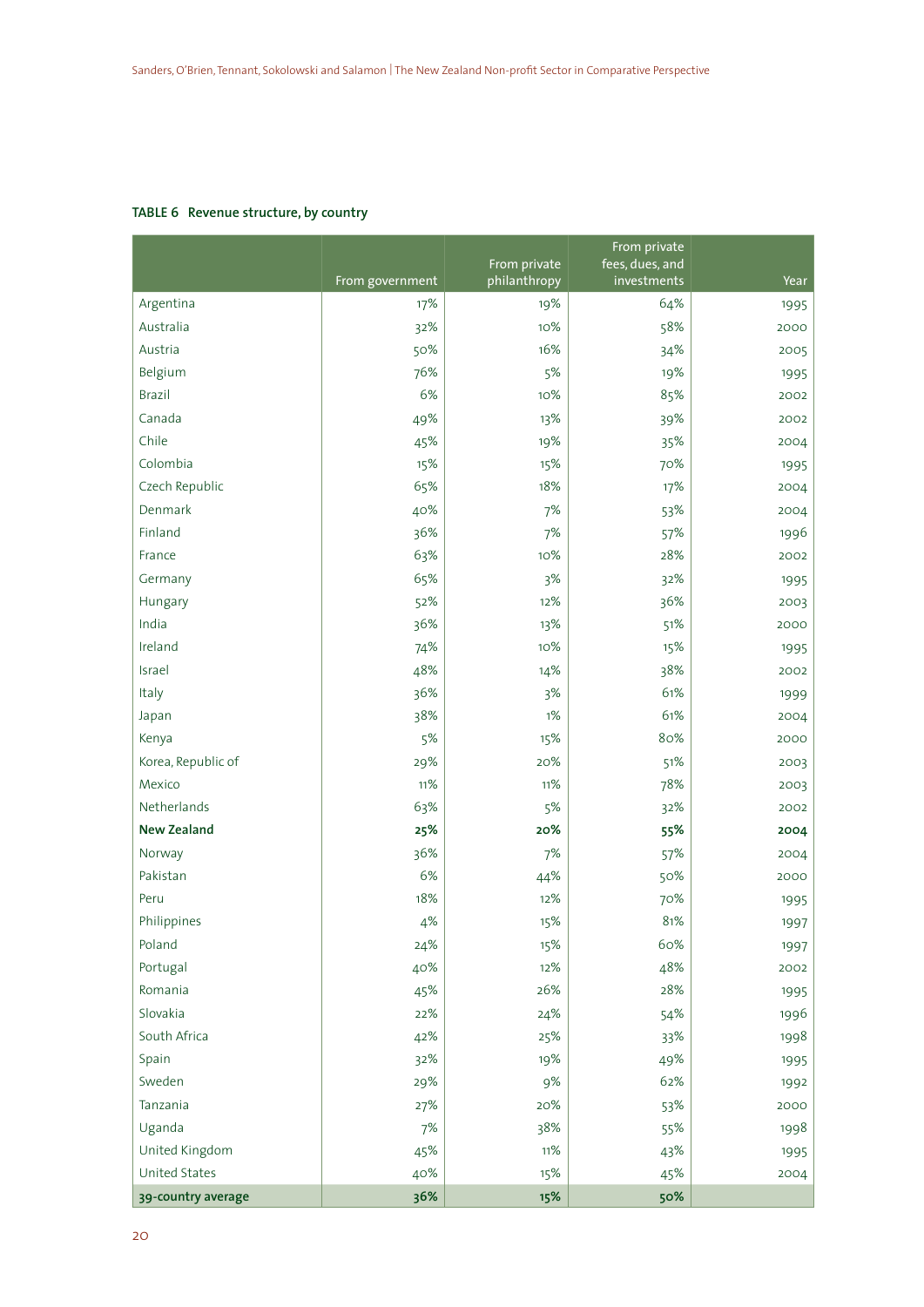**TABLE 6 Revenue structure, by country**

| | From government | From private philanthropy | From private fees, dues, and investments | Year |
|---|---|---|---|---|
| Argentina | 17% | 19% | 64% | 1995 |
| Australia | 32% | 10% | 58% | 2000 |
| Austria | 50% | 16% | 34% | 2005 |
| Belgium | 76% | 5% | 19% | 1995 |
| Brazil | 6% | 10% | 85% | 2002 |
| Canada | 49% | 13% | 39% | 2002 |
| Chile | 45% | 19% | 35% | 2004 |
| Colombia | 15% | 15% | 70% | 1995 |
| Czech Republic | 65% | 18% | 17% | 2004 |
| Denmark | 40% | 7% | 53% | 2004 |
| Finland | 36% | 7% | 57% | 1996 |
| France | 63% | 10% | 28% | 2002 |
| Germany | 65% | 3% | 32% | 1995 |
| Hungary | 52% | 12% | 36% | 2003 |
| India | 36% | 13% | 51% | 2000 |
| Ireland | 74% | 10% | 15% | 1995 |
| Israel | 48% | 14% | 38% | 2002 |
| Italy | 36% | 3% | 61% | 1999 |
| Japan | 38% | 1% | 61% | 2004 |
| Kenya | 5% | 15% | 80% | 2000 |
| Korea, Republic of | 29% | 20% | 51% | 2003 |
| Mexico | 11% | 11% | 78% | 2003 |
| Netherlands | 63% | 5% | 32% | 2002 |
| **New Zealand** | **25%** | **20%** | **55%** | **2004** |
| Norway | 36% | 7% | 57% | 2004 |
| Pakistan | 6% | 44% | 50% | 2000 |
| Peru | 18% | 12% | 70% | 1995 |
| Philippines | 4% | 15% | 81% | 1997 |
| Poland | 24% | 15% | 60% | 1997 |
| Portugal | 40% | 12% | 48% | 2002 |
| Romania | 45% | 26% | 28% | 1995 |
| Slovakia | 22% | 24% | 54% | 1996 |
| South Africa | 42% | 25% | 33% | 1998 |
| Spain | 32% | 19% | 49% | 1995 |
| Sweden | 29% | 9% | 62% | 1992 |
| Tanzania | 27% | 20% | 53% | 2000 |
| Uganda | 7% | 38% | 55% | 1998 |
| United Kingdom | 45% | 11% | 43% | 1995 |
| United States | 40% | 15% | 45% | 2004 |
| **39-country average** | **36%** | **15%** | **50%** | |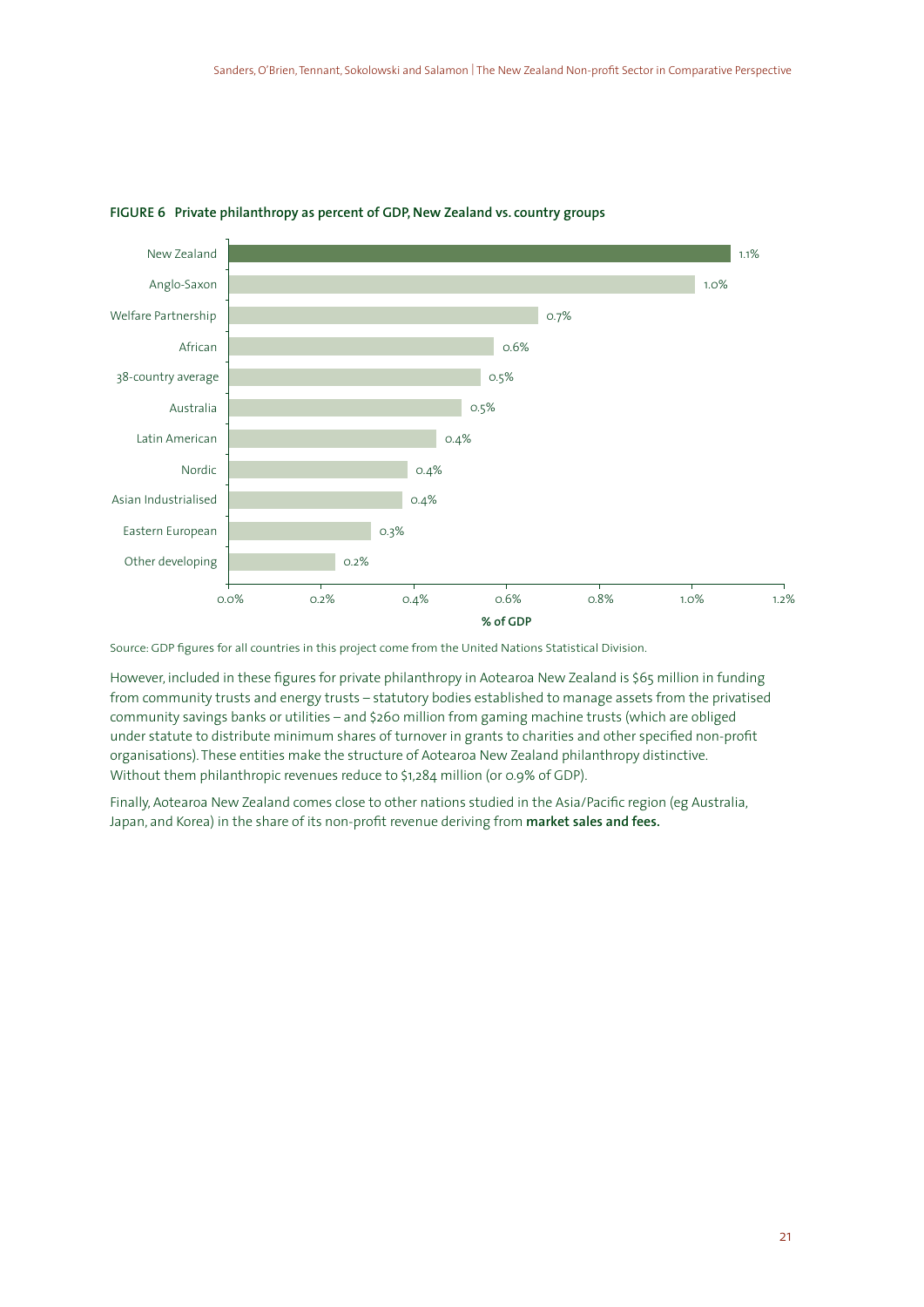**FIGURE 6 Private philanthropy as percent of GDP, New Zealand vs. country groups**

| Country group | % of GDP |
|---|---|
| New Zealand | 1.1% |
| Anglo-Saxon | 1.0% |
| Welfare Partnership | 0.7% |
| African | 0.6% |
| 38-country average | 0.5% |
| Australia | 0.5% |
| Latin American | 0.4% |
| Nordic | 0.4% |
| Asian Industrialised | 0.4% |
| Eastern European | 0.3% |
| Other developing | 0.2% |

Source: GDP figures for all countries in this project come from the United Nations Statistical Division.

However, included in these figures for private philanthropy in Aotearoa New Zealand is $65 million in funding from community trusts and energy trusts – statutory bodies established to manage assets from the privatised community savings banks or utilities – and $260 million from gaming machine trusts (which are obliged under statute to distribute minimum shares of turnover in grants to charities and other specified non-profit organisations). These entities make the structure of Aotearoa New Zealand philanthropy distinctive. Without them philanthropic revenues reduce to $1,284 million (or 0.9% of GDP).

Finally, Aotearoa New Zealand comes close to other nations studied in the Asia/Pacific region (eg Australia, Japan, and Korea) in the share of its non-profit revenue deriving from **market sales and fees.**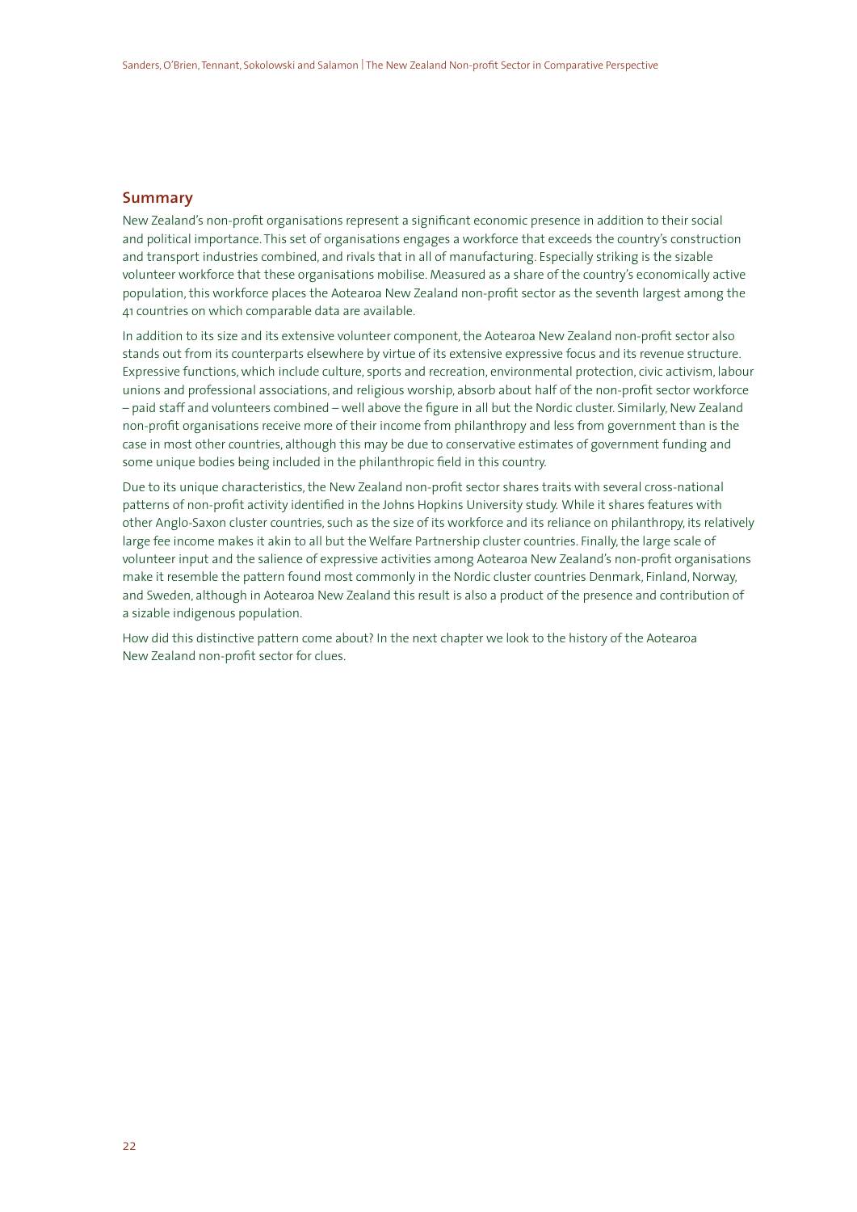## Summary

New Zealand's non-profit organisations represent a significant economic presence in addition to their social and political importance. This set of organisations engages a workforce that exceeds the country's construction and transport industries combined, and rivals that in all of manufacturing. Especially striking is the sizable volunteer workforce that these organisations mobilise. Measured as a share of the country's economically active population, this workforce places the Aotearoa New Zealand non-profit sector as the seventh largest among the 41 countries on which comparable data are available.

In addition to its size and its extensive volunteer component, the Aotearoa New Zealand non-profit sector also stands out from its counterparts elsewhere by virtue of its extensive expressive focus and its revenue structure. Expressive functions, which include culture, sports and recreation, environmental protection, civic activism, labour unions and professional associations, and religious worship, absorb about half of the non-profit sector workforce – paid staff and volunteers combined – well above the figure in all but the Nordic cluster. Similarly, New Zealand non-profit organisations receive more of their income from philanthropy and less from government than is the case in most other countries, although this may be due to conservative estimates of government funding and some unique bodies being included in the philanthropic field in this country.

Due to its unique characteristics, the New Zealand non-profit sector shares traits with several cross-national patterns of non-profit activity identified in the Johns Hopkins University study. While it shares features with other Anglo-Saxon cluster countries, such as the size of its workforce and its reliance on philanthropy, its relatively large fee income makes it akin to all but the Welfare Partnership cluster countries. Finally, the large scale of volunteer input and the salience of expressive activities among Aotearoa New Zealand's non-profit organisations make it resemble the pattern found most commonly in the Nordic cluster countries Denmark, Finland, Norway, and Sweden, although in Aotearoa New Zealand this result is also a product of the presence and contribution of a sizable indigenous population.

How did this distinctive pattern come about? In the next chapter we look to the history of the Aotearoa New Zealand non-profit sector for clues.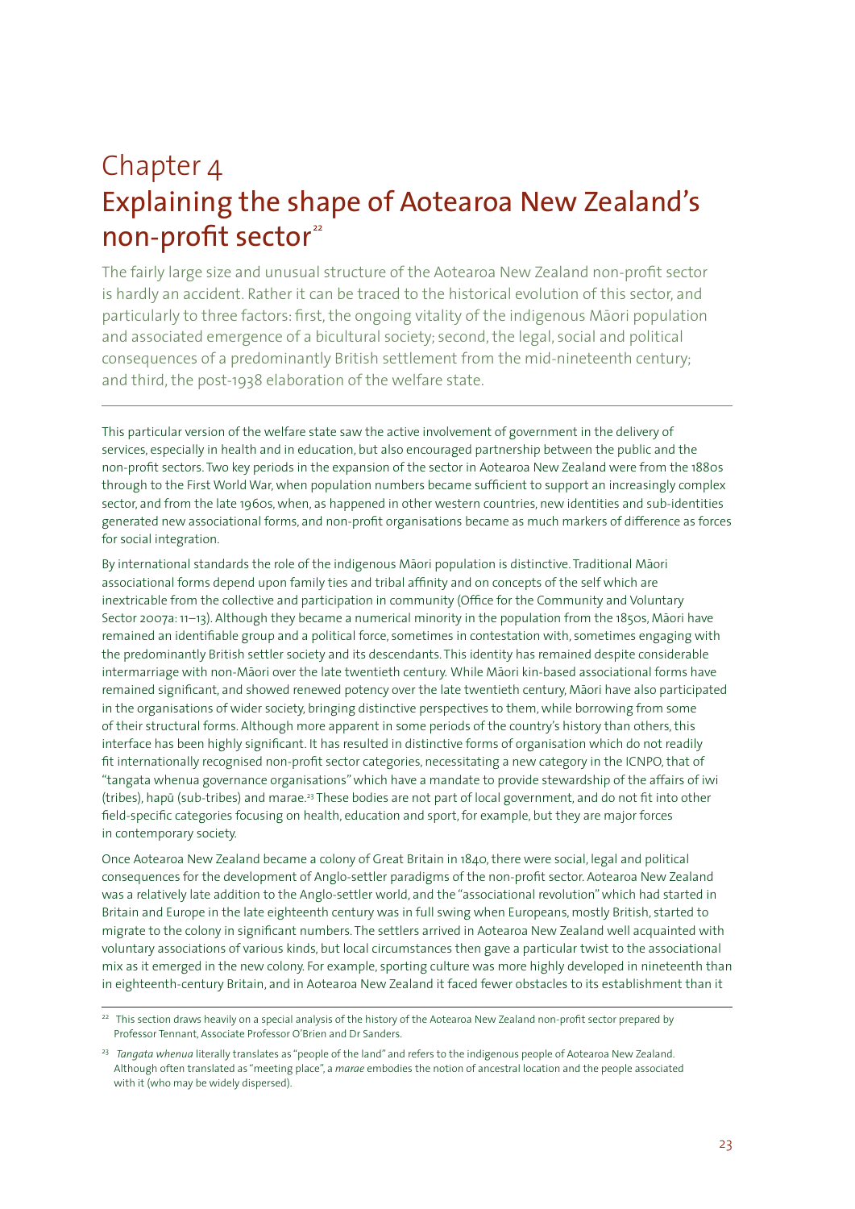# Chapter 4
# Explaining the shape of Aotearoa New Zealand's non-profit sector[22]

The fairly large size and unusual structure of the Aotearoa New Zealand non-profit sector is hardly an accident. Rather it can be traced to the historical evolution of this sector, and particularly to three factors: first, the ongoing vitality of the indigenous Māori population and associated emergence of a bicultural society; second, the legal, social and political consequences of a predominantly British settlement from the mid-nineteenth century; and third, the post-1938 elaboration of the welfare state.

---

This particular version of the welfare state saw the active involvement of government in the delivery of services, especially in health and in education, but also encouraged partnership between the public and the non-profit sectors. Two key periods in the expansion of the sector in Aotearoa New Zealand were from the 1880s through to the First World War, when population numbers became sufficient to support an increasingly complex sector, and from the late 1960s, when, as happened in other western countries, new identities and sub-identities generated new associational forms, and non-profit organisations became as much markers of difference as forces for social integration.

By international standards the role of the indigenous Māori population is distinctive. Traditional Māori associational forms depend upon family ties and tribal affinity and on concepts of the self which are inextricable from the collective and participation in community (Office for the Community and Voluntary Sector 2007a: 11–13). Although they became a numerical minority in the population from the 1850s, Māori have remained an identifiable group and a political force, sometimes in contestation with, sometimes engaging with the predominantly British settler society and its descendants. This identity has remained despite considerable intermarriage with non-Māori over the late twentieth century. While Māori kin-based associational forms have remained significant, and showed renewed potency over the late twentieth century, Māori have also participated in the organisations of wider society, bringing distinctive perspectives to them, while borrowing from some of their structural forms. Although more apparent in some periods of the country's history than others, this interface has been highly significant. It has resulted in distinctive forms of organisation which do not readily fit internationally recognised non-profit sector categories, necessitating a new category in the ICNPO, that of "tangata whenua governance organisations" which have a mandate to provide stewardship of the affairs of iwi (tribes), hapū (sub-tribes) and marae.[23] These bodies are not part of local government, and do not fit into other field-specific categories focusing on health, education and sport, for example, but they are major forces in contemporary society.

Once Aotearoa New Zealand became a colony of Great Britain in 1840, there were social, legal and political consequences for the development of Anglo-settler paradigms of the non-profit sector. Aotearoa New Zealand was a relatively late addition to the Anglo-settler world, and the "associational revolution" which had started in Britain and Europe in the late eighteenth century was in full swing when Europeans, mostly British, started to migrate to the colony in significant numbers. The settlers arrived in Aotearoa New Zealand well acquainted with voluntary associations of various kinds, but local circumstances then gave a particular twist to the associational mix as it emerged in the new colony. For example, sporting culture was more highly developed in nineteenth than in eighteenth-century Britain, and in Aotearoa New Zealand it faced fewer obstacles to its establishment than it

---

[22] This section draws heavily on a special analysis of the history of the Aotearoa New Zealand non-profit sector prepared by Professor Tennant, Associate Professor O'Brien and Dr Sanders.

[23] *Tangata whenua* literally translates as "people of the land" and refers to the indigenous people of Aotearoa New Zealand. Although often translated as "meeting place", a *marae* embodies the notion of ancestral location and the people associated with it (who may be widely dispersed).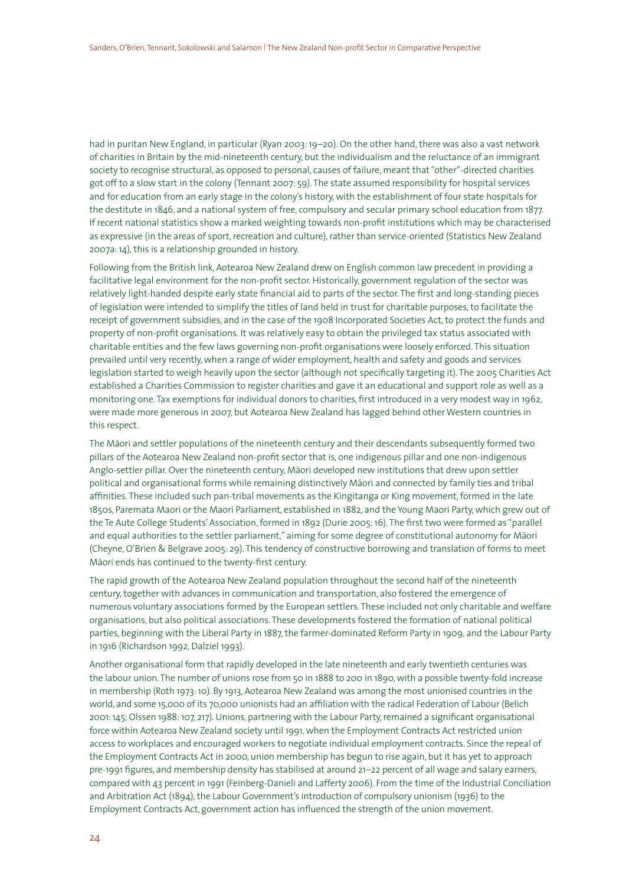had in puritan New England, in particular (Ryan 2003: 19–20). On the other hand, there was also a vast network of charities in Britain by the mid-nineteenth century, but the individualism and the reluctance of an immigrant society to recognise structural, as opposed to personal, causes of failure, meant that "other"-directed charities got off to a slow start in the colony (Tennant 2007: 59). The state assumed responsibility for hospital services and for education from an early stage in the colony's history, with the establishment of four state hospitals for the destitute in 1846, and a national system of free, compulsory and secular primary school education from 1877. If recent national statistics show a marked weighting towards non-profit institutions which may be characterised as expressive (in the areas of sport, recreation and culture), rather than service-oriented (Statistics New Zealand 2007a: 14), this is a relationship grounded in history.

Following from the British link, Aotearoa New Zealand drew on English common law precedent in providing a facilitative legal environment for the non-profit sector. Historically, government regulation of the sector was relatively light-handed despite early state financial aid to parts of the sector. The first and long-standing pieces of legislation were intended to simplify the titles of land held in trust for charitable purposes, to facilitate the receipt of government subsidies, and in the case of the 1908 Incorporated Societies Act, to protect the funds and property of non-profit organisations. It was relatively easy to obtain the privileged tax status associated with charitable entities and the few laws governing non-profit organisations were loosely enforced. This situation prevailed until very recently, when a range of wider employment, health and safety and goods and services legislation started to weigh heavily upon the sector (although not specifically targeting it). The 2005 Charities Act established a Charities Commission to register charities and gave it an educational and support role as well as a monitoring one. Tax exemptions for individual donors to charities, first introduced in a very modest way in 1962, were made more generous in 2007, but Aotearoa New Zealand has lagged behind other Western countries in this respect.

The Māori and settler populations of the nineteenth century and their descendants subsequently formed two pillars of the Aotearoa New Zealand non-profit sector that is, one indigenous pillar and one non-indigenous Anglo-settler pillar. Over the nineteenth century, Māori developed new institutions that drew upon settler political and organisational forms while remaining distinctively Māori and connected by family ties and tribal affinities. These included such pan-tribal movements as the Kingitanga or King movement, formed in the late 1850s, Paremata Maori or the Maori Parliament, established in 1882, and the Young Maori Party, which grew out of the Te Aute College Students' Association, formed in 1892 (Durie 2005: 16). The first two were formed as "parallel and equal authorities to the settler parliament," aiming for some degree of constitutional autonomy for Māori (Cheyne, O'Brien & Belgrave 2005: 29). This tendency of constructive borrowing and translation of forms to meet Māori ends has continued to the twenty-first century.

The rapid growth of the Aotearoa New Zealand population throughout the second half of the nineteenth century, together with advances in communication and transportation, also fostered the emergence of numerous voluntary associations formed by the European settlers. These included not only charitable and welfare organisations, but also political associations. These developments fostered the formation of national political parties, beginning with the Liberal Party in 1887, the farmer-dominated Reform Party in 1909, and the Labour Party in 1916 (Richardson 1992, Dalziel 1993).

Another organisational form that rapidly developed in the late nineteenth and early twentieth centuries was the labour union. The number of unions rose from 50 in 1888 to 200 in 1890, with a possible twenty-fold increase in membership (Roth 1973: 10). By 1913, Aotearoa New Zealand was among the most unionised countries in the world, and some 15,000 of its 70,000 unionists had an affiliation with the radical Federation of Labour (Belich 2001: 145; Olssen 1988: 107, 217). Unions, partnering with the Labour Party, remained a significant organisational force within Aotearoa New Zealand society until 1991, when the Employment Contracts Act restricted union access to workplaces and encouraged workers to negotiate individual employment contracts. Since the repeal of the Employment Contracts Act in 2000, union membership has begun to rise again, but it has yet to approach pre-1991 figures, and membership density has stabilised at around 21–22 percent of all wage and salary earners, compared with 43 percent in 1991 (Feinberg-Danieli and Lafferty 2006). From the time of the Industrial Conciliation and Arbitration Act (1894), the Labour Government's introduction of compulsory unionism (1936) to the Employment Contracts Act, government action has influenced the strength of the union movement.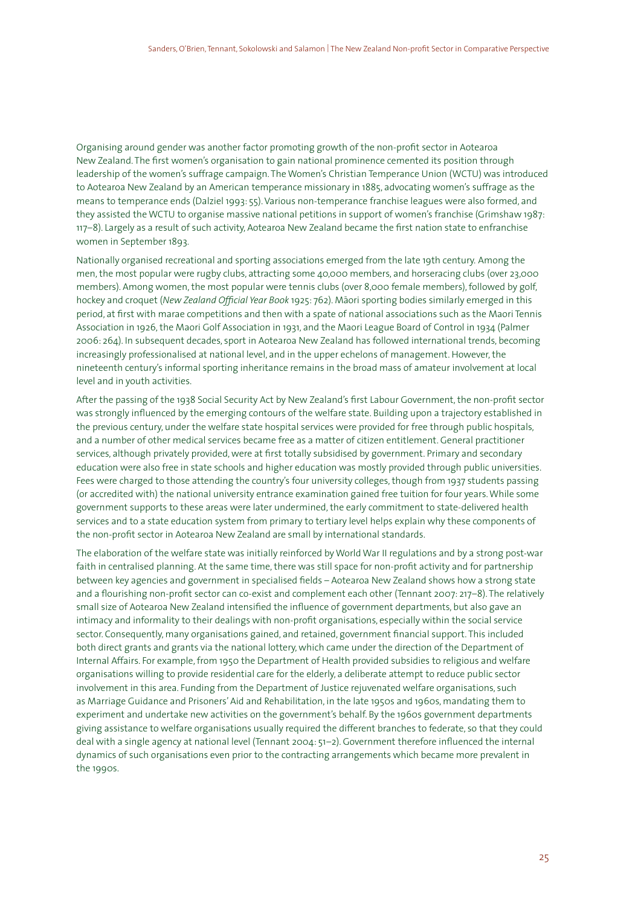Organising around gender was another factor promoting growth of the non-profit sector in Aotearoa New Zealand. The first women's organisation to gain national prominence cemented its position through leadership of the women's suffrage campaign. The Women's Christian Temperance Union (WCTU) was introduced to Aotearoa New Zealand by an American temperance missionary in 1885, advocating women's suffrage as the means to temperance ends (Dalziel 1993: 55). Various non-temperance franchise leagues were also formed, and they assisted the WCTU to organise massive national petitions in support of women's franchise (Grimshaw 1987: 117–8). Largely as a result of such activity, Aotearoa New Zealand became the first nation state to enfranchise women in September 1893.

Nationally organised recreational and sporting associations emerged from the late 19th century. Among the men, the most popular were rugby clubs, attracting some 40,000 members, and horseracing clubs (over 23,000 members). Among women, the most popular were tennis clubs (over 8,000 female members), followed by golf, hockey and croquet (*New Zealand Official Year Book* 1925: 762). Māori sporting bodies similarly emerged in this period, at first with marae competitions and then with a spate of national associations such as the Maori Tennis Association in 1926, the Maori Golf Association in 1931, and the Maori League Board of Control in 1934 (Palmer 2006: 264). In subsequent decades, sport in Aotearoa New Zealand has followed international trends, becoming increasingly professionalised at national level, and in the upper echelons of management. However, the nineteenth century's informal sporting inheritance remains in the broad mass of amateur involvement at local level and in youth activities.

After the passing of the 1938 Social Security Act by New Zealand's first Labour Government, the non-profit sector was strongly influenced by the emerging contours of the welfare state. Building upon a trajectory established in the previous century, under the welfare state hospital services were provided for free through public hospitals, and a number of other medical services became free as a matter of citizen entitlement. General practitioner services, although privately provided, were at first totally subsidised by government. Primary and secondary education were also free in state schools and higher education was mostly provided through public universities. Fees were charged to those attending the country's four university colleges, though from 1937 students passing (or accredited with) the national university entrance examination gained free tuition for four years. While some government supports to these areas were later undermined, the early commitment to state-delivered health services and to a state education system from primary to tertiary level helps explain why these components of the non-profit sector in Aotearoa New Zealand are small by international standards.

The elaboration of the welfare state was initially reinforced by World War II regulations and by a strong post-war faith in centralised planning. At the same time, there was still space for non-profit activity and for partnership between key agencies and government in specialised fields – Aotearoa New Zealand shows how a strong state and a flourishing non-profit sector can co-exist and complement each other (Tennant 2007: 217–8). The relatively small size of Aotearoa New Zealand intensified the influence of government departments, but also gave an intimacy and informality to their dealings with non-profit organisations, especially within the social service sector. Consequently, many organisations gained, and retained, government financial support. This included both direct grants and grants via the national lottery, which came under the direction of the Department of Internal Affairs. For example, from 1950 the Department of Health provided subsidies to religious and welfare organisations willing to provide residential care for the elderly, a deliberate attempt to reduce public sector involvement in this area. Funding from the Department of Justice rejuvenated welfare organisations, such as Marriage Guidance and Prisoners' Aid and Rehabilitation, in the late 1950s and 1960s, mandating them to experiment and undertake new activities on the government's behalf. By the 1960s government departments giving assistance to welfare organisations usually required the different branches to federate, so that they could deal with a single agency at national level (Tennant 2004: 51–2). Government therefore influenced the internal dynamics of such organisations even prior to the contracting arrangements which became more prevalent in the 1990s.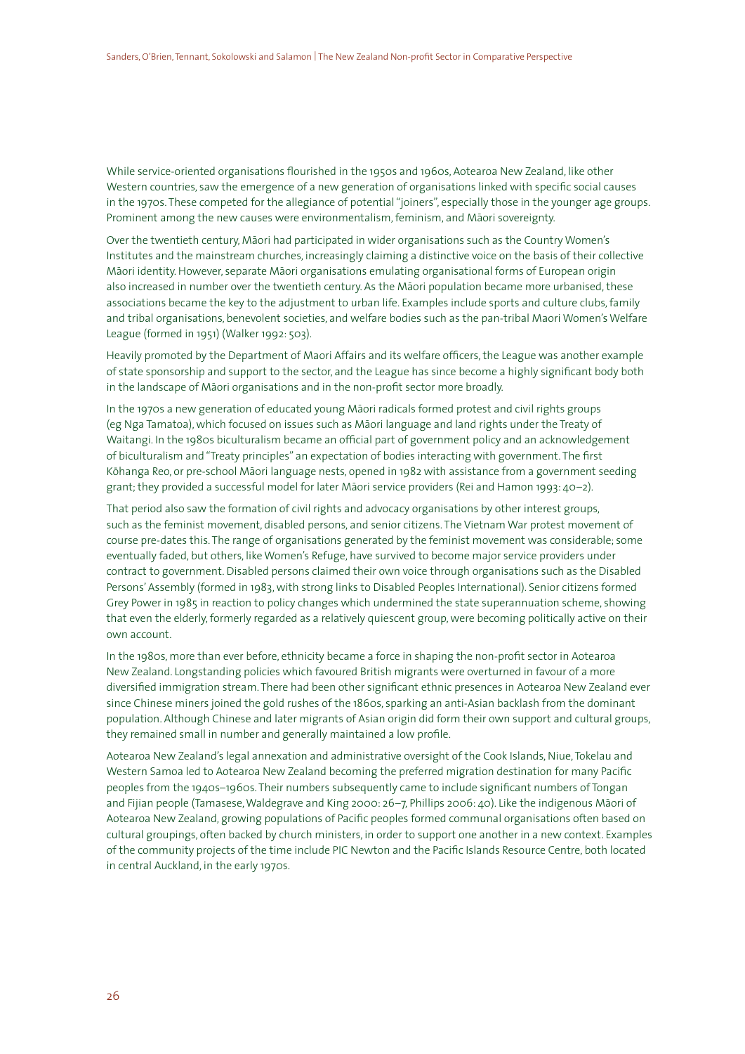While service-oriented organisations flourished in the 1950s and 1960s, Aotearoa New Zealand, like other Western countries, saw the emergence of a new generation of organisations linked with specific social causes in the 1970s. These competed for the allegiance of potential "joiners", especially those in the younger age groups. Prominent among the new causes were environmentalism, feminism, and Māori sovereignty.

Over the twentieth century, Māori had participated in wider organisations such as the Country Women's Institutes and the mainstream churches, increasingly claiming a distinctive voice on the basis of their collective Māori identity. However, separate Māori organisations emulating organisational forms of European origin also increased in number over the twentieth century. As the Māori population became more urbanised, these associations became the key to the adjustment to urban life. Examples include sports and culture clubs, family and tribal organisations, benevolent societies, and welfare bodies such as the pan-tribal Maori Women's Welfare League (formed in 1951) (Walker 1992: 503).

Heavily promoted by the Department of Maori Affairs and its welfare officers, the League was another example of state sponsorship and support to the sector, and the League has since become a highly significant body both in the landscape of Māori organisations and in the non-profit sector more broadly.

In the 1970s a new generation of educated young Māori radicals formed protest and civil rights groups (eg Nga Tamatoa), which focused on issues such as Māori language and land rights under the Treaty of Waitangi. In the 1980s biculturalism became an official part of government policy and an acknowledgement of biculturalism and "Treaty principles" an expectation of bodies interacting with government. The first Kōhanga Reo, or pre-school Māori language nests, opened in 1982 with assistance from a government seeding grant; they provided a successful model for later Māori service providers (Rei and Hamon 1993: 40–2).

That period also saw the formation of civil rights and advocacy organisations by other interest groups, such as the feminist movement, disabled persons, and senior citizens. The Vietnam War protest movement of course pre-dates this. The range of organisations generated by the feminist movement was considerable; some eventually faded, but others, like Women's Refuge, have survived to become major service providers under contract to government. Disabled persons claimed their own voice through organisations such as the Disabled Persons' Assembly (formed in 1983, with strong links to Disabled Peoples International). Senior citizens formed Grey Power in 1985 in reaction to policy changes which undermined the state superannuation scheme, showing that even the elderly, formerly regarded as a relatively quiescent group, were becoming politically active on their own account.

In the 1980s, more than ever before, ethnicity became a force in shaping the non-profit sector in Aotearoa New Zealand. Longstanding policies which favoured British migrants were overturned in favour of a more diversified immigration stream. There had been other significant ethnic presences in Aotearoa New Zealand ever since Chinese miners joined the gold rushes of the 1860s, sparking an anti-Asian backlash from the dominant population. Although Chinese and later migrants of Asian origin did form their own support and cultural groups, they remained small in number and generally maintained a low profile.

Aotearoa New Zealand's legal annexation and administrative oversight of the Cook Islands, Niue, Tokelau and Western Samoa led to Aotearoa New Zealand becoming the preferred migration destination for many Pacific peoples from the 1940s–1960s. Their numbers subsequently came to include significant numbers of Tongan and Fijian people (Tamasese, Waldegrave and King 2000: 26–7, Phillips 2006: 40). Like the indigenous Māori of Aotearoa New Zealand, growing populations of Pacific peoples formed communal organisations often based on cultural groupings, often backed by church ministers, in order to support one another in a new context. Examples of the community projects of the time include PIC Newton and the Pacific Islands Resource Centre, both located in central Auckland, in the early 1970s.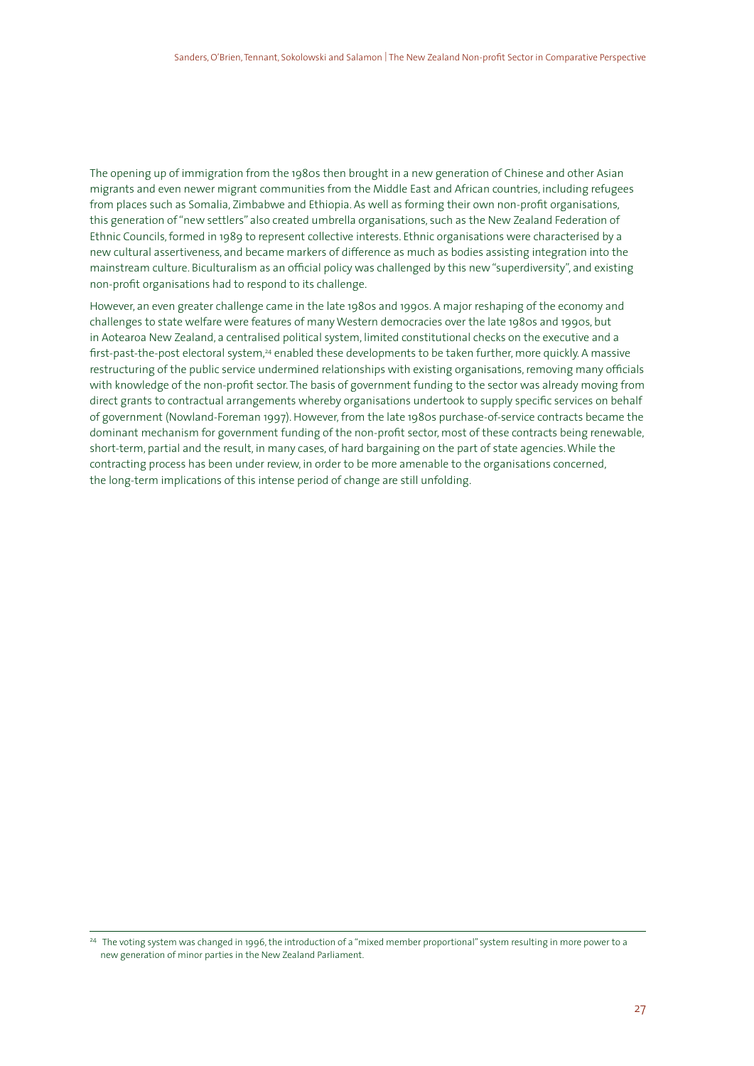The opening up of immigration from the 1980s then brought in a new generation of Chinese and other Asian migrants and even newer migrant communities from the Middle East and African countries, including refugees from places such as Somalia, Zimbabwe and Ethiopia. As well as forming their own non-profit organisations, this generation of "new settlers" also created umbrella organisations, such as the New Zealand Federation of Ethnic Councils, formed in 1989 to represent collective interests. Ethnic organisations were characterised by a new cultural assertiveness, and became markers of difference as much as bodies assisting integration into the mainstream culture. Biculturalism as an official policy was challenged by this new "superdiversity", and existing non-profit organisations had to respond to its challenge.

However, an even greater challenge came in the late 1980s and 1990s. A major reshaping of the economy and challenges to state welfare were features of many Western democracies over the late 1980s and 1990s, but in Aotearoa New Zealand, a centralised political system, limited constitutional checks on the executive and a first-past-the-post electoral system,[24] enabled these developments to be taken further, more quickly. A massive restructuring of the public service undermined relationships with existing organisations, removing many officials with knowledge of the non-profit sector. The basis of government funding to the sector was already moving from direct grants to contractual arrangements whereby organisations undertook to supply specific services on behalf of government (Nowland-Foreman 1997). However, from the late 1980s purchase-of-service contracts became the dominant mechanism for government funding of the non-profit sector, most of these contracts being renewable, short-term, partial and the result, in many cases, of hard bargaining on the part of state agencies. While the contracting process has been under review, in order to be more amenable to the organisations concerned, the long-term implications of this intense period of change are still unfolding.

[24] The voting system was changed in 1996, the introduction of a "mixed member proportional" system resulting in more power to a new generation of minor parties in the New Zealand Parliament.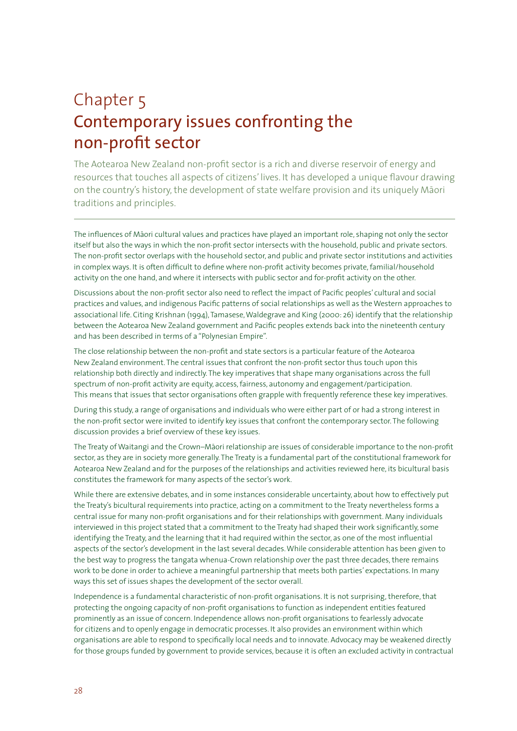# Chapter 5
## Contemporary issues confronting the non-profit sector

The Aotearoa New Zealand non-profit sector is a rich and diverse reservoir of energy and resources that touches all aspects of citizens' lives. It has developed a unique flavour drawing on the country's history, the development of state welfare provision and its uniquely Māori traditions and principles.

The influences of Māori cultural values and practices have played an important role, shaping not only the sector itself but also the ways in which the non-profit sector intersects with the household, public and private sectors. The non-profit sector overlaps with the household sector, and public and private sector institutions and activities in complex ways. It is often difficult to define where non-profit activity becomes private, familial/household activity on the one hand, and where it intersects with public sector and for-profit activity on the other.

Discussions about the non-profit sector also need to reflect the impact of Pacific peoples' cultural and social practices and values, and indigenous Pacific patterns of social relationships as well as the Western approaches to associational life. Citing Krishnan (1994), Tamasese, Waldegrave and King (2000: 26) identify that the relationship between the Aotearoa New Zealand government and Pacific peoples extends back into the nineteenth century and has been described in terms of a "Polynesian Empire".

The close relationship between the non-profit and state sectors is a particular feature of the Aotearoa New Zealand environment. The central issues that confront the non-profit sector thus touch upon this relationship both directly and indirectly. The key imperatives that shape many organisations across the full spectrum of non-profit activity are equity, access, fairness, autonomy and engagement/participation. This means that issues that sector organisations often grapple with frequently reference these key imperatives.

During this study, a range of organisations and individuals who were either part of or had a strong interest in the non-profit sector were invited to identify key issues that confront the contemporary sector. The following discussion provides a brief overview of these key issues.

The Treaty of Waitangi and the Crown–Māori relationship are issues of considerable importance to the non-profit sector, as they are in society more generally. The Treaty is a fundamental part of the constitutional framework for Aotearoa New Zealand and for the purposes of the relationships and activities reviewed here, its bicultural basis constitutes the framework for many aspects of the sector's work.

While there are extensive debates, and in some instances considerable uncertainty, about how to effectively put the Treaty's bicultural requirements into practice, acting on a commitment to the Treaty nevertheless forms a central issue for many non-profit organisations and for their relationships with government. Many individuals interviewed in this project stated that a commitment to the Treaty had shaped their work significantly, some identifying the Treaty, and the learning that it had required within the sector, as one of the most influential aspects of the sector's development in the last several decades. While considerable attention has been given to the best way to progress the tangata whenua-Crown relationship over the past three decades, there remains work to be done in order to achieve a meaningful partnership that meets both parties' expectations. In many ways this set of issues shapes the development of the sector overall.

Independence is a fundamental characteristic of non-profit organisations. It is not surprising, therefore, that protecting the ongoing capacity of non-profit organisations to function as independent entities featured prominently as an issue of concern. Independence allows non-profit organisations to fearlessly advocate for citizens and to openly engage in democratic processes. It also provides an environment within which organisations are able to respond to specifically local needs and to innovate. Advocacy may be weakened directly for those groups funded by government to provide services, because it is often an excluded activity in contractual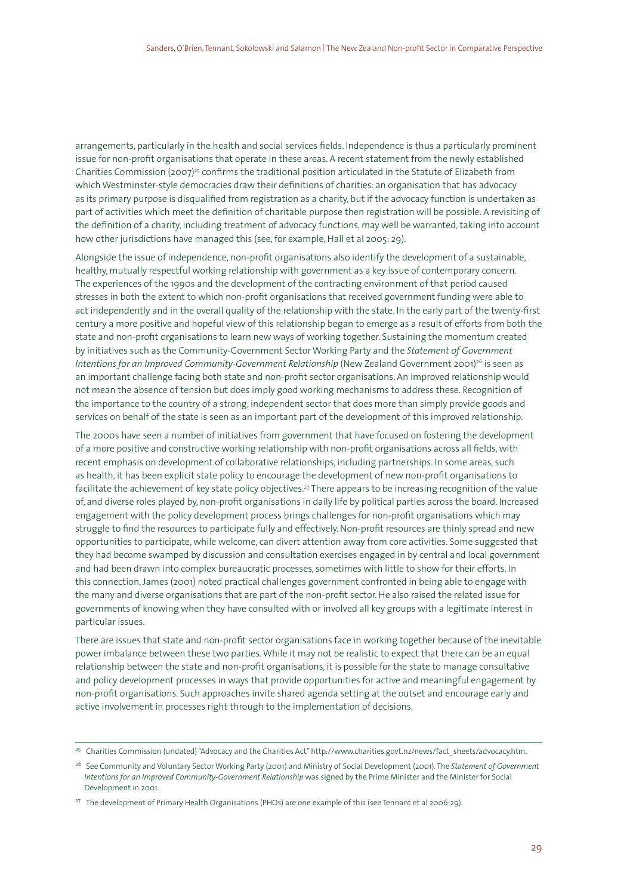arrangements, particularly in the health and social services fields. Independence is thus a particularly prominent issue for non-profit organisations that operate in these areas. A recent statement from the newly established Charities Commission (2007)[25] confirms the traditional position articulated in the Statute of Elizabeth from which Westminster-style democracies draw their definitions of charities: an organisation that has advocacy as its primary purpose is disqualified from registration as a charity, but if the advocacy function is undertaken as part of activities which meet the definition of charitable purpose then registration will be possible. A revisiting of the definition of a charity, including treatment of advocacy functions, may well be warranted, taking into account how other jurisdictions have managed this (see, for example, Hall et al 2005: 29).

Alongside the issue of independence, non-profit organisations also identify the development of a sustainable, healthy, mutually respectful working relationship with government as a key issue of contemporary concern. The experiences of the 1990s and the development of the contracting environment of that period caused stresses in both the extent to which non-profit organisations that received government funding were able to act independently and in the overall quality of the relationship with the state. In the early part of the twenty-first century a more positive and hopeful view of this relationship began to emerge as a result of efforts from both the state and non-profit organisations to learn new ways of working together. Sustaining the momentum created by initiatives such as the Community-Government Sector Working Party and the *Statement of Government Intentions for an Improved Community-Government Relationship* (New Zealand Government 2001)[26] is seen as an important challenge facing both state and non-profit sector organisations. An improved relationship would not mean the absence of tension but does imply good working mechanisms to address these. Recognition of the importance to the country of a strong, independent sector that does more than simply provide goods and services on behalf of the state is seen as an important part of the development of this improved relationship.

The 2000s have seen a number of initiatives from government that have focused on fostering the development of a more positive and constructive working relationship with non-profit organisations across all fields, with recent emphasis on development of collaborative relationships, including partnerships. In some areas, such as health, it has been explicit state policy to encourage the development of new non-profit organisations to facilitate the achievement of key state policy objectives.[27] There appears to be increasing recognition of the value of, and diverse roles played by, non-profit organisations in daily life by political parties across the board. Increased engagement with the policy development process brings challenges for non-profit organisations which may struggle to find the resources to participate fully and effectively. Non-profit resources are thinly spread and new opportunities to participate, while welcome, can divert attention away from core activities. Some suggested that they had become swamped by discussion and consultation exercises engaged in by central and local government and had been drawn into complex bureaucratic processes, sometimes with little to show for their efforts. In this connection, James (2001) noted practical challenges government confronted in being able to engage with the many and diverse organisations that are part of the non-profit sector. He also raised the related issue for governments of knowing when they have consulted with or involved all key groups with a legitimate interest in particular issues.

There are issues that state and non-profit sector organisations face in working together because of the inevitable power imbalance between these two parties. While it may not be realistic to expect that there can be an equal relationship between the state and non-profit organisations, it is possible for the state to manage consultative and policy development processes in ways that provide opportunities for active and meaningful engagement by non-profit organisations. Such approaches invite shared agenda setting at the outset and encourage early and active involvement in processes right through to the implementation of decisions.

---

[25] Charities Commission (undated) "Advocacy and the Charities Act" http://www.charities.govt.nz/news/fact_sheets/advocacy.htm.

[26] See Community and Voluntary Sector Working Party (2001) and Ministry of Social Development (2001). The *Statement of Government Intentions for an Improved Community-Government Relationship* was signed by the Prime Minister and the Minister for Social Development in 2001.

[27] The development of Primary Health Organisations (PHOs) are one example of this (see Tennant et al 2006:29).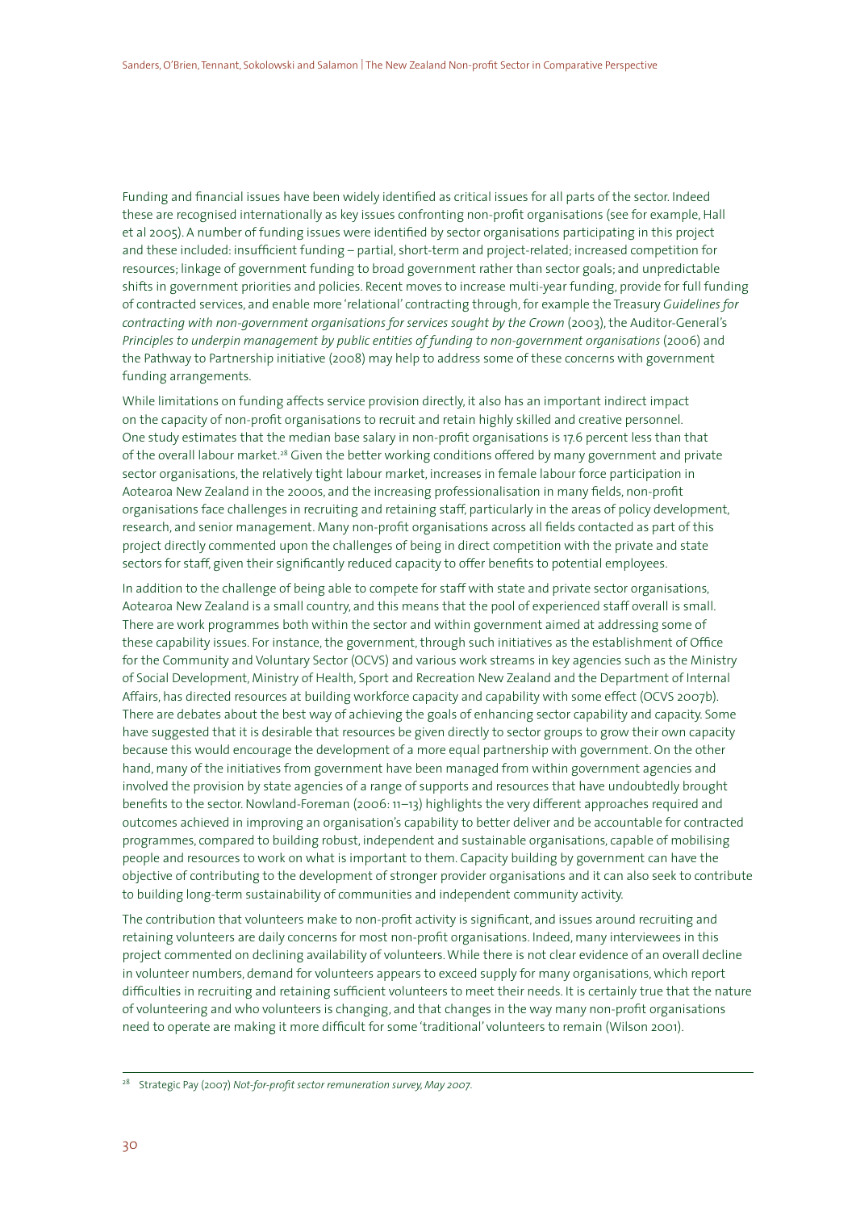Funding and financial issues have been widely identified as critical issues for all parts of the sector. Indeed these are recognised internationally as key issues confronting non-profit organisations (see for example, Hall et al 2005). A number of funding issues were identified by sector organisations participating in this project and these included: insufficient funding – partial, short-term and project-related; increased competition for resources; linkage of government funding to broad government rather than sector goals; and unpredictable shifts in government priorities and policies. Recent moves to increase multi-year funding, provide for full funding of contracted services, and enable more 'relational' contracting through, for example the Treasury *Guidelines for contracting with non-government organisations for services sought by the Crown* (2003), the Auditor-General's *Principles to underpin management by public entities of funding to non-government organisations* (2006) and the Pathway to Partnership initiative (2008) may help to address some of these concerns with government funding arrangements.

While limitations on funding affects service provision directly, it also has an important indirect impact on the capacity of non-profit organisations to recruit and retain highly skilled and creative personnel. One study estimates that the median base salary in non-profit organisations is 17.6 percent less than that of the overall labour market.[28] Given the better working conditions offered by many government and private sector organisations, the relatively tight labour market, increases in female labour force participation in Aotearoa New Zealand in the 2000s, and the increasing professionalisation in many fields, non-profit organisations face challenges in recruiting and retaining staff, particularly in the areas of policy development, research, and senior management. Many non-profit organisations across all fields contacted as part of this project directly commented upon the challenges of being in direct competition with the private and state sectors for staff, given their significantly reduced capacity to offer benefits to potential employees.

In addition to the challenge of being able to compete for staff with state and private sector organisations, Aotearoa New Zealand is a small country, and this means that the pool of experienced staff overall is small. There are work programmes both within the sector and within government aimed at addressing some of these capability issues. For instance, the government, through such initiatives as the establishment of Office for the Community and Voluntary Sector (OCVS) and various work streams in key agencies such as the Ministry of Social Development, Ministry of Health, Sport and Recreation New Zealand and the Department of Internal Affairs, has directed resources at building workforce capacity and capability with some effect (OCVS 2007b). There are debates about the best way of achieving the goals of enhancing sector capability and capacity. Some have suggested that it is desirable that resources be given directly to sector groups to grow their own capacity because this would encourage the development of a more equal partnership with government. On the other hand, many of the initiatives from government have been managed from within government agencies and involved the provision by state agencies of a range of supports and resources that have undoubtedly brought benefits to the sector. Nowland-Foreman (2006: 11–13) highlights the very different approaches required and outcomes achieved in improving an organisation's capability to better deliver and be accountable for contracted programmes, compared to building robust, independent and sustainable organisations, capable of mobilising people and resources to work on what is important to them. Capacity building by government can have the objective of contributing to the development of stronger provider organisations and it can also seek to contribute to building long-term sustainability of communities and independent community activity.

The contribution that volunteers make to non-profit activity is significant, and issues around recruiting and retaining volunteers are daily concerns for most non-profit organisations. Indeed, many interviewees in this project commented on declining availability of volunteers. While there is not clear evidence of an overall decline in volunteer numbers, demand for volunteers appears to exceed supply for many organisations, which report difficulties in recruiting and retaining sufficient volunteers to meet their needs. It is certainly true that the nature of volunteering and who volunteers is changing, and that changes in the way many non-profit organisations need to operate are making it more difficult for some 'traditional' volunteers to remain (Wilson 2001).

---

[28] Strategic Pay (2007) *Not-for-profit sector remuneration survey, May 2007.*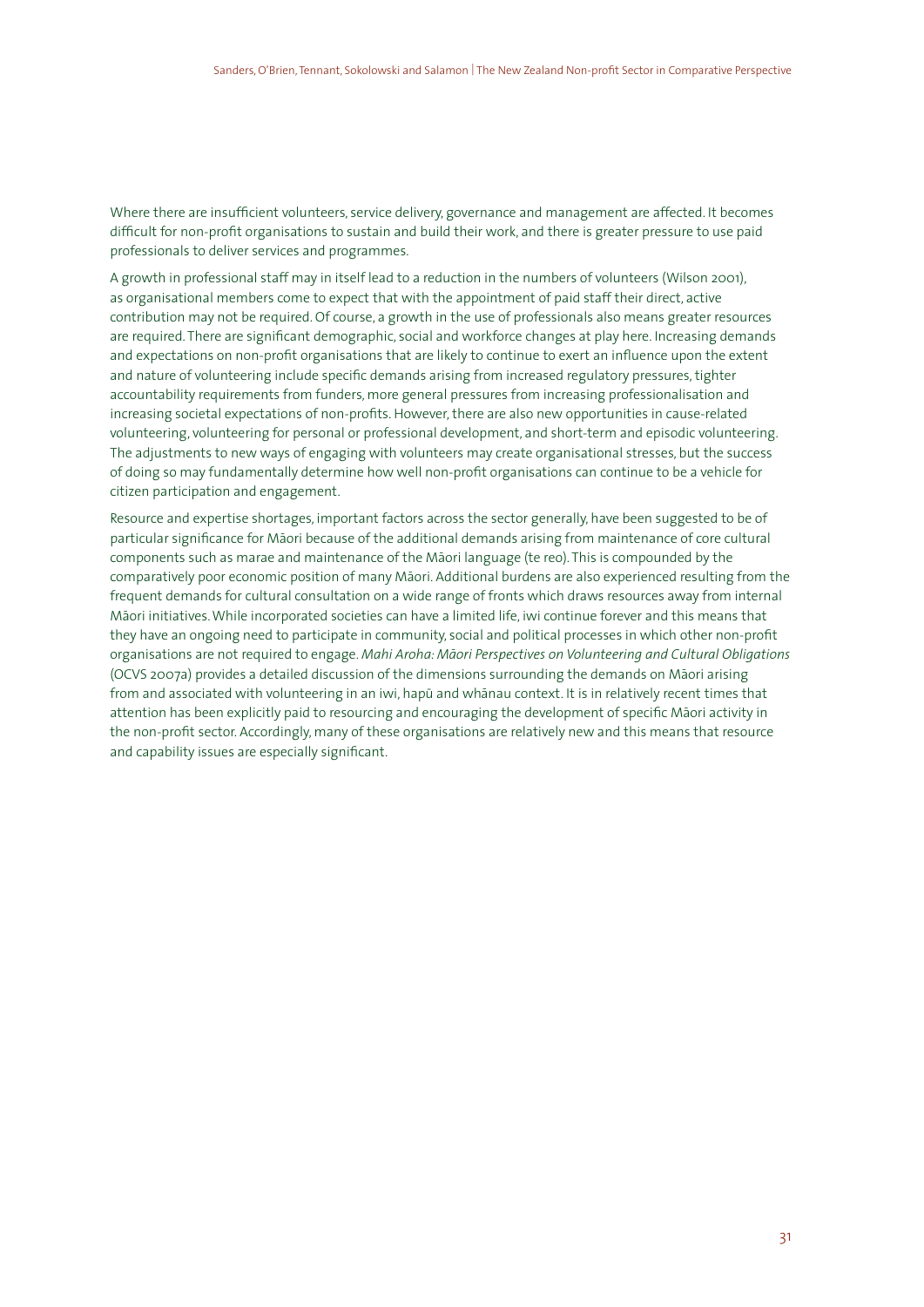Where there are insufficient volunteers, service delivery, governance and management are affected. It becomes difficult for non-profit organisations to sustain and build their work, and there is greater pressure to use paid professionals to deliver services and programmes.

A growth in professional staff may in itself lead to a reduction in the numbers of volunteers (Wilson 2001), as organisational members come to expect that with the appointment of paid staff their direct, active contribution may not be required. Of course, a growth in the use of professionals also means greater resources are required. There are significant demographic, social and workforce changes at play here. Increasing demands and expectations on non-profit organisations that are likely to continue to exert an influence upon the extent and nature of volunteering include specific demands arising from increased regulatory pressures, tighter accountability requirements from funders, more general pressures from increasing professionalisation and increasing societal expectations of non-profits. However, there are also new opportunities in cause-related volunteering, volunteering for personal or professional development, and short-term and episodic volunteering. The adjustments to new ways of engaging with volunteers may create organisational stresses, but the success of doing so may fundamentally determine how well non-profit organisations can continue to be a vehicle for citizen participation and engagement.

Resource and expertise shortages, important factors across the sector generally, have been suggested to be of particular significance for Māori because of the additional demands arising from maintenance of core cultural components such as marae and maintenance of the Māori language (te reo). This is compounded by the comparatively poor economic position of many Māori. Additional burdens are also experienced resulting from the frequent demands for cultural consultation on a wide range of fronts which draws resources away from internal Māori initiatives. While incorporated societies can have a limited life, iwi continue forever and this means that they have an ongoing need to participate in community, social and political processes in which other non-profit organisations are not required to engage. *Mahi Aroha: Māori Perspectives on Volunteering and Cultural Obligations* (OCVS 2007a) provides a detailed discussion of the dimensions surrounding the demands on Māori arising from and associated with volunteering in an iwi, hapū and whānau context. It is in relatively recent times that attention has been explicitly paid to resourcing and encouraging the development of specific Māori activity in the non-profit sector. Accordingly, many of these organisations are relatively new and this means that resource and capability issues are especially significant.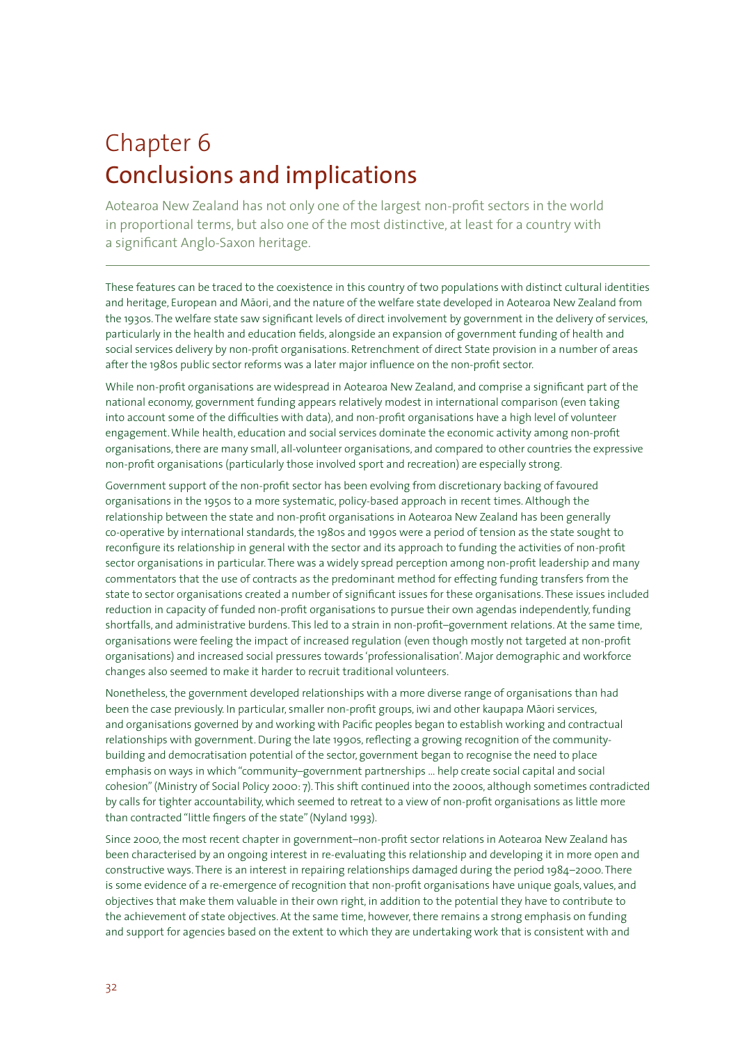# Chapter 6

## Conclusions and implications

Aotearoa New Zealand has not only one of the largest non-profit sectors in the world in proportional terms, but also one of the most distinctive, at least for a country with a significant Anglo-Saxon heritage.

These features can be traced to the coexistence in this country of two populations with distinct cultural identities and heritage, European and Māori, and the nature of the welfare state developed in Aotearoa New Zealand from the 1930s. The welfare state saw significant levels of direct involvement by government in the delivery of services, particularly in the health and education fields, alongside an expansion of government funding of health and social services delivery by non-profit organisations. Retrenchment of direct State provision in a number of areas after the 1980s public sector reforms was a later major influence on the non-profit sector.

While non-profit organisations are widespread in Aotearoa New Zealand, and comprise a significant part of the national economy, government funding appears relatively modest in international comparison (even taking into account some of the difficulties with data), and non-profit organisations have a high level of volunteer engagement. While health, education and social services dominate the economic activity among non-profit organisations, there are many small, all-volunteer organisations, and compared to other countries the expressive non-profit organisations (particularly those involved sport and recreation) are especially strong.

Government support of the non-profit sector has been evolving from discretionary backing of favoured organisations in the 1950s to a more systematic, policy-based approach in recent times. Although the relationship between the state and non-profit organisations in Aotearoa New Zealand has been generally co-operative by international standards, the 1980s and 1990s were a period of tension as the state sought to reconfigure its relationship in general with the sector and its approach to funding the activities of non-profit sector organisations in particular. There was a widely spread perception among non-profit leadership and many commentators that the use of contracts as the predominant method for effecting funding transfers from the state to sector organisations created a number of significant issues for these organisations. These issues included reduction in capacity of funded non-profit organisations to pursue their own agendas independently, funding shortfalls, and administrative burdens. This led to a strain in non-profit–government relations. At the same time, organisations were feeling the impact of increased regulation (even though mostly not targeted at non-profit organisations) and increased social pressures towards 'professionalisation'. Major demographic and workforce changes also seemed to make it harder to recruit traditional volunteers.

Nonetheless, the government developed relationships with a more diverse range of organisations than had been the case previously. In particular, smaller non-profit groups, iwi and other kaupapa Māori services, and organisations governed by and working with Pacific peoples began to establish working and contractual relationships with government. During the late 1990s, reflecting a growing recognition of the community-building and democratisation potential of the sector, government began to recognise the need to place emphasis on ways in which "community–government partnerships … help create social capital and social cohesion" (Ministry of Social Policy 2000: 7). This shift continued into the 2000s, although sometimes contradicted by calls for tighter accountability, which seemed to retreat to a view of non-profit organisations as little more than contracted "little fingers of the state" (Nyland 1993).

Since 2000, the most recent chapter in government–non-profit sector relations in Aotearoa New Zealand has been characterised by an ongoing interest in re-evaluating this relationship and developing it in more open and constructive ways. There is an interest in repairing relationships damaged during the period 1984–2000. There is some evidence of a re-emergence of recognition that non-profit organisations have unique goals, values, and objectives that make them valuable in their own right, in addition to the potential they have to contribute to the achievement of state objectives. At the same time, however, there remains a strong emphasis on funding and support for agencies based on the extent to which they are undertaking work that is consistent with and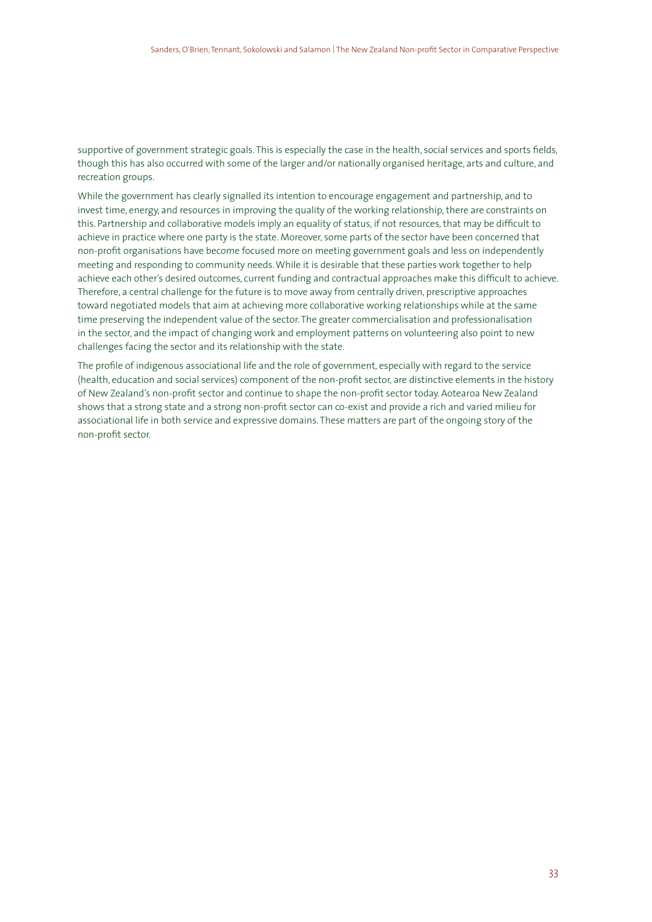supportive of government strategic goals. This is especially the case in the health, social services and sports fields, though this has also occurred with some of the larger and/or nationally organised heritage, arts and culture, and recreation groups.

While the government has clearly signalled its intention to encourage engagement and partnership, and to invest time, energy, and resources in improving the quality of the working relationship, there are constraints on this. Partnership and collaborative models imply an equality of status, if not resources, that may be difficult to achieve in practice where one party is the state. Moreover, some parts of the sector have been concerned that non-profit organisations have become focused more on meeting government goals and less on independently meeting and responding to community needs. While it is desirable that these parties work together to help achieve each other's desired outcomes, current funding and contractual approaches make this difficult to achieve. Therefore, a central challenge for the future is to move away from centrally driven, prescriptive approaches toward negotiated models that aim at achieving more collaborative working relationships while at the same time preserving the independent value of the sector. The greater commercialisation and professionalisation in the sector, and the impact of changing work and employment patterns on volunteering also point to new challenges facing the sector and its relationship with the state.

The profile of indigenous associational life and the role of government, especially with regard to the service (health, education and social services) component of the non-profit sector, are distinctive elements in the history of New Zealand's non-profit sector and continue to shape the non-profit sector today. Aotearoa New Zealand shows that a strong state and a strong non-profit sector can co-exist and provide a rich and varied milieu for associational life in both service and expressive domains. These matters are part of the ongoing story of the non-profit sector.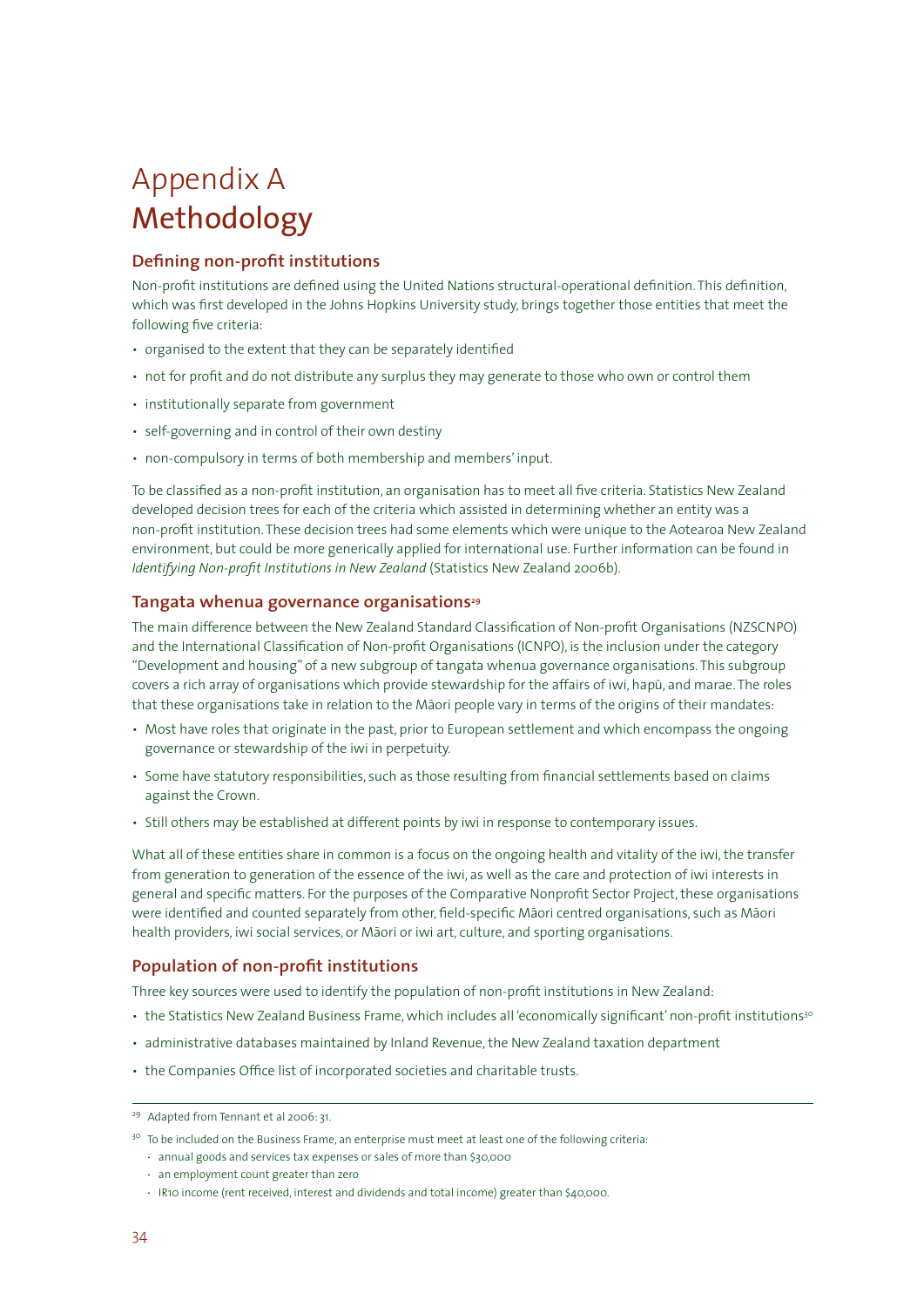# Appendix A
# Methodology

## Defining non-profit institutions

Non-profit institutions are defined using the United Nations structural-operational definition. This definition, which was first developed in the Johns Hopkins University study, brings together those entities that meet the following five criteria:

- organised to the extent that they can be separately identified
- not for profit and do not distribute any surplus they may generate to those who own or control them
- institutionally separate from government
- self-governing and in control of their own destiny
- non-compulsory in terms of both membership and members' input.

To be classified as a non-profit institution, an organisation has to meet all five criteria. Statistics New Zealand developed decision trees for each of the criteria which assisted in determining whether an entity was a non-profit institution. These decision trees had some elements which were unique to the Aotearoa New Zealand environment, but could be more generically applied for international use. Further information can be found in *Identifying Non-profit Institutions in New Zealand* (Statistics New Zealand 2006b).

## Tangata whenua governance organisations[29]

The main difference between the New Zealand Standard Classification of Non-profit Organisations (NZSCNPO) and the International Classification of Non-profit Organisations (ICNPO), is the inclusion under the category "Development and housing" of a new subgroup of tangata whenua governance organisations. This subgroup covers a rich array of organisations which provide stewardship for the affairs of iwi, hapū, and marae. The roles that these organisations take in relation to the Māori people vary in terms of the origins of their mandates:

- Most have roles that originate in the past, prior to European settlement and which encompass the ongoing governance or stewardship of the iwi in perpetuity.
- Some have statutory responsibilities, such as those resulting from financial settlements based on claims against the Crown.
- Still others may be established at different points by iwi in response to contemporary issues.

What all of these entities share in common is a focus on the ongoing health and vitality of the iwi, the transfer from generation to generation of the essence of the iwi, as well as the care and protection of iwi interests in general and specific matters. For the purposes of the Comparative Nonprofit Sector Project, these organisations were identified and counted separately from other, field-specific Māori centred organisations, such as Māori health providers, iwi social services, or Māori or iwi art, culture, and sporting organisations.

## Population of non-profit institutions

Three key sources were used to identify the population of non-profit institutions in New Zealand:

- the Statistics New Zealand Business Frame, which includes all 'economically significant' non-profit institutions[30]
- administrative databases maintained by Inland Revenue, the New Zealand taxation department
- the Companies Office list of incorporated societies and charitable trusts.

---

[29] Adapted from Tennant et al 2006: 31.

[30] To be included on the Business Frame, an enterprise must meet at least one of the following criteria:

- annual goods and services tax expenses or sales of more than $30,000
- an employment count greater than zero
- IR10 income (rent received, interest and dividends and total income) greater than $40,000.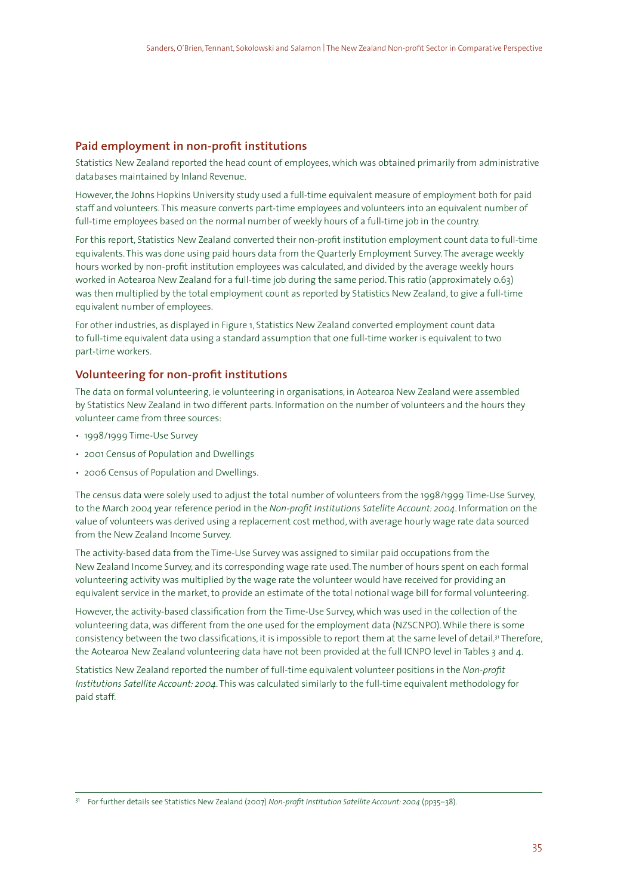## Paid employment in non-profit institutions

Statistics New Zealand reported the head count of employees, which was obtained primarily from administrative databases maintained by Inland Revenue.

However, the Johns Hopkins University study used a full-time equivalent measure of employment both for paid staff and volunteers. This measure converts part-time employees and volunteers into an equivalent number of full-time employees based on the normal number of weekly hours of a full-time job in the country.

For this report, Statistics New Zealand converted their non-profit institution employment count data to full-time equivalents. This was done using paid hours data from the Quarterly Employment Survey. The average weekly hours worked by non-profit institution employees was calculated, and divided by the average weekly hours worked in Aotearoa New Zealand for a full-time job during the same period. This ratio (approximately 0.63) was then multiplied by the total employment count as reported by Statistics New Zealand, to give a full-time equivalent number of employees.

For other industries, as displayed in Figure 1, Statistics New Zealand converted employment count data to full-time equivalent data using a standard assumption that one full-time worker is equivalent to two part-time workers.

## Volunteering for non-profit institutions

The data on formal volunteering, ie volunteering in organisations, in Aotearoa New Zealand were assembled by Statistics New Zealand in two different parts. Information on the number of volunteers and the hours they volunteer came from three sources:

- 1998/1999 Time-Use Survey
- 2001 Census of Population and Dwellings
- 2006 Census of Population and Dwellings.

The census data were solely used to adjust the total number of volunteers from the 1998/1999 Time-Use Survey, to the March 2004 year reference period in the *Non-profit Institutions Satellite Account: 2004*. Information on the value of volunteers was derived using a replacement cost method, with average hourly wage rate data sourced from the New Zealand Income Survey.

The activity-based data from the Time-Use Survey was assigned to similar paid occupations from the New Zealand Income Survey, and its corresponding wage rate used. The number of hours spent on each formal volunteering activity was multiplied by the wage rate the volunteer would have received for providing an equivalent service in the market, to provide an estimate of the total notional wage bill for formal volunteering.

However, the activity-based classification from the Time-Use Survey, which was used in the collection of the volunteering data, was different from the one used for the employment data (NZSCNPO). While there is some consistency between the two classifications, it is impossible to report them at the same level of detail.[31] Therefore, the Aotearoa New Zealand volunteering data have not been provided at the full ICNPO level in Tables 3 and 4.

Statistics New Zealand reported the number of full-time equivalent volunteer positions in the *Non-profit Institutions Satellite Account: 2004*. This was calculated similarly to the full-time equivalent methodology for paid staff.

---

[31] For further details see Statistics New Zealand (2007) *Non-profit Institution Satellite Account: 2004* (pp35–38).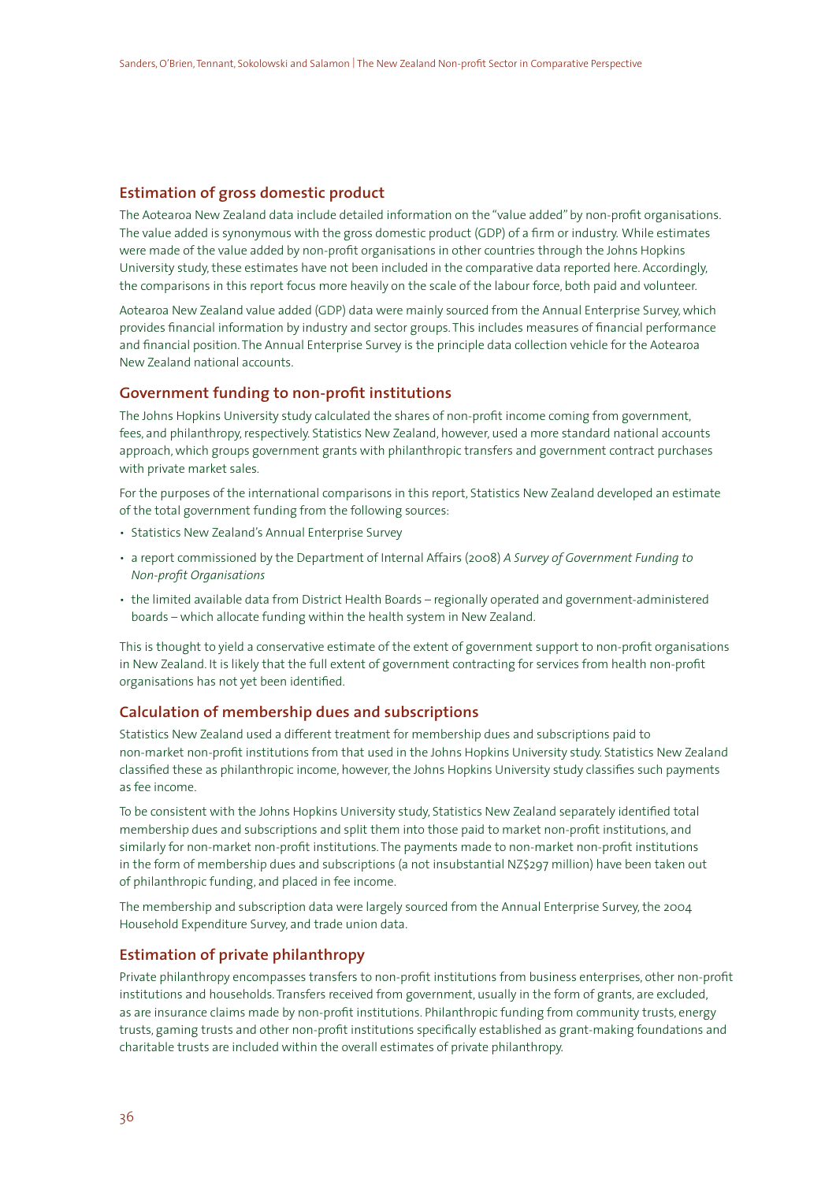## Estimation of gross domestic product

The Aotearoa New Zealand data include detailed information on the "value added" by non-profit organisations. The value added is synonymous with the gross domestic product (GDP) of a firm or industry. While estimates were made of the value added by non-profit organisations in other countries through the Johns Hopkins University study, these estimates have not been included in the comparative data reported here. Accordingly, the comparisons in this report focus more heavily on the scale of the labour force, both paid and volunteer.

Aotearoa New Zealand value added (GDP) data were mainly sourced from the Annual Enterprise Survey, which provides financial information by industry and sector groups. This includes measures of financial performance and financial position. The Annual Enterprise Survey is the principle data collection vehicle for the Aotearoa New Zealand national accounts.

## Government funding to non-profit institutions

The Johns Hopkins University study calculated the shares of non-profit income coming from government, fees, and philanthropy, respectively. Statistics New Zealand, however, used a more standard national accounts approach, which groups government grants with philanthropic transfers and government contract purchases with private market sales.

For the purposes of the international comparisons in this report, Statistics New Zealand developed an estimate of the total government funding from the following sources:

- Statistics New Zealand's Annual Enterprise Survey
- a report commissioned by the Department of Internal Affairs (2008) *A Survey of Government Funding to Non-profit Organisations*
- the limited available data from District Health Boards – regionally operated and government-administered boards – which allocate funding within the health system in New Zealand.

This is thought to yield a conservative estimate of the extent of government support to non-profit organisations in New Zealand. It is likely that the full extent of government contracting for services from health non-profit organisations has not yet been identified.

## Calculation of membership dues and subscriptions

Statistics New Zealand used a different treatment for membership dues and subscriptions paid to non-market non-profit institutions from that used in the Johns Hopkins University study. Statistics New Zealand classified these as philanthropic income, however, the Johns Hopkins University study classifies such payments as fee income.

To be consistent with the Johns Hopkins University study, Statistics New Zealand separately identified total membership dues and subscriptions and split them into those paid to market non-profit institutions, and similarly for non-market non-profit institutions. The payments made to non-market non-profit institutions in the form of membership dues and subscriptions (a not insubstantial NZ$297 million) have been taken out of philanthropic funding, and placed in fee income.

The membership and subscription data were largely sourced from the Annual Enterprise Survey, the 2004 Household Expenditure Survey, and trade union data.

## Estimation of private philanthropy

Private philanthropy encompasses transfers to non-profit institutions from business enterprises, other non-profit institutions and households. Transfers received from government, usually in the form of grants, are excluded, as are insurance claims made by non-profit institutions. Philanthropic funding from community trusts, energy trusts, gaming trusts and other non-profit institutions specifically established as grant-making foundations and charitable trusts are included within the overall estimates of private philanthropy.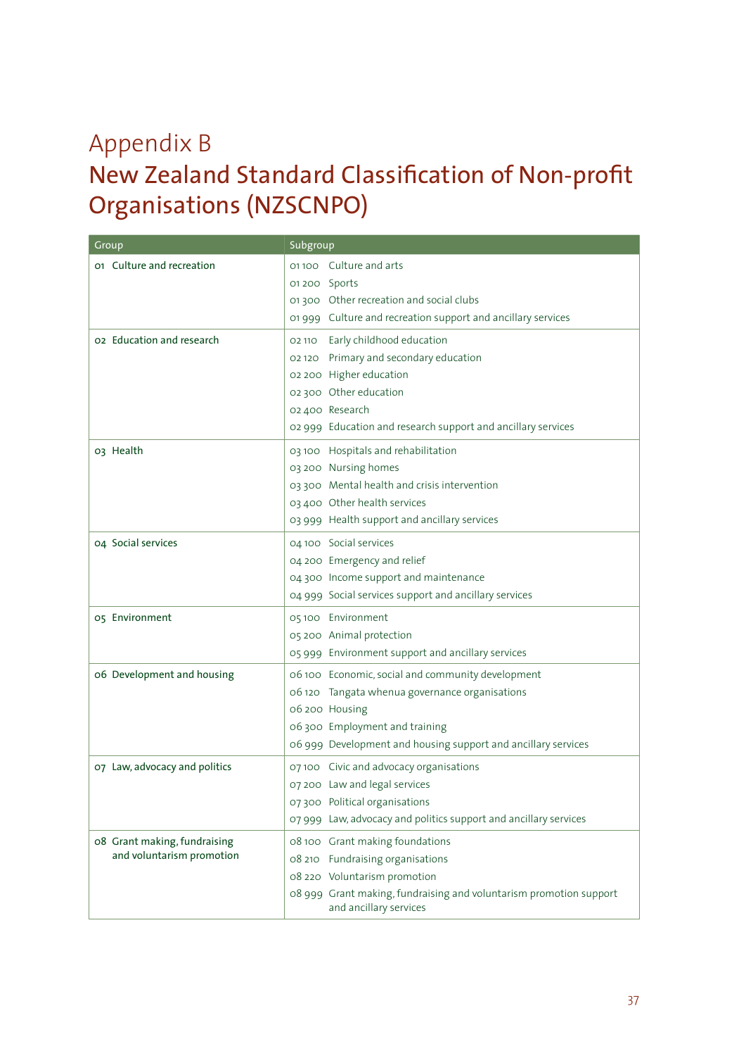# Appendix B

## New Zealand Standard Classification of Non-profit Organisations (NZSCNPO)

| Group | Subgroup |
|---|---|
| 01 Culture and recreation | 01 100 Culture and arts |
| | 01 200 Sports |
| | 01 300 Other recreation and social clubs |
| | 01 999 Culture and recreation support and ancillary services |
| 02 Education and research | 02 110 Early childhood education |
| | 02 120 Primary and secondary education |
| | 02 200 Higher education |
| | 02 300 Other education |
| | 02 400 Research |
| | 02 999 Education and research support and ancillary services |
| 03 Health | 03 100 Hospitals and rehabilitation |
| | 03 200 Nursing homes |
| | 03 300 Mental health and crisis intervention |
| | 03 400 Other health services |
| | 03 999 Health support and ancillary services |
| 04 Social services | 04 100 Social services |
| | 04 200 Emergency and relief |
| | 04 300 Income support and maintenance |
| | 04 999 Social services support and ancillary services |
| 05 Environment | 05 100 Environment |
| | 05 200 Animal protection |
| | 05 999 Environment support and ancillary services |
| 06 Development and housing | 06 100 Economic, social and community development |
| | 06 120 Tangata whenua governance organisations |
| | 06 200 Housing |
| | 06 300 Employment and training |
| | 06 999 Development and housing support and ancillary services |
| 07 Law, advocacy and politics | 07 100 Civic and advocacy organisations |
| | 07 200 Law and legal services |
| | 07 300 Political organisations |
| | 07 999 Law, advocacy and politics support and ancillary services |
| 08 Grant making, fundraising and voluntarism promotion | 08 100 Grant making foundations |
| | 08 210 Fundraising organisations |
| | 08 220 Voluntarism promotion |
| | 08 999 Grant making, fundraising and voluntarism promotion support and ancillary services |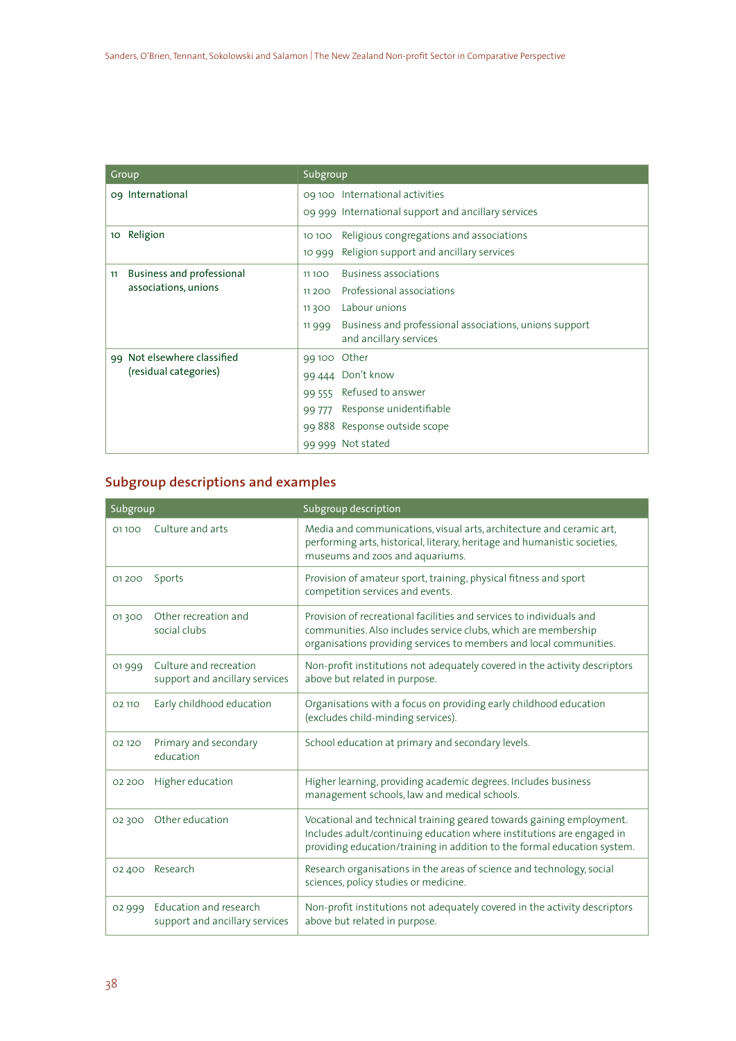| Group | Subgroup |
|---|---|
| 09 International | 09 100 International activities<br>09 999 International support and ancillary services |
| 10 Religion | 10 100 Religious congregations and associations<br>10 999 Religion support and ancillary services |
| 11 Business and professional associations, unions | 11 100 Business associations<br>11 200 Professional associations<br>11 300 Labour unions<br>11 999 Business and professional associations, unions support and ancillary services |
| 99 Not elsewhere classified (residual categories) | 99 100 Other<br>99 444 Don't know<br>99 555 Refused to answer<br>99 777 Response unidentifiable<br>99 888 Response outside scope<br>99 999 Not stated |

## Subgroup descriptions and examples

| Subgroup | | Subgroup description |
|---|---|---|
| 01 100 | Culture and arts | Media and communications, visual arts, architecture and ceramic art, performing arts, historical, literary, heritage and humanistic societies, museums and zoos and aquariums. |
| 01 200 | Sports | Provision of amateur sport, training, physical fitness and sport competition services and events. |
| 01 300 | Other recreation and social clubs | Provision of recreational facilities and services to individuals and communities. Also includes service clubs, which are membership organisations providing services to members and local communities. |
| 01 999 | Culture and recreation support and ancillary services | Non-profit institutions not adequately covered in the activity descriptors above but related in purpose. |
| 02 110 | Early childhood education | Organisations with a focus on providing early childhood education (excludes child-minding services). |
| 02 120 | Primary and secondary education | School education at primary and secondary levels. |
| 02 200 | Higher education | Higher learning, providing academic degrees. Includes business management schools, law and medical schools. |
| 02 300 | Other education | Vocational and technical training geared towards gaining employment. Includes adult/continuing education where institutions are engaged in providing education/training in addition to the formal education system. |
| 02 400 | Research | Research organisations in the areas of science and technology, social sciences, policy studies or medicine. |
| 02 999 | Education and research support and ancillary services | Non-profit institutions not adequately covered in the activity descriptors above but related in purpose. |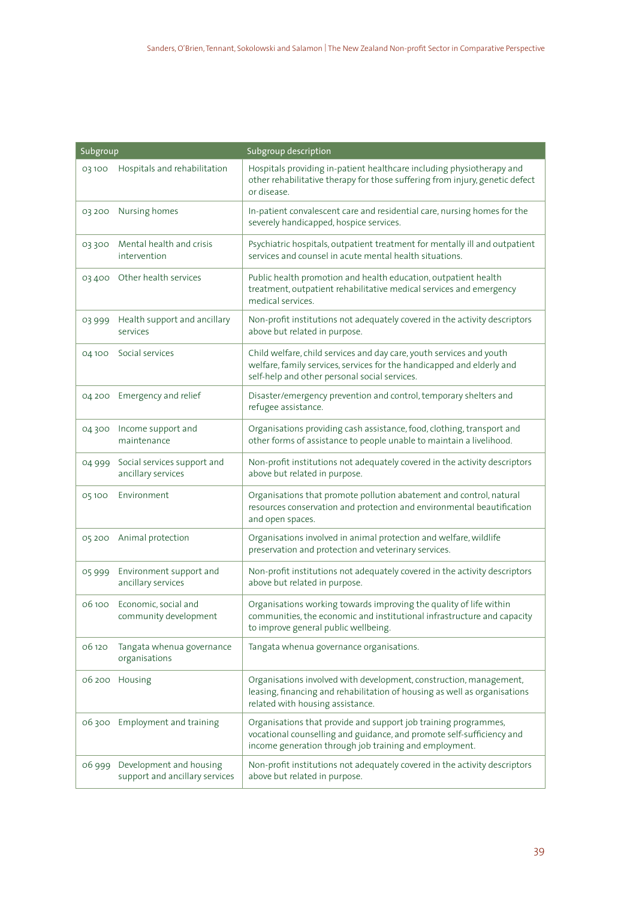| Subgroup | | Subgroup description |
|---|---|---|
| 03 100 | Hospitals and rehabilitation | Hospitals providing in-patient healthcare including physiotherapy and other rehabilitative therapy for those suffering from injury, genetic defect or disease. |
| 03 200 | Nursing homes | In-patient convalescent care and residential care, nursing homes for the severely handicapped, hospice services. |
| 03 300 | Mental health and crisis intervention | Psychiatric hospitals, outpatient treatment for mentally ill and outpatient services and counsel in acute mental health situations. |
| 03 400 | Other health services | Public health promotion and health education, outpatient health treatment, outpatient rehabilitative medical services and emergency medical services. |
| 03 999 | Health support and ancillary services | Non-profit institutions not adequately covered in the activity descriptors above but related in purpose. |
| 04 100 | Social services | Child welfare, child services and day care, youth services and youth welfare, family services, services for the handicapped and elderly and self-help and other personal social services. |
| 04 200 | Emergency and relief | Disaster/emergency prevention and control, temporary shelters and refugee assistance. |
| 04 300 | Income support and maintenance | Organisations providing cash assistance, food, clothing, transport and other forms of assistance to people unable to maintain a livelihood. |
| 04 999 | Social services support and ancillary services | Non-profit institutions not adequately covered in the activity descriptors above but related in purpose. |
| 05 100 | Environment | Organisations that promote pollution abatement and control, natural resources conservation and protection and environmental beautification and open spaces. |
| 05 200 | Animal protection | Organisations involved in animal protection and welfare, wildlife preservation and protection and veterinary services. |
| 05 999 | Environment support and ancillary services | Non-profit institutions not adequately covered in the activity descriptors above but related in purpose. |
| 06 100 | Economic, social and community development | Organisations working towards improving the quality of life within communities, the economic and institutional infrastructure and capacity to improve general public wellbeing. |
| 06 120 | Tangata whenua governance organisations | Tangata whenua governance organisations. |
| 06 200 | Housing | Organisations involved with development, construction, management, leasing, financing and rehabilitation of housing as well as organisations related with housing assistance. |
| 06 300 | Employment and training | Organisations that provide and support job training programmes, vocational counselling and guidance, and promote self-sufficiency and income generation through job training and employment. |
| 06 999 | Development and housing support and ancillary services | Non-profit institutions not adequately covered in the activity descriptors above but related in purpose. |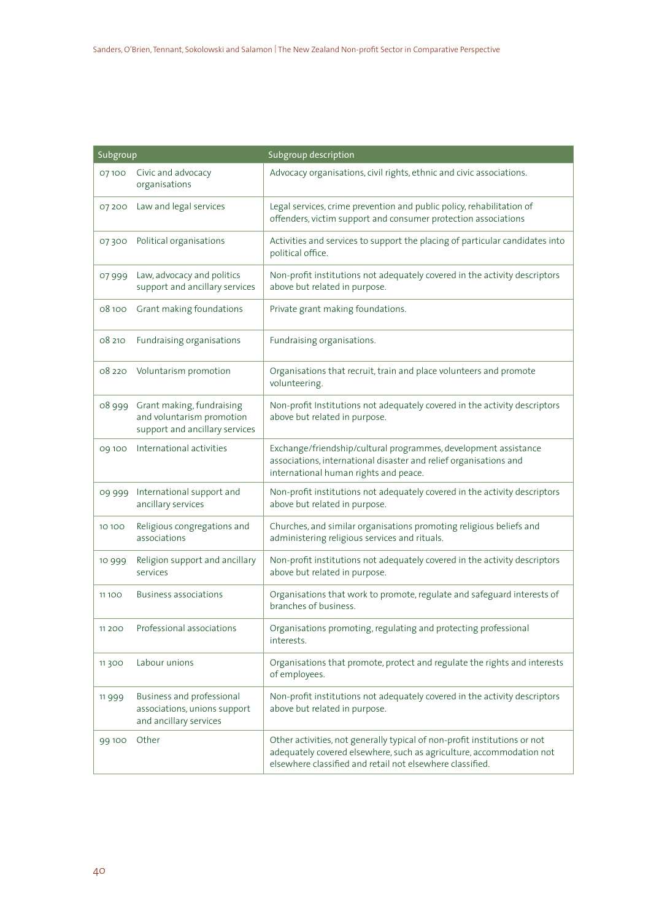| Subgroup | | Subgroup description |
|---|---|---|
| 07 100 | Civic and advocacy organisations | Advocacy organisations, civil rights, ethnic and civic associations. |
| 07 200 | Law and legal services | Legal services, crime prevention and public policy, rehabilitation of offenders, victim support and consumer protection associations |
| 07 300 | Political organisations | Activities and services to support the placing of particular candidates into political office. |
| 07 999 | Law, advocacy and politics support and ancillary services | Non-profit institutions not adequately covered in the activity descriptors above but related in purpose. |
| 08 100 | Grant making foundations | Private grant making foundations. |
| 08 210 | Fundraising organisations | Fundraising organisations. |
| 08 220 | Voluntarism promotion | Organisations that recruit, train and place volunteers and promote volunteering. |
| 08 999 | Grant making, fundraising and voluntarism promotion support and ancillary services | Non-profit Institutions not adequately covered in the activity descriptors above but related in purpose. |
| 09 100 | International activities | Exchange/friendship/cultural programmes, development assistance associations, international disaster and relief organisations and international human rights and peace. |
| 09 999 | International support and ancillary services | Non-profit institutions not adequately covered in the activity descriptors above but related in purpose. |
| 10 100 | Religious congregations and associations | Churches, and similar organisations promoting religious beliefs and administering religious services and rituals. |
| 10 999 | Religion support and ancillary services | Non-profit institutions not adequately covered in the activity descriptors above but related in purpose. |
| 11 100 | Business associations | Organisations that work to promote, regulate and safeguard interests of branches of business. |
| 11 200 | Professional associations | Organisations promoting, regulating and protecting professional interests. |
| 11 300 | Labour unions | Organisations that promote, protect and regulate the rights and interests of employees. |
| 11 999 | Business and professional associations, unions support and ancillary services | Non-profit institutions not adequately covered in the activity descriptors above but related in purpose. |
| 99 100 | Other | Other activities, not generally typical of non-profit institutions or not adequately covered elsewhere, such as agriculture, accommodation not elsewhere classified and retail not elsewhere classified. |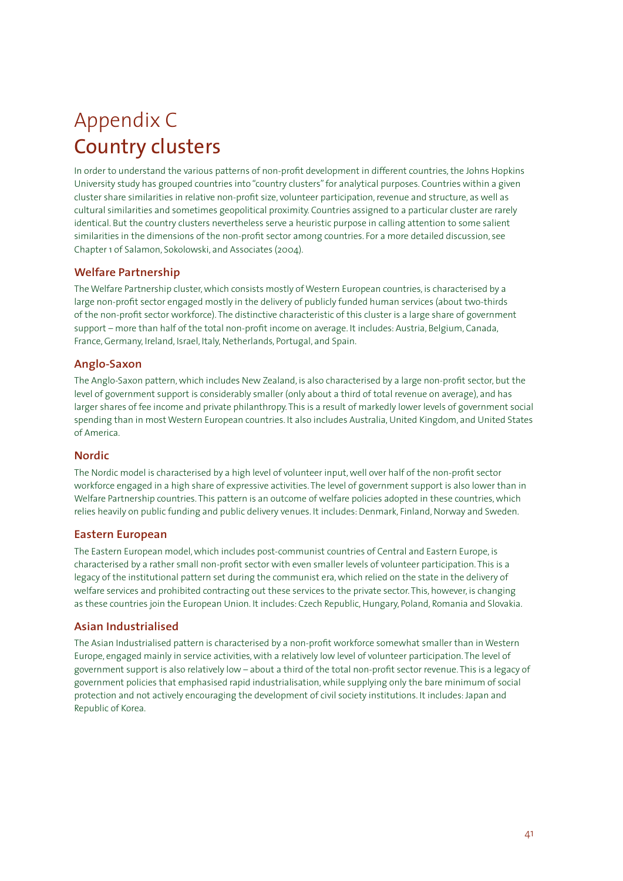# Appendix C
# Country clusters

In order to understand the various patterns of non-profit development in different countries, the Johns Hopkins University study has grouped countries into "country clusters" for analytical purposes. Countries within a given cluster share similarities in relative non-profit size, volunteer participation, revenue and structure, as well as cultural similarities and sometimes geopolitical proximity. Countries assigned to a particular cluster are rarely identical. But the country clusters nevertheless serve a heuristic purpose in calling attention to some salient similarities in the dimensions of the non-profit sector among countries. For a more detailed discussion, see Chapter 1 of Salamon, Sokolowski, and Associates (2004).

## Welfare Partnership

The Welfare Partnership cluster, which consists mostly of Western European countries, is characterised by a large non-profit sector engaged mostly in the delivery of publicly funded human services (about two-thirds of the non-profit sector workforce). The distinctive characteristic of this cluster is a large share of government support – more than half of the total non-profit income on average. It includes: Austria, Belgium, Canada, France, Germany, Ireland, Israel, Italy, Netherlands, Portugal, and Spain.

## Anglo-Saxon

The Anglo-Saxon pattern, which includes New Zealand, is also characterised by a large non-profit sector, but the level of government support is considerably smaller (only about a third of total revenue on average), and has larger shares of fee income and private philanthropy. This is a result of markedly lower levels of government social spending than in most Western European countries. It also includes Australia, United Kingdom, and United States of America.

## Nordic

The Nordic model is characterised by a high level of volunteer input, well over half of the non-profit sector workforce engaged in a high share of expressive activities. The level of government support is also lower than in Welfare Partnership countries. This pattern is an outcome of welfare policies adopted in these countries, which relies heavily on public funding and public delivery venues. It includes: Denmark, Finland, Norway and Sweden.

## Eastern European

The Eastern European model, which includes post-communist countries of Central and Eastern Europe, is characterised by a rather small non-profit sector with even smaller levels of volunteer participation. This is a legacy of the institutional pattern set during the communist era, which relied on the state in the delivery of welfare services and prohibited contracting out these services to the private sector. This, however, is changing as these countries join the European Union. It includes: Czech Republic, Hungary, Poland, Romania and Slovakia.

## Asian Industrialised

The Asian Industrialised pattern is characterised by a non-profit workforce somewhat smaller than in Western Europe, engaged mainly in service activities, with a relatively low level of volunteer participation. The level of government support is also relatively low – about a third of the total non-profit sector revenue. This is a legacy of government policies that emphasised rapid industrialisation, while supplying only the bare minimum of social protection and not actively encouraging the development of civil society institutions. It includes: Japan and Republic of Korea.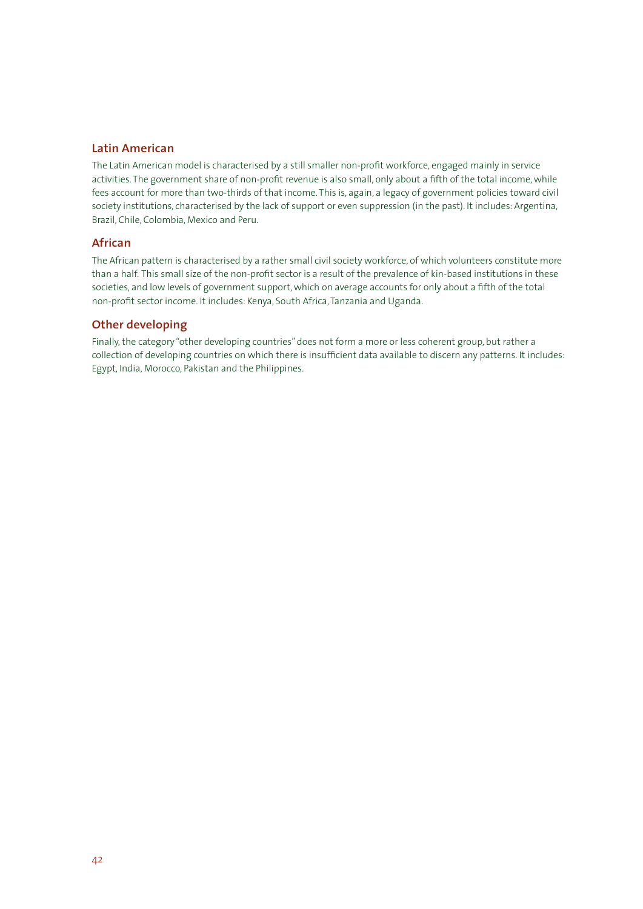### Latin American

The Latin American model is characterised by a still smaller non-profit workforce, engaged mainly in service activities. The government share of non-profit revenue is also small, only about a fifth of the total income, while fees account for more than two-thirds of that income. This is, again, a legacy of government policies toward civil society institutions, characterised by the lack of support or even suppression (in the past). It includes: Argentina, Brazil, Chile, Colombia, Mexico and Peru.

### African

The African pattern is characterised by a rather small civil society workforce, of which volunteers constitute more than a half. This small size of the non-profit sector is a result of the prevalence of kin-based institutions in these societies, and low levels of government support, which on average accounts for only about a fifth of the total non-profit sector income. It includes: Kenya, South Africa, Tanzania and Uganda.

### Other developing

Finally, the category "other developing countries" does not form a more or less coherent group, but rather a collection of developing countries on which there is insufficient data available to discern any patterns. It includes: Egypt, India, Morocco, Pakistan and the Philippines.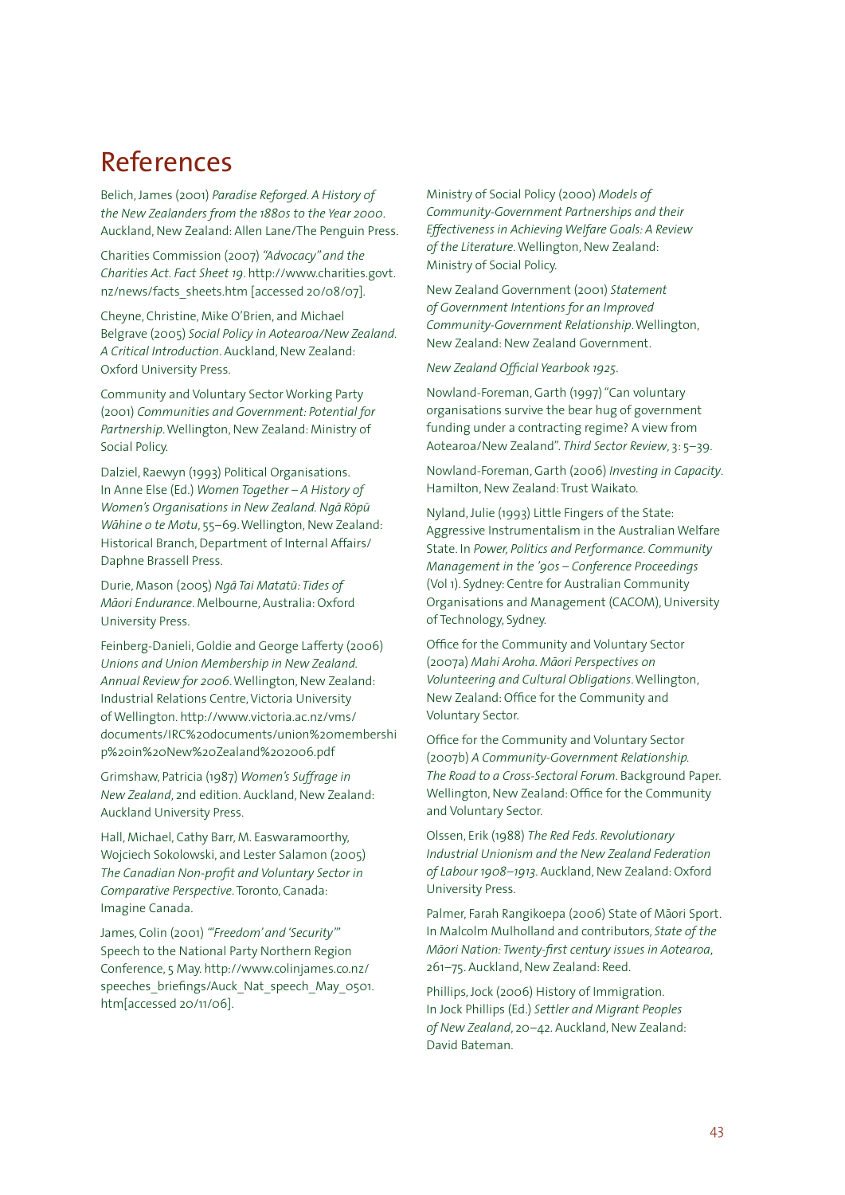# References

Belich, James (2001) *Paradise Reforged. A History of the New Zealanders from the 1880s to the Year 2000*. Auckland, New Zealand: Allen Lane/The Penguin Press.

Charities Commission (2007) *"Advocacy" and the Charities Act. Fact Sheet 19*. http://www.charities.govt.nz/news/facts_sheets.htm [accessed 20/08/07].

Cheyne, Christine, Mike O'Brien, and Michael Belgrave (2005) *Social Policy in Aotearoa/New Zealand. A Critical Introduction*. Auckland, New Zealand: Oxford University Press.

Community and Voluntary Sector Working Party (2001) *Communities and Government: Potential for Partnership*. Wellington, New Zealand: Ministry of Social Policy.

Dalziel, Raewyn (1993) Political Organisations. In Anne Else (Ed.) *Women Together – A History of Women's Organisations in New Zealand. Ngā Rōpū Wāhine o te Motu*, 55–69. Wellington, New Zealand: Historical Branch, Department of Internal Affairs/ Daphne Brassell Press.

Durie, Mason (2005) *Ngā Tai Matatū: Tides of Māori Endurance*. Melbourne, Australia: Oxford University Press.

Feinberg-Danieli, Goldie and George Lafferty (2006) *Unions and Union Membership in New Zealand. Annual Review for 2006*. Wellington, New Zealand: Industrial Relations Centre, Victoria University of Wellington. http://www.victoria.ac.nz/vms/documents/IRC%20documents/union%20membership%20in%20New%20Zealand%202006.pdf

Grimshaw, Patricia (1987) *Women's Suffrage in New Zealand*, 2nd edition. Auckland, New Zealand: Auckland University Press.

Hall, Michael, Cathy Barr, M. Easwaramoorthy, Wojciech Sokolowski, and Lester Salamon (2005) *The Canadian Non-profit and Voluntary Sector in Comparative Perspective*. Toronto, Canada: Imagine Canada.

James, Colin (2001) *"'Freedom' and 'Security'"* Speech to the National Party Northern Region Conference, 5 May. http://www.colinjames.co.nz/speeches_briefings/Auck_Nat_speech_May_0501.htm[accessed 20/11/06].

Ministry of Social Policy (2000) *Models of Community-Government Partnerships and their Effectiveness in Achieving Welfare Goals: A Review of the Literature*. Wellington, New Zealand: Ministry of Social Policy.

New Zealand Government (2001) *Statement of Government Intentions for an Improved Community-Government Relationship*. Wellington, New Zealand: New Zealand Government.

*New Zealand Official Yearbook 1925*.

Nowland-Foreman, Garth (1997) "Can voluntary organisations survive the bear hug of government funding under a contracting regime? A view from Aotearoa/New Zealand". *Third Sector Review*, 3: 5–39.

Nowland-Foreman, Garth (2006) *Investing in Capacity*. Hamilton, New Zealand: Trust Waikato.

Nyland, Julie (1993) Little Fingers of the State: Aggressive Instrumentalism in the Australian Welfare State. In *Power, Politics and Performance. Community Management in the '90s – Conference Proceedings* (Vol 1). Sydney: Centre for Australian Community Organisations and Management (CACOM), University of Technology, Sydney.

Office for the Community and Voluntary Sector (2007a) *Mahi Aroha. Māori Perspectives on Volunteering and Cultural Obligations*. Wellington, New Zealand: Office for the Community and Voluntary Sector.

Office for the Community and Voluntary Sector (2007b) *A Community-Government Relationship. The Road to a Cross-Sectoral Forum*. Background Paper. Wellington, New Zealand: Office for the Community and Voluntary Sector.

Olssen, Erik (1988) *The Red Feds. Revolutionary Industrial Unionism and the New Zealand Federation of Labour 1908–1913*. Auckland, New Zealand: Oxford University Press.

Palmer, Farah Rangikoepa (2006) State of Māori Sport. In Malcolm Mulholland and contributors, *State of the Māori Nation: Twenty-first century issues in Aotearoa*, 261–75. Auckland, New Zealand: Reed.

Phillips, Jock (2006) History of Immigration. In Jock Phillips (Ed.) *Settler and Migrant Peoples of New Zealand*, 20–42. Auckland, New Zealand: David Bateman.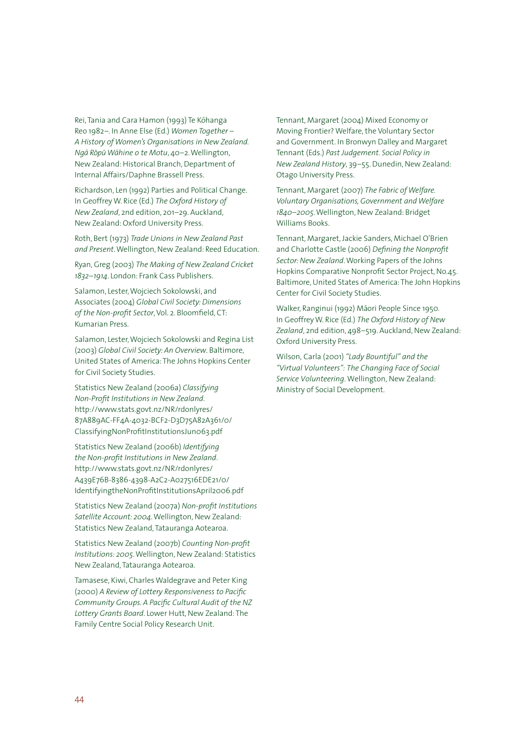Rei, Tania and Cara Hamon (1993) Te Kōhanga Reo 1982–. In Anne Else (Ed.) *Women Together – A History of Women's Organisations in New Zealand. Ngā Rōpū Wāhine o te Motu*, 40–2. Wellington, New Zealand: Historical Branch, Department of Internal Affairs/Daphne Brassell Press.

Richardson, Len (1992) Parties and Political Change. In Geoffrey W. Rice (Ed.) *The Oxford History of New Zealand*, 2nd edition, 201–29. Auckland, New Zealand: Oxford University Press.

Roth, Bert (1973) *Trade Unions in New Zealand Past and Present*. Wellington, New Zealand: Reed Education.

Ryan, Greg (2003) *The Making of New Zealand Cricket 1832–1914*. London: Frank Cass Publishers.

Salamon, Lester, Wojciech Sokolowski, and Associates (2004) *Global Civil Society: Dimensions of the Non-profit Sector*, Vol. 2. Bloomfield, CT: Kumarian Press.

Salamon, Lester, Wojciech Sokolowski and Regina List (2003) *Global Civil Society: An Overview*. Baltimore, United States of America: The Johns Hopkins Center for Civil Society Studies.

Statistics New Zealand (2006a) *Classifying Non-Profit Institutions in New Zealand*. http://www.stats.govt.nz/NR/rdonlyres/87A889AC-FF4A-4032-BCF2-D3D75A82A361/0/ClassifyingNonProfitInstitutionsJun063.pdf

Statistics New Zealand (2006b) *Identifying the Non-profit Institutions in New Zealand*. http://www.stats.govt.nz/NR/rdonlyres/A439E76B-8386-4398-A2C2-A027516EDE21/0/IdentifyingtheNonProfitInstitutionsApril2006.pdf

Statistics New Zealand (2007a) *Non-profit Institutions Satellite Account: 2004*. Wellington, New Zealand: Statistics New Zealand, Tatauranga Aotearoa.

Statistics New Zealand (2007b) *Counting Non-profit Institutions: 2005*. Wellington, New Zealand: Statistics New Zealand, Tatauranga Aotearoa.

Tamasese, Kiwi, Charles Waldegrave and Peter King (2000) *A Review of Lottery Responsiveness to Pacific Community Groups. A Pacific Cultural Audit of the NZ Lottery Grants Board*. Lower Hutt, New Zealand: The Family Centre Social Policy Research Unit.

Tennant, Margaret (2004) Mixed Economy or Moving Frontier? Welfare, the Voluntary Sector and Government. In Bronwyn Dalley and Margaret Tennant (Eds.) *Past Judgement. Social Policy in New Zealand History*, 39–55. Dunedin, New Zealand: Otago University Press.

Tennant, Margaret (2007) *The Fabric of Welfare. Voluntary Organisations, Government and Welfare 1840–2005*. Wellington, New Zealand: Bridget Williams Books.

Tennant, Margaret, Jackie Sanders, Michael O'Brien and Charlotte Castle (2006) *Defining the Nonprofit Sector: New Zealand*. Working Papers of the Johns Hopkins Comparative Nonprofit Sector Project, No.45. Baltimore, United States of America: The John Hopkins Center for Civil Society Studies.

Walker, Ranginui (1992) Māori People Since 1950. In Geoffrey W. Rice (Ed.) *The Oxford History of New Zealand*, 2nd edition, 498–519. Auckland, New Zealand: Oxford University Press.

Wilson, Carla (2001) *"Lady Bountiful" and the "Virtual Volunteers": The Changing Face of Social Service Volunteering*. Wellington, New Zealand: Ministry of Social Development.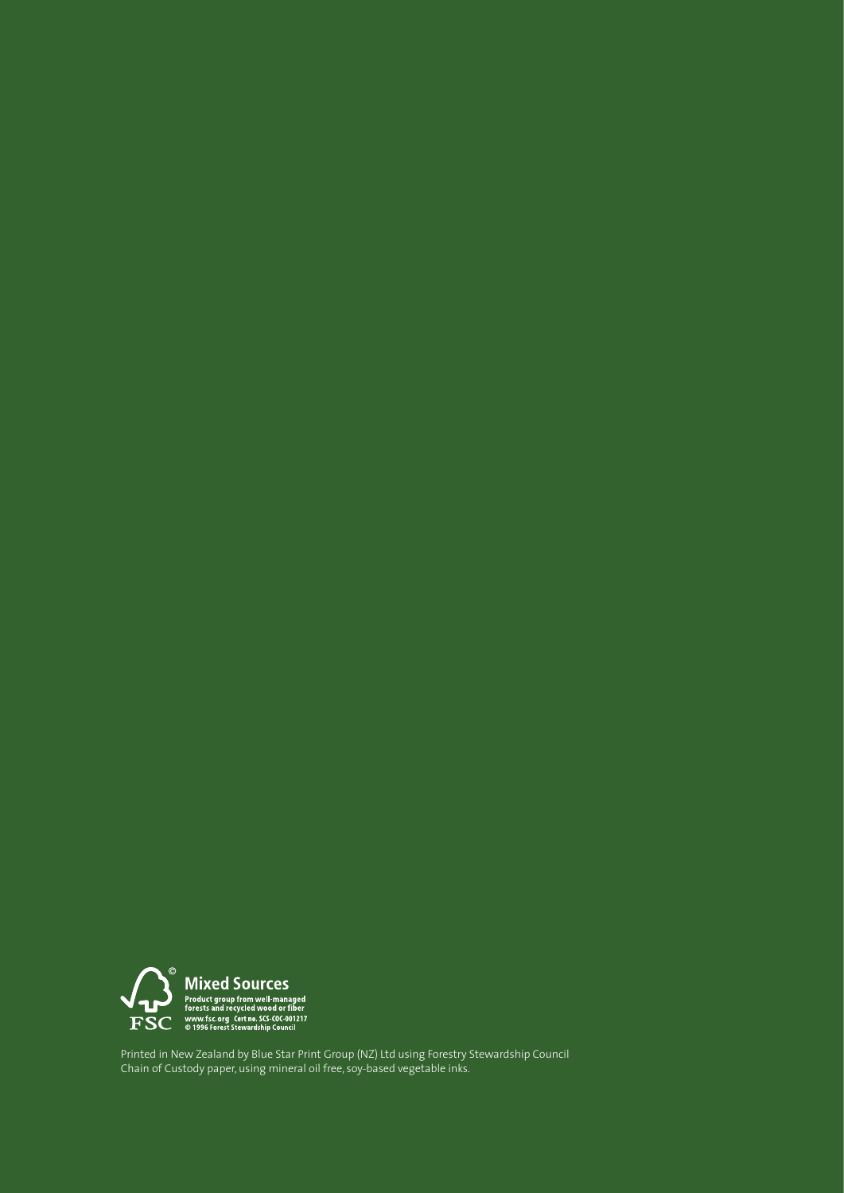**Mixed Sources**
Product group from well-managed
forests and recycled wood or fiber
www.fsc.org Cert no. SCS-COC-001217
© 1996 Forest Stewardship Council

FSC

Printed in New Zealand by Blue Star Print Group (NZ) Ltd using Forestry Stewardship Council Chain of Custody paper, using mineral oil free, soy-based vegetable inks.